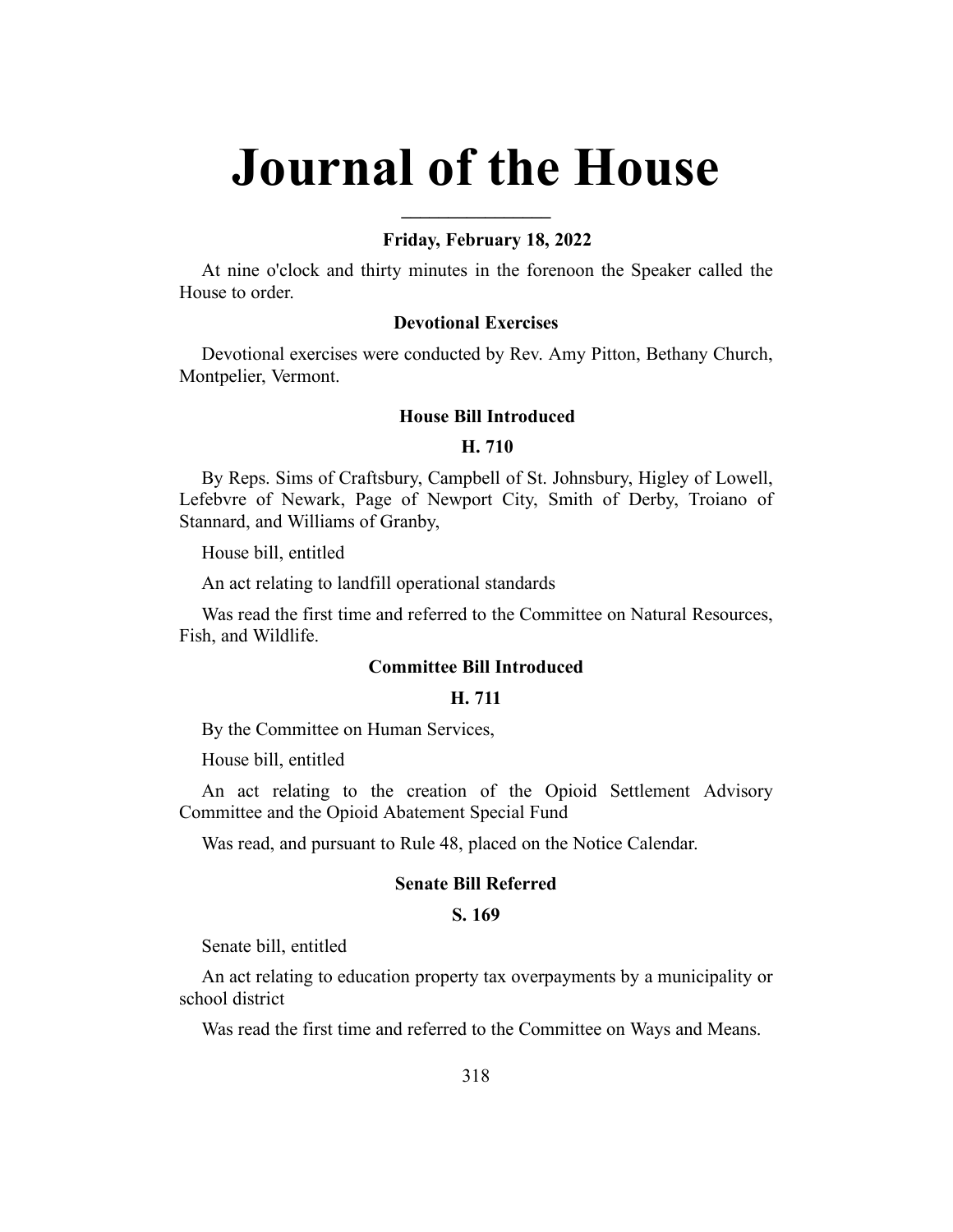# Journal of the House

### Friday, February 18, 2022

At nine o'clock and thirty minutes in the forenoon the Speaker called the House to order.

### Devotional Exercises

Devotional exercises were conducted by Rev. Amy Pitton, Bethany Church, Montpelier, Vermont.

### House Bill Introduced

### H. 710

By Reps. Sims of Craftsbury, Campbell of St. Johnsbury, Higley of Lowell, Lefebvre of Newark, Page of Newport City, Smith of Derby, Troiano of Stannard, and Williams of Granby,

House bill, entitled

An act relating to landfill operational standards

Was read the first time and referred to the Committee on Natural Resources, Fish, and Wildlife.

### Committee Bill Introduced

### H. 711

By the Committee on Human Services,

House bill, entitled

An act relating to the creation of the Opioid Settlement Advisory Committee and the Opioid Abatement Special Fund

Was read, and pursuant to Rule 48, placed on the Notice Calendar.

### Senate Bill Referred

### S. 169

Senate bill, entitled

An act relating to education property tax overpayments by a municipality or school district

Was read the first time and referred to the Committee on Ways and Means.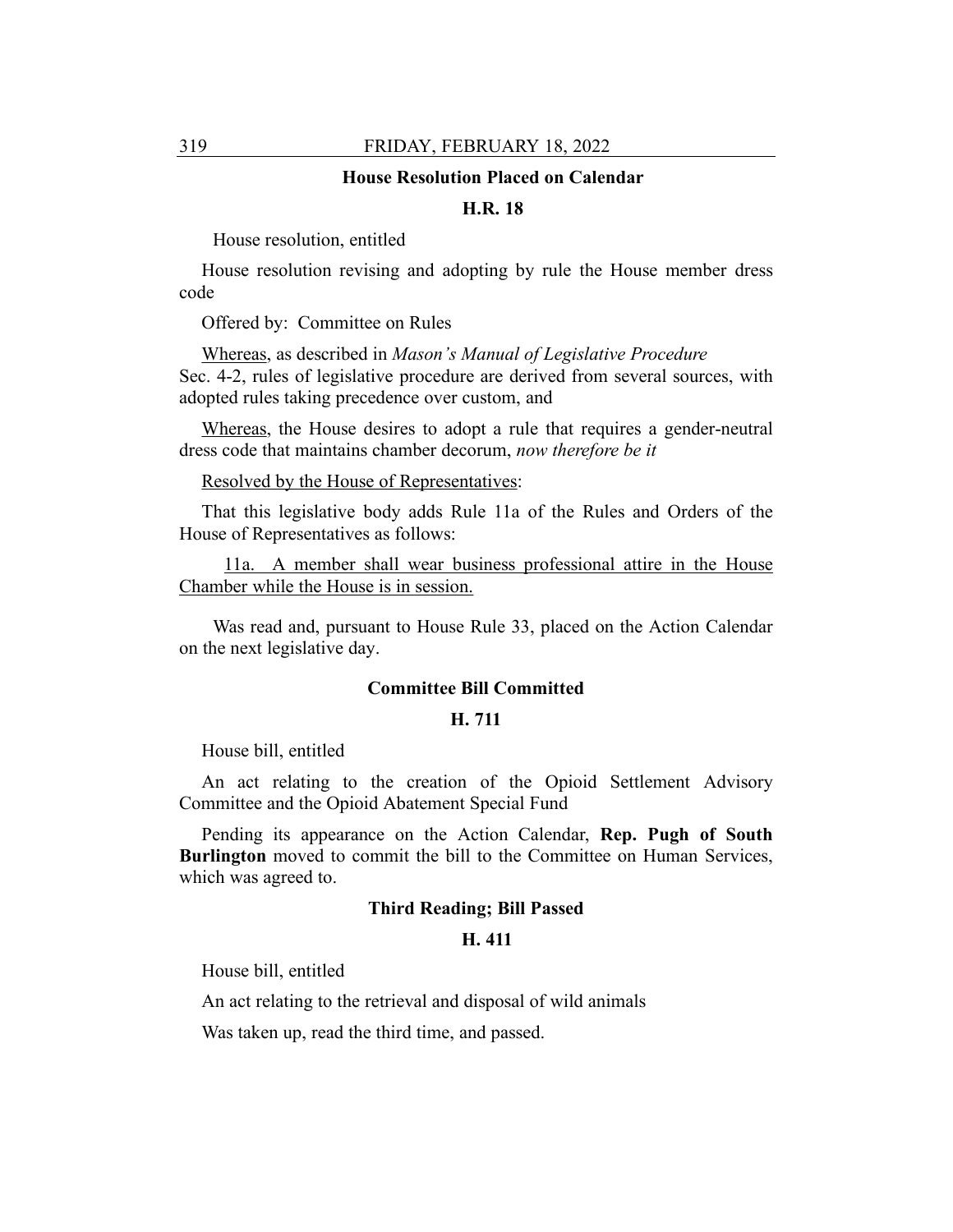### House Resolution Placed on Calendar

### H.R. 18

House resolution, entitled

House resolution revising and adopting by rule the House member dress code

Offered by: Committee on Rules

Whereas, as described in *Mason's Manual of Legislative Procedure* Sec. 4-2, rules of legislative procedure are derived from several sources, with adopted rules taking precedence over custom, and

Whereas, the House desires to adopt a rule that requires a gender-neutral dress code that maintains chamber decorum, *now therefore be it*

Resolved by the House of Representatives:

That this legislative body adds Rule 11a of the Rules and Orders of the House of Representatives as follows:

11a. A member shall wear business professional attire in the House Chamber while the House is in session.

Was read and, pursuant to House Rule 33, placed on the Action Calendar on the next legislative day.

### Committee Bill Committed

### H. 711

House bill, entitled

An act relating to the creation of the Opioid Settlement Advisory Committee and the Opioid Abatement Special Fund

Pending its appearance on the Action Calendar, **Rep. Pugh of South Burlington** moved to commit the bill to the Committee on Human Services, which was agreed to.

### Third Reading; Bill Passed

### H. 411

House bill, entitled

An act relating to the retrieval and disposal of wild animals

Was taken up, read the third time, and passed.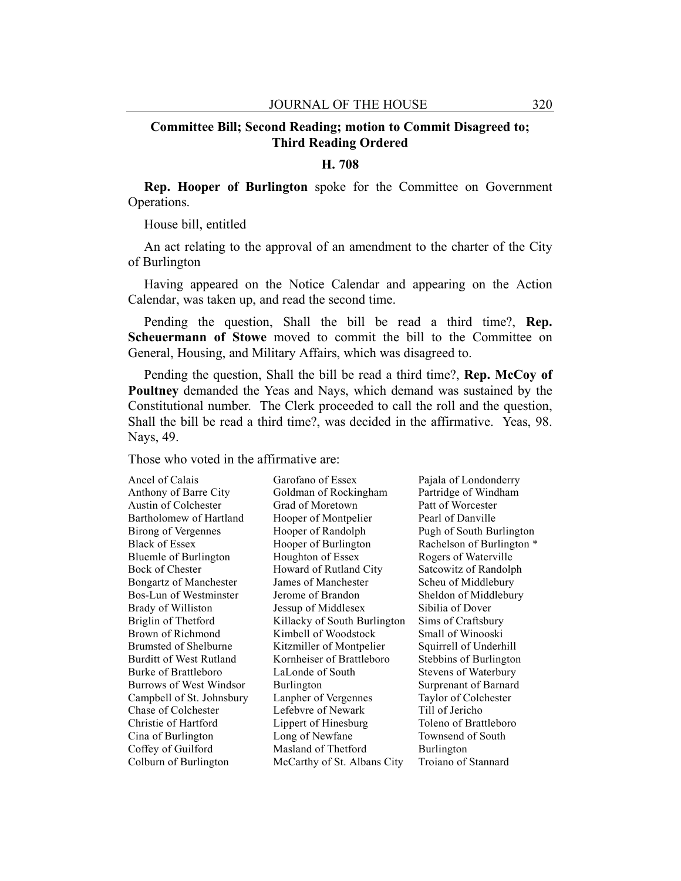**Committee Bill; Second Reading; motion to Commit Disagreed to; Third Reading Ordered**

**H. 708**

**Rep. Hooper of Burlington** spoke for the Committee on Government Operations.

House bill, entitled

An act relating to the approval of an amendment to the charter of the City of Burlington

Having appeared on the Notice Calendar and appearing on the Action Calendar, was taken up, and read the second time.

Pending the question, Shall the bill be read a third time?, **Rep. Scheuermann of Stowe** moved to commit the bill to the Committee on General, Housing, and Military Affairs, which was disagreed to.

Pending the question, Shall the bill be read a third time?, **Rep. McCoy of Poultney** demanded the Yeas and Nays, which demand was sustained by the Constitutional number. The Clerk proceeded to call the roll and the question, Shall the bill be read a third time?, was decided in the affirmative. Yeas, 98. Nays, 49.

Those who voted in the affirmative are:

Ancel of Calais
Anthony of Barre City
Austin of Colchester
Bartholomew of Hartland
Birong of Vergennes
Black of Essex
Bluemle of Burlington
Bock of Chester
Bongartz of Manchester
Bos-Lun of Westminster
Brady of Williston
Briglin of Thetford
Brown of Richmond
Brumsted of Shelburne
Burditt of West Rutland
Burke of Brattleboro
Burrows of West Windsor
Campbell of St. Johnsbury
Chase of Colchester
Christie of Hartford
Cina of Burlington
Coffey of Guilford
Colburn of Burlington
Garofano of Essex
Goldman of Rockingham
Grad of Moretown
Hooper of Montpelier
Hooper of Randolph
Hooper of Burlington
Houghton of Essex
Howard of Rutland City
James of Manchester
Jerome of Brandon
Jessup of Middlesex
Killacky of South Burlington
Kimbell of Woodstock
Kitzmiller of Montpelier
Kornheiser of Brattleboro
LaLonde of South Burlington
Lanpher of Vergennes
Lefebvre of Newark
Lippert of Hinesburg
Long of Newfane
Masland of Thetford
McCarthy of St. Albans City
Pajala of Londonderry
Partridge of Windham
Patt of Worcester
Pearl of Danville
Pugh of South Burlington
Rachelson of Burlington *
Rogers of Waterville
Satcowitz of Randolph
Scheu of Middlebury
Sheldon of Middlebury
Sibilia of Dover
Sims of Craftsbury
Small of Winooski
Squirrell of Underhill
Stebbins of Burlington
Stevens of Waterbury
Surprenant of Barnard
Taylor of Colchester
Till of Jericho
Toleno of Brattleboro
Townsend of South Burlington
Troiano of Stannard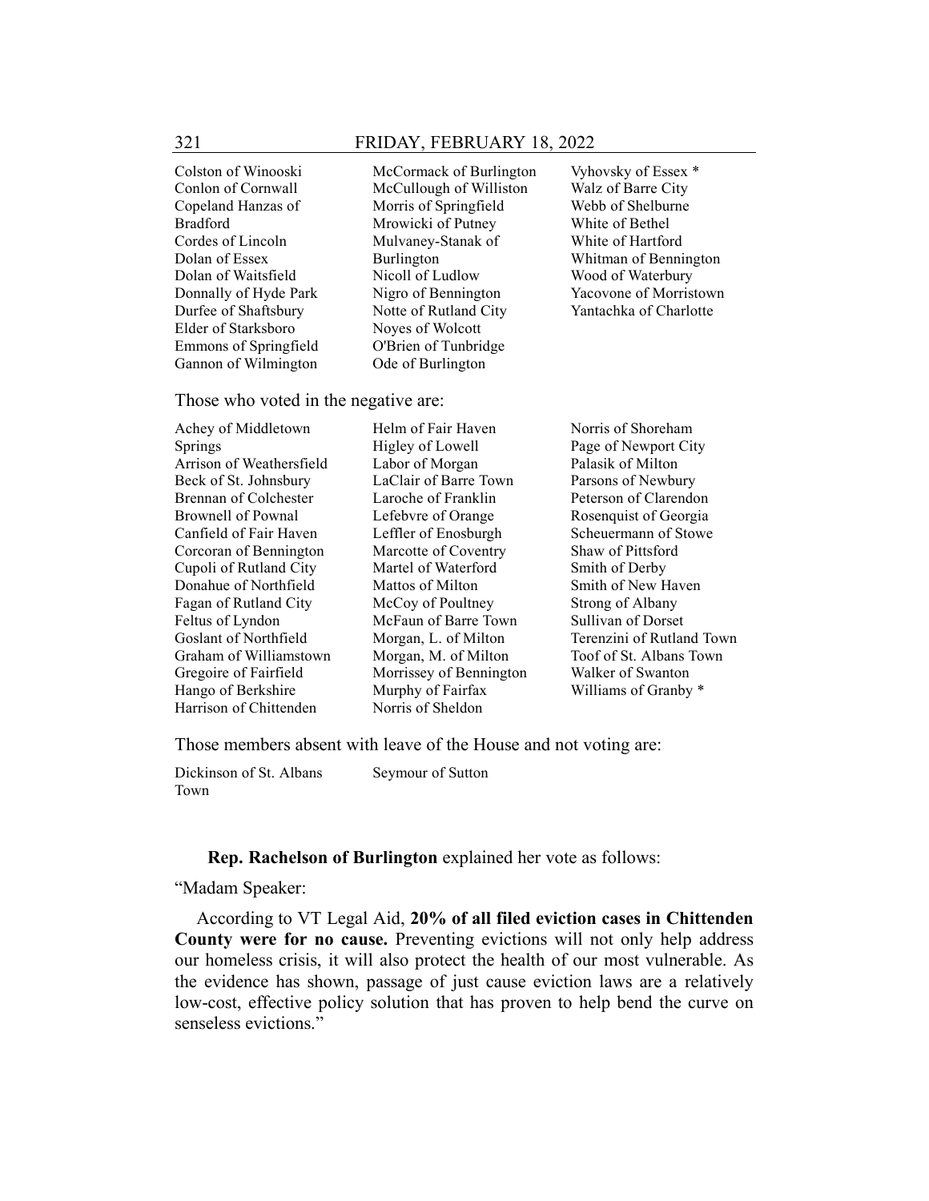Colston of Winooski
Conlon of Cornwall
Copeland Hanzas of Bradford
Cordes of Lincoln
Dolan of Essex
Dolan of Waitsfield
Donnally of Hyde Park
Durfee of Shaftsbury
Elder of Starksboro
Emmons of Springfield
Gannon of Wilmington
McCormack of Burlington
McCullough of Williston
Morris of Springfield
Mrowicki of Putney
Mulvaney-Stanak of Burlington
Nicoll of Ludlow
Nigro of Bennington
Notte of Rutland City
Noyes of Wolcott
O'Brien of Tunbridge
Ode of Burlington
Vyhovsky of Essex *
Walz of Barre City
Webb of Shelburne
White of Bethel
White of Hartford
Whitman of Bennington
Wood of Waterbury
Yacovone of Morristown
Yantachka of Charlotte

Those who voted in the negative are:

Achey of Middletown Springs
Arrison of Weathersfield
Beck of St. Johnsbury
Brennan of Colchester
Brownell of Pownal
Canfield of Fair Haven
Corcoran of Bennington
Cupoli of Rutland City
Donahue of Northfield
Fagan of Rutland City
Feltus of Lyndon
Goslant of Northfield
Graham of Williamstown
Gregoire of Fairfield
Hango of Berkshire
Harrison of Chittenden
Helm of Fair Haven
Higley of Lowell
Labor of Morgan
LaClair of Barre Town
Laroche of Franklin
Lefebvre of Orange
Leffler of Enosburgh
Marcotte of Coventry
Martel of Waterford
Mattos of Milton
McCoy of Poultney
McFaun of Barre Town
Morgan, L. of Milton
Morgan, M. of Milton
Morrissey of Bennington
Murphy of Fairfax
Norris of Sheldon
Norris of Shoreham
Page of Newport City
Palasik of Milton
Parsons of Newbury
Peterson of Clarendon
Rosenquist of Georgia
Scheuermann of Stowe
Shaw of Pittsford
Smith of Derby
Smith of New Haven
Strong of Albany
Sullivan of Dorset
Terenzini of Rutland Town
Toof of St. Albans Town
Walker of Swanton
Williams of Granby *

Those members absent with leave of the House and not voting are:

Dickinson of St. Albans Town
Seymour of Sutton

**Rep. Rachelson of Burlington** explained her vote as follows:

"Madam Speaker:

According to VT Legal Aid, **20% of all filed eviction cases in Chittenden County were for no cause.** Preventing evictions will not only help address our homeless crisis, it will also protect the health of our most vulnerable. As the evidence has shown, passage of just cause eviction laws are a relatively low-cost, effective policy solution that has proven to help bend the curve on senseless evictions."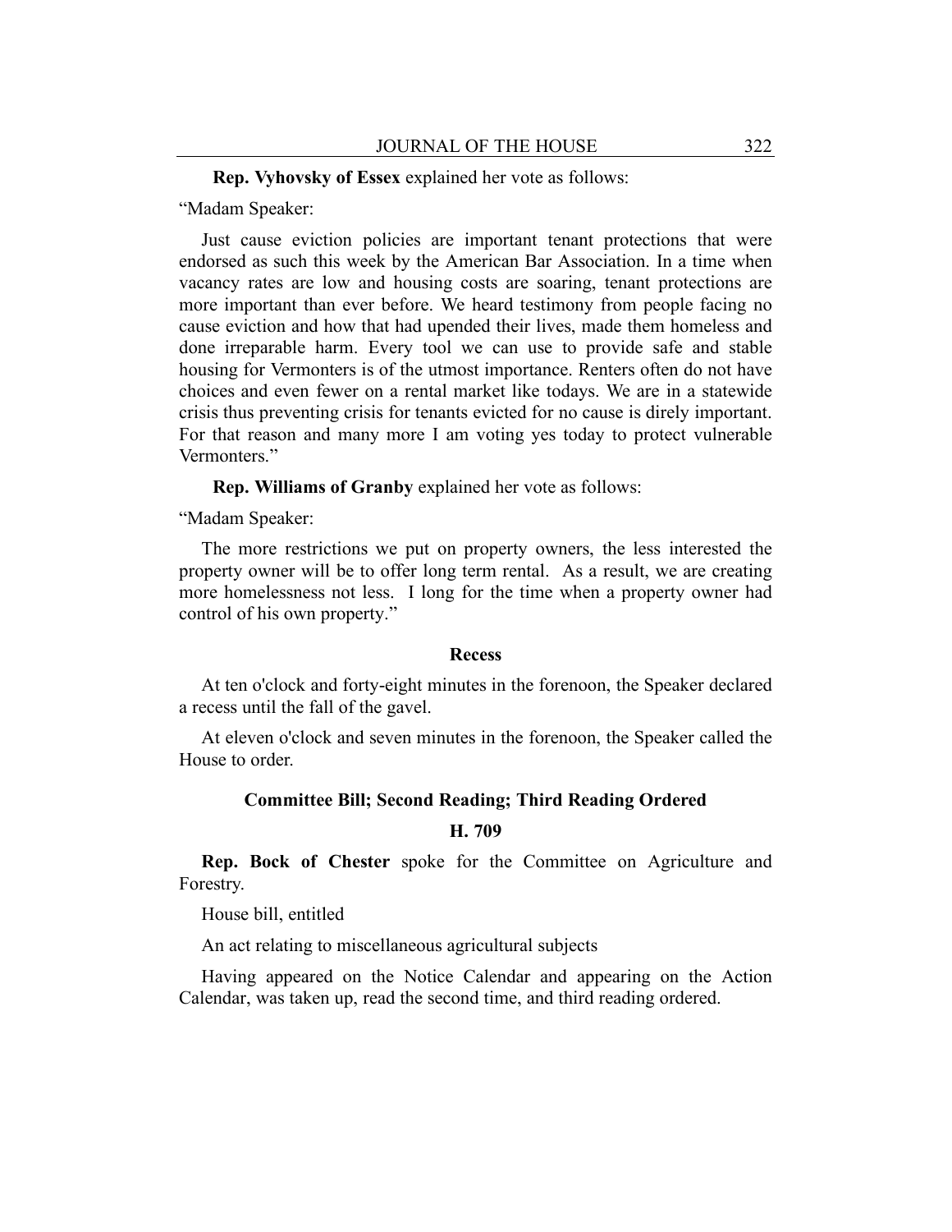**Rep. Vyhovsky of Essex** explained her vote as follows:

"Madam Speaker:

Just cause eviction policies are important tenant protections that were endorsed as such this week by the American Bar Association. In a time when vacancy rates are low and housing costs are soaring, tenant protections are more important than ever before. We heard testimony from people facing no cause eviction and how that had upended their lives, made them homeless and done irreparable harm. Every tool we can use to provide safe and stable housing for Vermonters is of the utmost importance. Renters often do not have choices and even fewer on a rental market like todays. We are in a statewide crisis thus preventing crisis for tenants evicted for no cause is direly important. For that reason and many more I am voting yes today to protect vulnerable Vermonters."

**Rep. Williams of Granby** explained her vote as follows:

"Madam Speaker:

The more restrictions we put on property owners, the less interested the property owner will be to offer long term rental. As a result, we are creating more homelessness not less. I long for the time when a property owner had control of his own property."

### Recess

At ten o'clock and forty-eight minutes in the forenoon, the Speaker declared a recess until the fall of the gavel.

At eleven o'clock and seven minutes in the forenoon, the Speaker called the House to order.

### Committee Bill; Second Reading; Third Reading Ordered

### H. 709

**Rep. Bock of Chester** spoke for the Committee on Agriculture and Forestry.

House bill, entitled

An act relating to miscellaneous agricultural subjects

Having appeared on the Notice Calendar and appearing on the Action Calendar, was taken up, read the second time, and third reading ordered.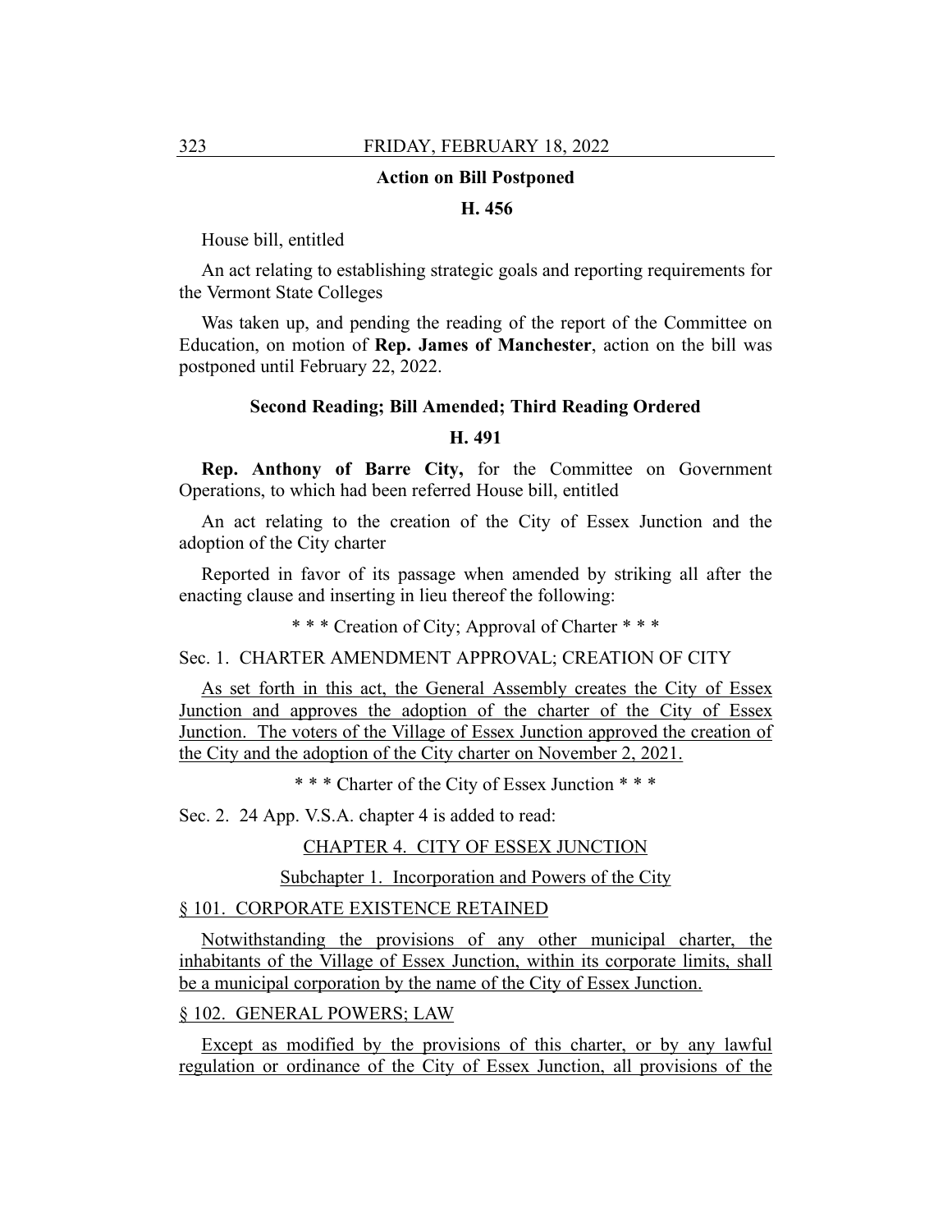**Action on Bill Postponed**

**H. 456**

House bill, entitled

An act relating to establishing strategic goals and reporting requirements for the Vermont State Colleges

Was taken up, and pending the reading of the report of the Committee on Education, on motion of **Rep. James of Manchester**, action on the bill was postponed until February 22, 2022.

**Second Reading; Bill Amended; Third Reading Ordered**

**H. 491**

**Rep. Anthony of Barre City,** for the Committee on Government Operations, to which had been referred House bill, entitled

An act relating to the creation of the City of Essex Junction and the adoption of the City charter

Reported in favor of its passage when amended by striking all after the enacting clause and inserting in lieu thereof the following:

* * * Creation of City; Approval of Charter * * *

Sec. 1. CHARTER AMENDMENT APPROVAL; CREATION OF CITY

<u>As set forth in this act, the General Assembly creates the City of Essex Junction and approves the adoption of the charter of the City of Essex Junction. The voters of the Village of Essex Junction approved the creation of the City and the adoption of the City charter on November 2, 2021.</u>

* * * Charter of the City of Essex Junction * * *

Sec. 2. 24 App. V.S.A. chapter 4 is added to read:

<u>CHAPTER 4. CITY OF ESSEX JUNCTION</u>

<u>Subchapter 1. Incorporation and Powers of the City</u>

<u>§ 101. CORPORATE EXISTENCE RETAINED</u>

<u>Notwithstanding the provisions of any other municipal charter, the inhabitants of the Village of Essex Junction, within its corporate limits, shall be a municipal corporation by the name of the City of Essex Junction.</u>

<u>§ 102. GENERAL POWERS; LAW</u>

<u>Except as modified by the provisions of this charter, or by any lawful regulation or ordinance of the City of Essex Junction, all provisions of the</u>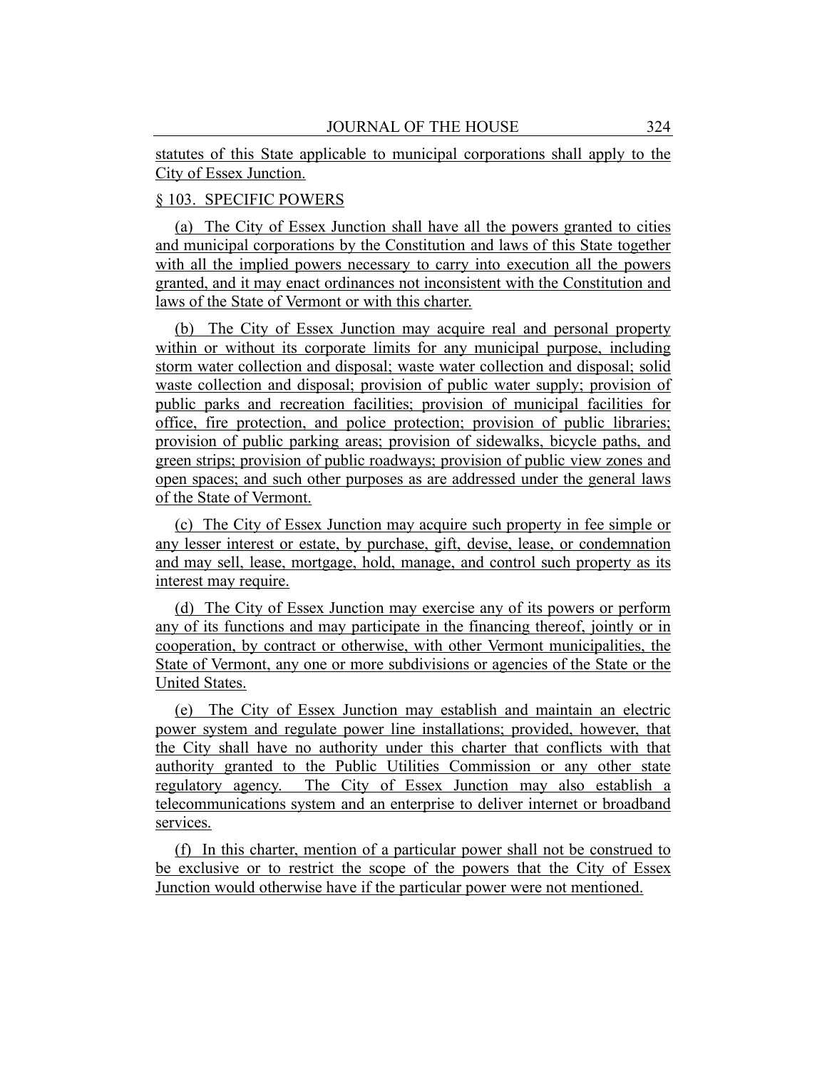statutes of this State applicable to municipal corporations shall apply to the City of Essex Junction.

§ 103. SPECIFIC POWERS

(a) The City of Essex Junction shall have all the powers granted to cities and municipal corporations by the Constitution and laws of this State together with all the implied powers necessary to carry into execution all the powers granted, and it may enact ordinances not inconsistent with the Constitution and laws of the State of Vermont or with this charter.

(b) The City of Essex Junction may acquire real and personal property within or without its corporate limits for any municipal purpose, including storm water collection and disposal; waste water collection and disposal; solid waste collection and disposal; provision of public water supply; provision of public parks and recreation facilities; provision of municipal facilities for office, fire protection, and police protection; provision of public libraries; provision of public parking areas; provision of sidewalks, bicycle paths, and green strips; provision of public roadways; provision of public view zones and open spaces; and such other purposes as are addressed under the general laws of the State of Vermont.

(c) The City of Essex Junction may acquire such property in fee simple or any lesser interest or estate, by purchase, gift, devise, lease, or condemnation and may sell, lease, mortgage, hold, manage, and control such property as its interest may require.

(d) The City of Essex Junction may exercise any of its powers or perform any of its functions and may participate in the financing thereof, jointly or in cooperation, by contract or otherwise, with other Vermont municipalities, the State of Vermont, any one or more subdivisions or agencies of the State or the United States.

(e) The City of Essex Junction may establish and maintain an electric power system and regulate power line installations; provided, however, that the City shall have no authority under this charter that conflicts with that authority granted to the Public Utilities Commission or any other state regulatory agency. The City of Essex Junction may also establish a telecommunications system and an enterprise to deliver internet or broadband services.

(f) In this charter, mention of a particular power shall not be construed to be exclusive or to restrict the scope of the powers that the City of Essex Junction would otherwise have if the particular power were not mentioned.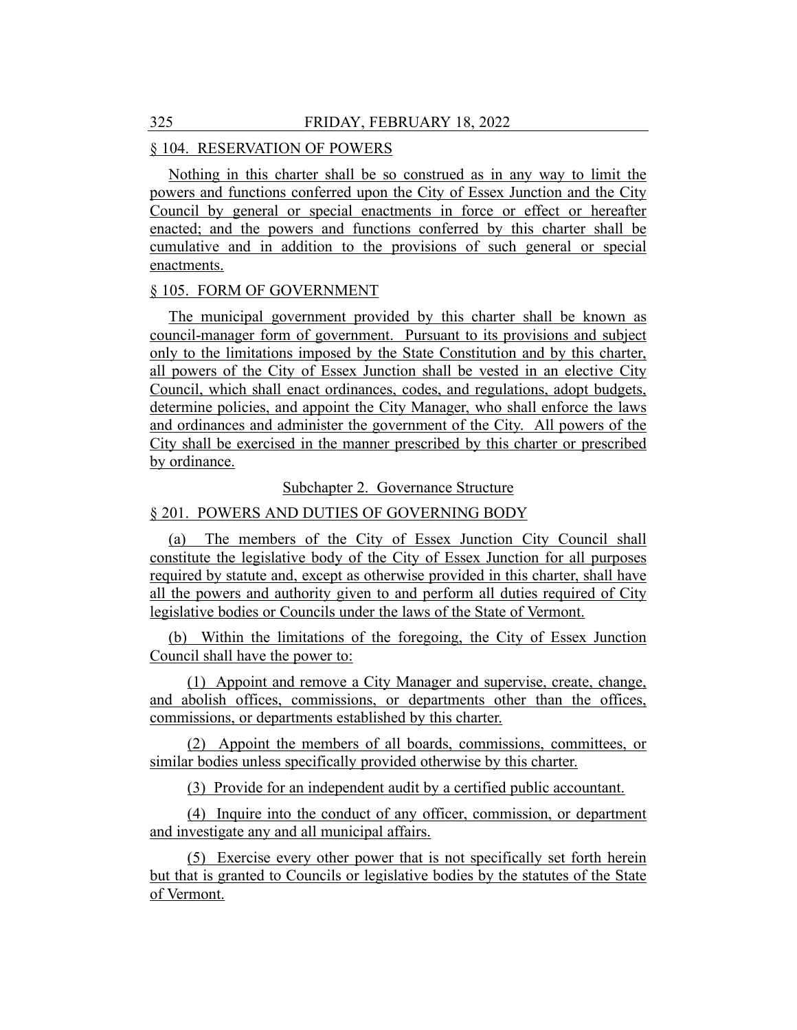§ 104. RESERVATION OF POWERS

Nothing in this charter shall be so construed as in any way to limit the powers and functions conferred upon the City of Essex Junction and the City Council by general or special enactments in force or effect or hereafter enacted; and the powers and functions conferred by this charter shall be cumulative and in addition to the provisions of such general or special enactments.

§ 105. FORM OF GOVERNMENT

The municipal government provided by this charter shall be known as council-manager form of government. Pursuant to its provisions and subject only to the limitations imposed by the State Constitution and by this charter, all powers of the City of Essex Junction shall be vested in an elective City Council, which shall enact ordinances, codes, and regulations, adopt budgets, determine policies, and appoint the City Manager, who shall enforce the laws and ordinances and administer the government of the City. All powers of the City shall be exercised in the manner prescribed by this charter or prescribed by ordinance.

Subchapter 2. Governance Structure

§ 201. POWERS AND DUTIES OF GOVERNING BODY

(a) The members of the City of Essex Junction City Council shall constitute the legislative body of the City of Essex Junction for all purposes required by statute and, except as otherwise provided in this charter, shall have all the powers and authority given to and perform all duties required of City legislative bodies or Councils under the laws of the State of Vermont.

(b) Within the limitations of the foregoing, the City of Essex Junction Council shall have the power to:

(1) Appoint and remove a City Manager and supervise, create, change, and abolish offices, commissions, or departments other than the offices, commissions, or departments established by this charter.

(2) Appoint the members of all boards, commissions, committees, or similar bodies unless specifically provided otherwise by this charter.

(3) Provide for an independent audit by a certified public accountant.

(4) Inquire into the conduct of any officer, commission, or department and investigate any and all municipal affairs.

(5) Exercise every other power that is not specifically set forth herein but that is granted to Councils or legislative bodies by the statutes of the State of Vermont.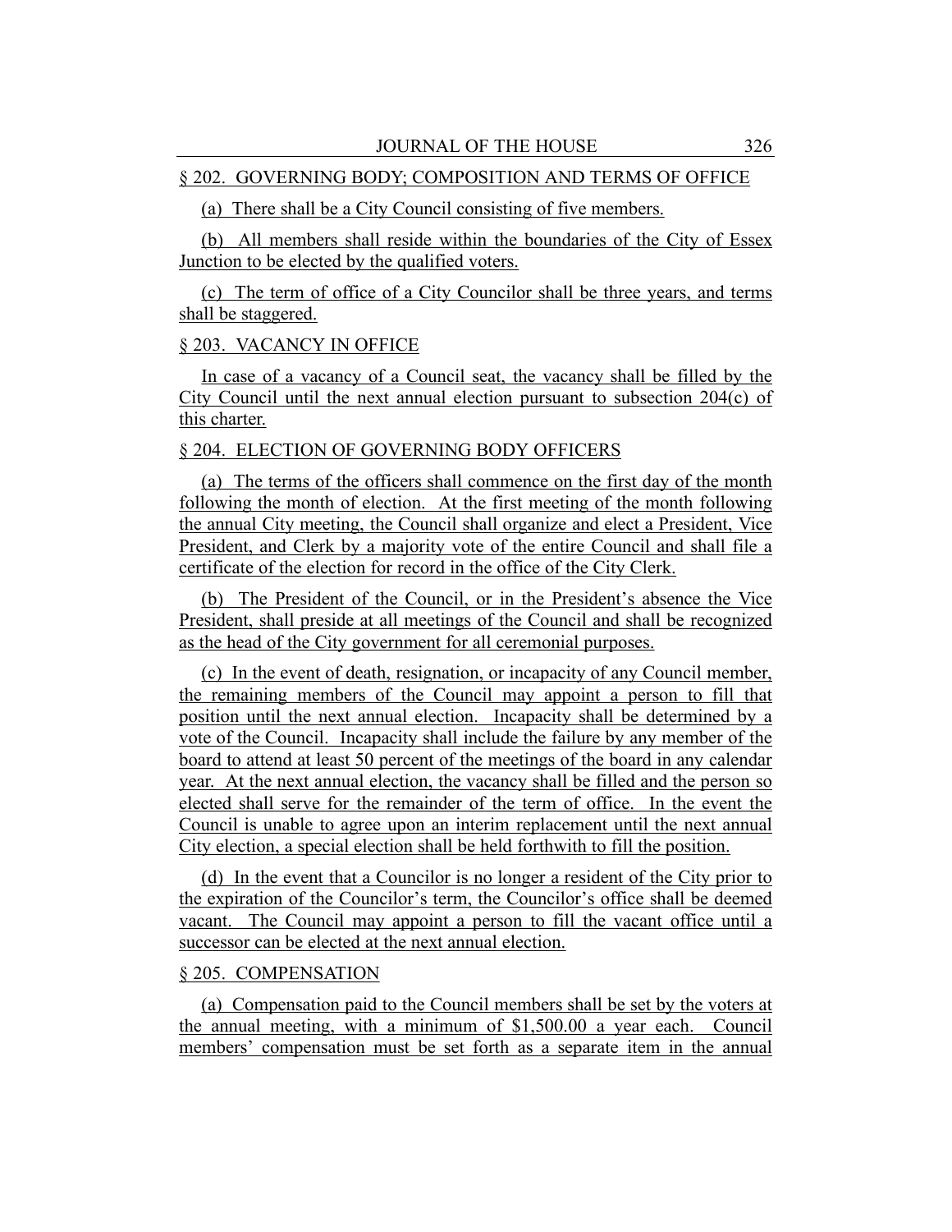§ 202. GOVERNING BODY; COMPOSITION AND TERMS OF OFFICE

(a) There shall be a City Council consisting of five members.

(b) All members shall reside within the boundaries of the City of Essex Junction to be elected by the qualified voters.

(c) The term of office of a City Councilor shall be three years, and terms shall be staggered.

§ 203. VACANCY IN OFFICE

In case of a vacancy of a Council seat, the vacancy shall be filled by the City Council until the next annual election pursuant to subsection 204(c) of this charter.

§ 204. ELECTION OF GOVERNING BODY OFFICERS

(a) The terms of the officers shall commence on the first day of the month following the month of election. At the first meeting of the month following the annual City meeting, the Council shall organize and elect a President, Vice President, and Clerk by a majority vote of the entire Council and shall file a certificate of the election for record in the office of the City Clerk.

(b) The President of the Council, or in the President's absence the Vice President, shall preside at all meetings of the Council and shall be recognized as the head of the City government for all ceremonial purposes.

(c) In the event of death, resignation, or incapacity of any Council member, the remaining members of the Council may appoint a person to fill that position until the next annual election. Incapacity shall be determined by a vote of the Council. Incapacity shall include the failure by any member of the board to attend at least 50 percent of the meetings of the board in any calendar year. At the next annual election, the vacancy shall be filled and the person so elected shall serve for the remainder of the term of office. In the event the Council is unable to agree upon an interim replacement until the next annual City election, a special election shall be held forthwith to fill the position.

(d) In the event that a Councilor is no longer a resident of the City prior to the expiration of the Councilor's term, the Councilor's office shall be deemed vacant. The Council may appoint a person to fill the vacant office until a successor can be elected at the next annual election.

§ 205. COMPENSATION

(a) Compensation paid to the Council members shall be set by the voters at the annual meeting, with a minimum of $1,500.00 a year each. Council members' compensation must be set forth as a separate item in the annual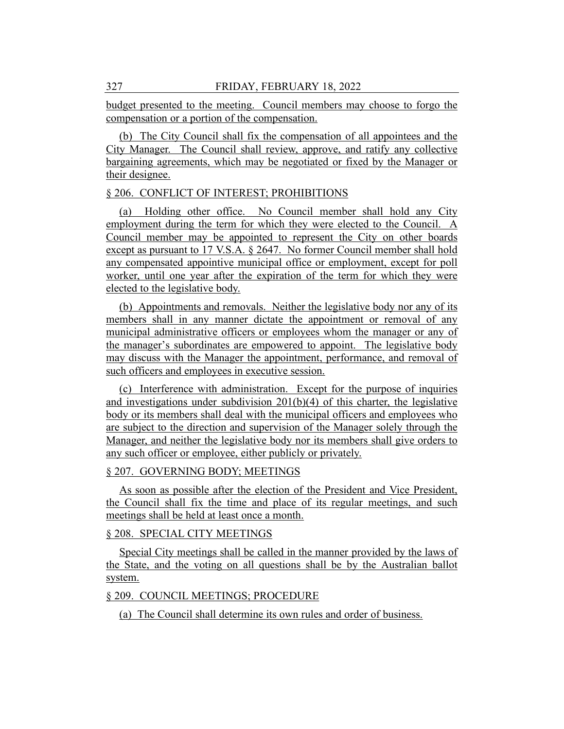budget presented to the meeting. Council members may choose to forgo the compensation or a portion of the compensation.

(b) The City Council shall fix the compensation of all appointees and the City Manager. The Council shall review, approve, and ratify any collective bargaining agreements, which may be negotiated or fixed by the Manager or their designee.

§ 206. CONFLICT OF INTEREST; PROHIBITIONS

(a) Holding other office. No Council member shall hold any City employment during the term for which they were elected to the Council. A Council member may be appointed to represent the City on other boards except as pursuant to 17 V.S.A. § 2647. No former Council member shall hold any compensated appointive municipal office or employment, except for poll worker, until one year after the expiration of the term for which they were elected to the legislative body.

(b) Appointments and removals. Neither the legislative body nor any of its members shall in any manner dictate the appointment or removal of any municipal administrative officers or employees whom the manager or any of the manager's subordinates are empowered to appoint. The legislative body may discuss with the Manager the appointment, performance, and removal of such officers and employees in executive session.

(c) Interference with administration. Except for the purpose of inquiries and investigations under subdivision 201(b)(4) of this charter, the legislative body or its members shall deal with the municipal officers and employees who are subject to the direction and supervision of the Manager solely through the Manager, and neither the legislative body nor its members shall give orders to any such officer or employee, either publicly or privately.

§ 207. GOVERNING BODY; MEETINGS

As soon as possible after the election of the President and Vice President, the Council shall fix the time and place of its regular meetings, and such meetings shall be held at least once a month.

§ 208. SPECIAL CITY MEETINGS

Special City meetings shall be called in the manner provided by the laws of the State, and the voting on all questions shall be by the Australian ballot system.

§ 209. COUNCIL MEETINGS; PROCEDURE

(a) The Council shall determine its own rules and order of business.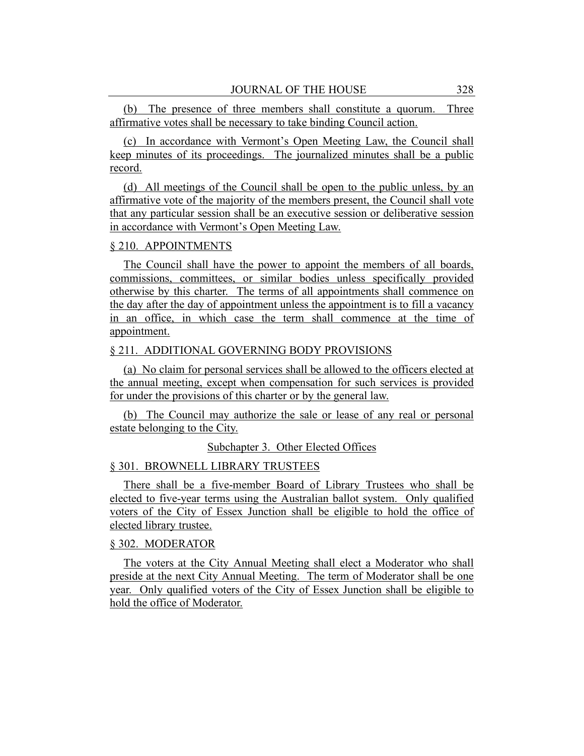(b) The presence of three members shall constitute a quorum. Three affirmative votes shall be necessary to take binding Council action.

(c) In accordance with Vermont's Open Meeting Law, the Council shall keep minutes of its proceedings. The journalized minutes shall be a public record.

(d) All meetings of the Council shall be open to the public unless, by an affirmative vote of the majority of the members present, the Council shall vote that any particular session shall be an executive session or deliberative session in accordance with Vermont's Open Meeting Law.

§ 210. APPOINTMENTS

The Council shall have the power to appoint the members of all boards, commissions, committees, or similar bodies unless specifically provided otherwise by this charter. The terms of all appointments shall commence on the day after the day of appointment unless the appointment is to fill a vacancy in an office, in which case the term shall commence at the time of appointment.

§ 211. ADDITIONAL GOVERNING BODY PROVISIONS

(a) No claim for personal services shall be allowed to the officers elected at the annual meeting, except when compensation for such services is provided for under the provisions of this charter or by the general law.

(b) The Council may authorize the sale or lease of any real or personal estate belonging to the City.

Subchapter 3. Other Elected Offices

§ 301. BROWNELL LIBRARY TRUSTEES

There shall be a five-member Board of Library Trustees who shall be elected to five-year terms using the Australian ballot system. Only qualified voters of the City of Essex Junction shall be eligible to hold the office of elected library trustee.

§ 302. MODERATOR

The voters at the City Annual Meeting shall elect a Moderator who shall preside at the next City Annual Meeting. The term of Moderator shall be one year. Only qualified voters of the City of Essex Junction shall be eligible to hold the office of Moderator.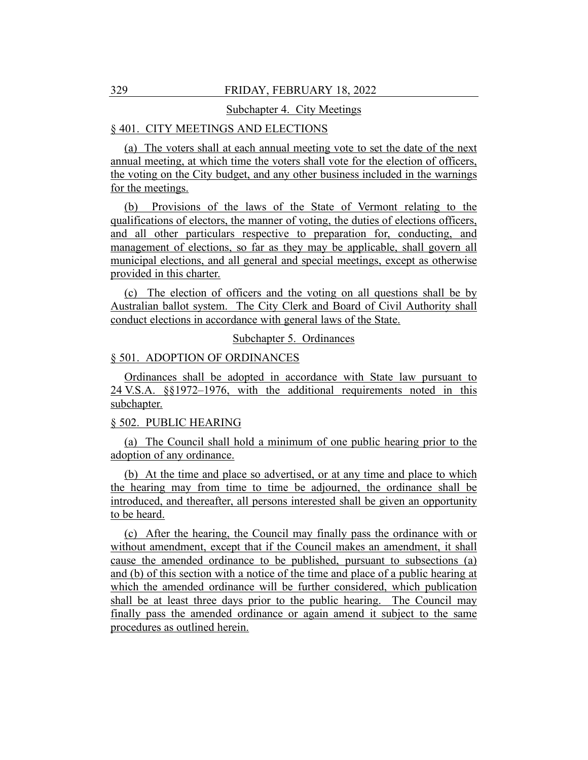Subchapter 4. City Meetings

§ 401. CITY MEETINGS AND ELECTIONS

(a) The voters shall at each annual meeting vote to set the date of the next annual meeting, at which time the voters shall vote for the election of officers, the voting on the City budget, and any other business included in the warnings for the meetings.

(b) Provisions of the laws of the State of Vermont relating to the qualifications of electors, the manner of voting, the duties of elections officers, and all other particulars respective to preparation for, conducting, and management of elections, so far as they may be applicable, shall govern all municipal elections, and all general and special meetings, except as otherwise provided in this charter.

(c) The election of officers and the voting on all questions shall be by Australian ballot system. The City Clerk and Board of Civil Authority shall conduct elections in accordance with general laws of the State.

Subchapter 5. Ordinances

§ 501. ADOPTION OF ORDINANCES

Ordinances shall be adopted in accordance with State law pursuant to 24 V.S.A. §§1972–1976, with the additional requirements noted in this subchapter.

§ 502. PUBLIC HEARING

(a) The Council shall hold a minimum of one public hearing prior to the adoption of any ordinance.

(b) At the time and place so advertised, or at any time and place to which the hearing may from time to time be adjourned, the ordinance shall be introduced, and thereafter, all persons interested shall be given an opportunity to be heard.

(c) After the hearing, the Council may finally pass the ordinance with or without amendment, except that if the Council makes an amendment, it shall cause the amended ordinance to be published, pursuant to subsections (a) and (b) of this section with a notice of the time and place of a public hearing at which the amended ordinance will be further considered, which publication shall be at least three days prior to the public hearing. The Council may finally pass the amended ordinance or again amend it subject to the same procedures as outlined herein.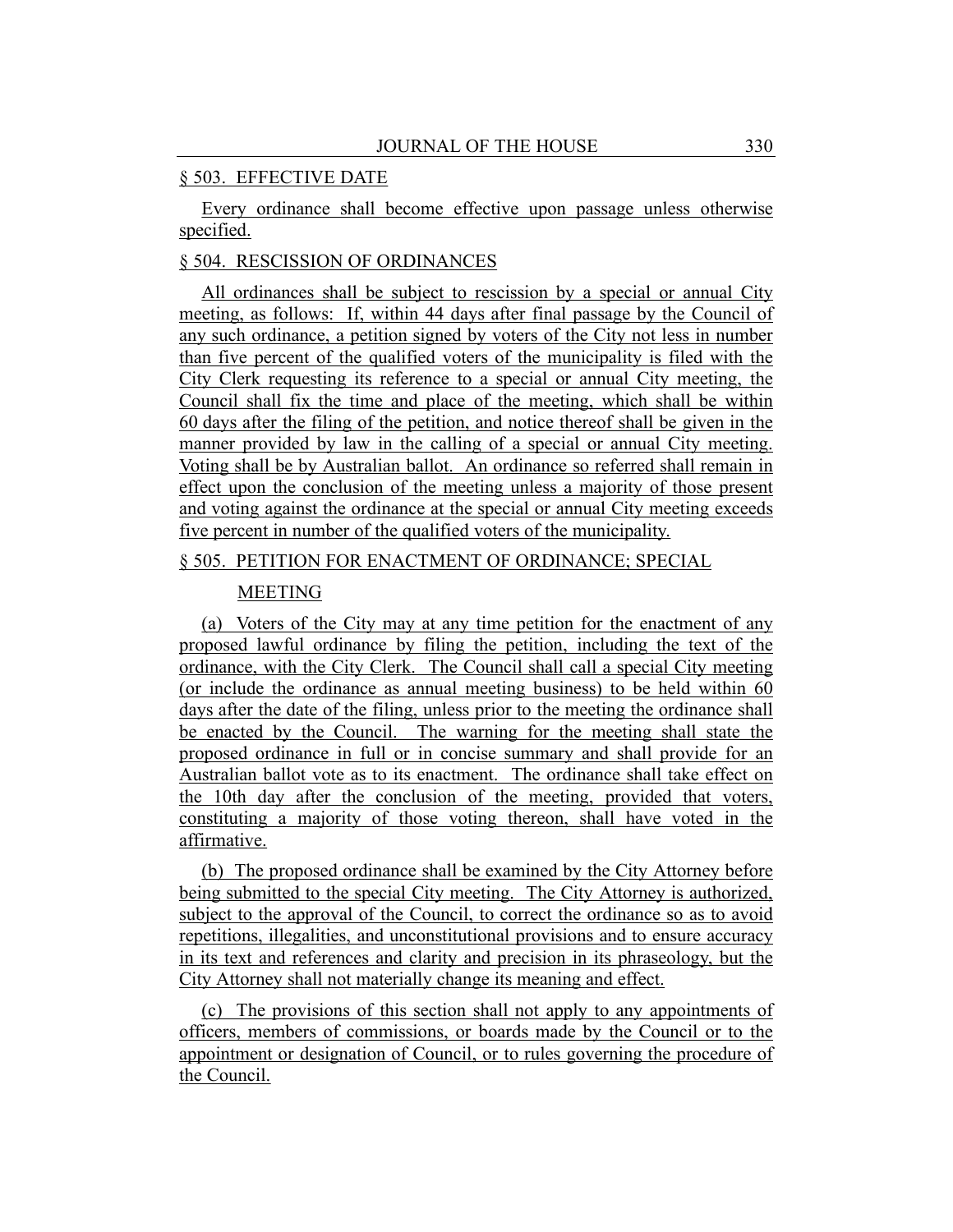§ 503. EFFECTIVE DATE

Every ordinance shall become effective upon passage unless otherwise specified.

§ 504. RESCISSION OF ORDINANCES

All ordinances shall be subject to rescission by a special or annual City meeting, as follows: If, within 44 days after final passage by the Council of any such ordinance, a petition signed by voters of the City not less in number than five percent of the qualified voters of the municipality is filed with the City Clerk requesting its reference to a special or annual City meeting, the Council shall fix the time and place of the meeting, which shall be within 60 days after the filing of the petition, and notice thereof shall be given in the manner provided by law in the calling of a special or annual City meeting. Voting shall be by Australian ballot. An ordinance so referred shall remain in effect upon the conclusion of the meeting unless a majority of those present and voting against the ordinance at the special or annual City meeting exceeds five percent in number of the qualified voters of the municipality.

§ 505. PETITION FOR ENACTMENT OF ORDINANCE; SPECIAL MEETING

(a) Voters of the City may at any time petition for the enactment of any proposed lawful ordinance by filing the petition, including the text of the ordinance, with the City Clerk. The Council shall call a special City meeting (or include the ordinance as annual meeting business) to be held within 60 days after the date of the filing, unless prior to the meeting the ordinance shall be enacted by the Council. The warning for the meeting shall state the proposed ordinance in full or in concise summary and shall provide for an Australian ballot vote as to its enactment. The ordinance shall take effect on the 10th day after the conclusion of the meeting, provided that voters, constituting a majority of those voting thereon, shall have voted in the affirmative.

(b) The proposed ordinance shall be examined by the City Attorney before being submitted to the special City meeting. The City Attorney is authorized, subject to the approval of the Council, to correct the ordinance so as to avoid repetitions, illegalities, and unconstitutional provisions and to ensure accuracy in its text and references and clarity and precision in its phraseology, but the City Attorney shall not materially change its meaning and effect.

(c) The provisions of this section shall not apply to any appointments of officers, members of commissions, or boards made by the Council or to the appointment or designation of Council, or to rules governing the procedure of the Council.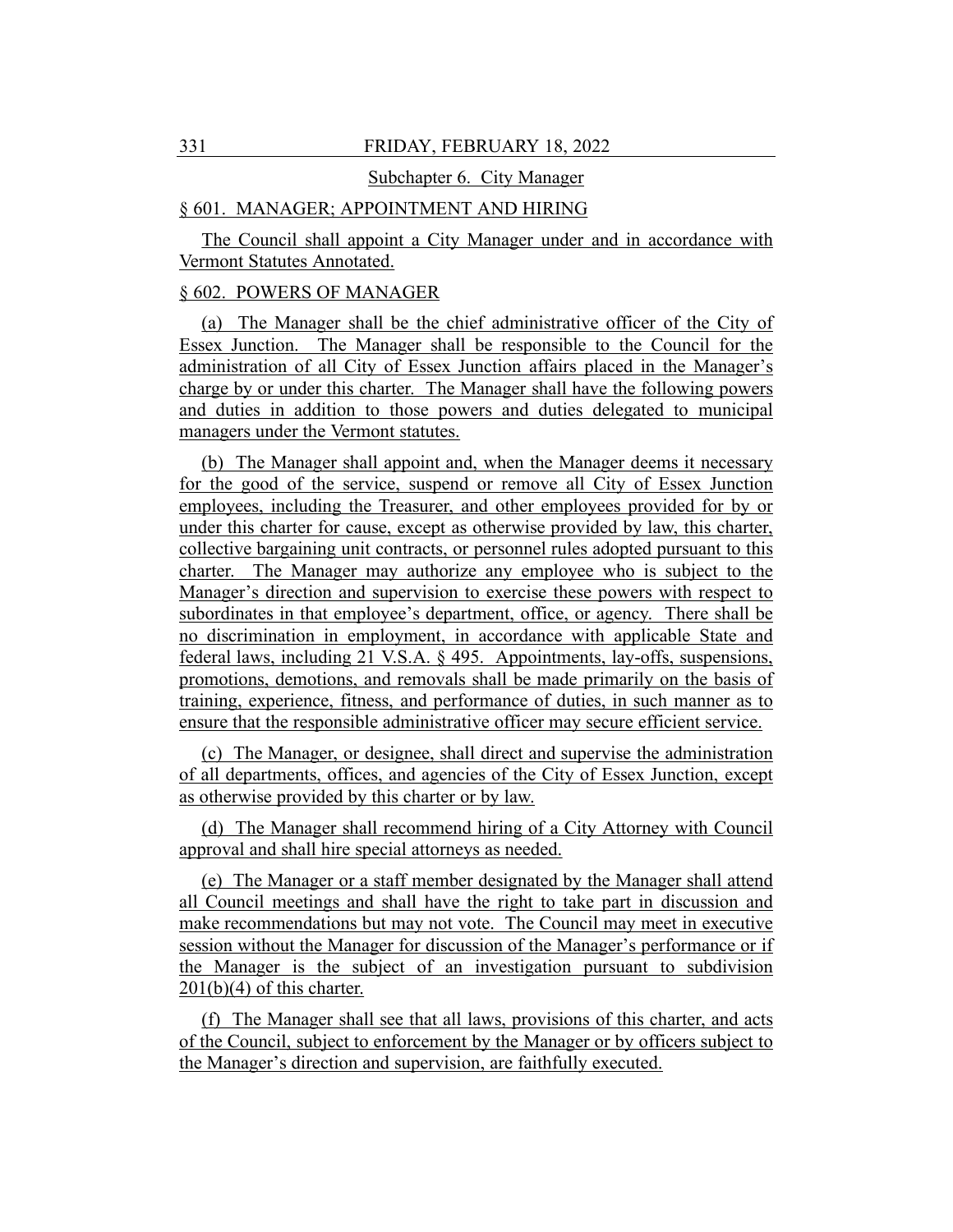Subchapter 6. City Manager

§ 601. MANAGER; APPOINTMENT AND HIRING

The Council shall appoint a City Manager under and in accordance with Vermont Statutes Annotated.

§ 602. POWERS OF MANAGER

(a) The Manager shall be the chief administrative officer of the City of Essex Junction. The Manager shall be responsible to the Council for the administration of all City of Essex Junction affairs placed in the Manager's charge by or under this charter. The Manager shall have the following powers and duties in addition to those powers and duties delegated to municipal managers under the Vermont statutes.

(b) The Manager shall appoint and, when the Manager deems it necessary for the good of the service, suspend or remove all City of Essex Junction employees, including the Treasurer, and other employees provided for by or under this charter for cause, except as otherwise provided by law, this charter, collective bargaining unit contracts, or personnel rules adopted pursuant to this charter. The Manager may authorize any employee who is subject to the Manager's direction and supervision to exercise these powers with respect to subordinates in that employee's department, office, or agency. There shall be no discrimination in employment, in accordance with applicable State and federal laws, including 21 V.S.A. § 495. Appointments, lay-offs, suspensions, promotions, demotions, and removals shall be made primarily on the basis of training, experience, fitness, and performance of duties, in such manner as to ensure that the responsible administrative officer may secure efficient service.

(c) The Manager, or designee, shall direct and supervise the administration of all departments, offices, and agencies of the City of Essex Junction, except as otherwise provided by this charter or by law.

(d) The Manager shall recommend hiring of a City Attorney with Council approval and shall hire special attorneys as needed.

(e) The Manager or a staff member designated by the Manager shall attend all Council meetings and shall have the right to take part in discussion and make recommendations but may not vote. The Council may meet in executive session without the Manager for discussion of the Manager's performance or if the Manager is the subject of an investigation pursuant to subdivision 201(b)(4) of this charter.

(f) The Manager shall see that all laws, provisions of this charter, and acts of the Council, subject to enforcement by the Manager or by officers subject to the Manager's direction and supervision, are faithfully executed.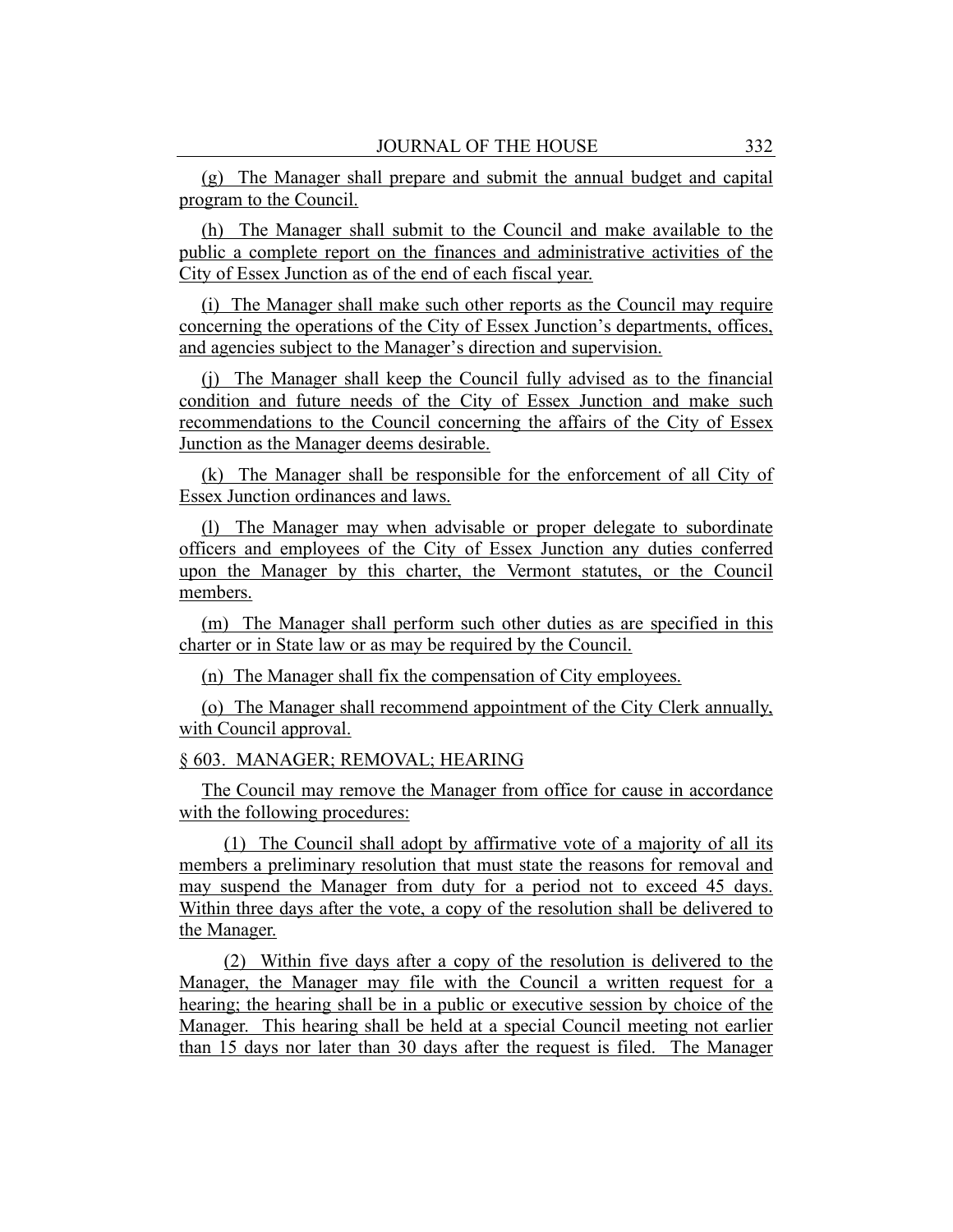(g) The Manager shall prepare and submit the annual budget and capital program to the Council.

(h) The Manager shall submit to the Council and make available to the public a complete report on the finances and administrative activities of the City of Essex Junction as of the end of each fiscal year.

(i) The Manager shall make such other reports as the Council may require concerning the operations of the City of Essex Junction's departments, offices, and agencies subject to the Manager's direction and supervision.

(j) The Manager shall keep the Council fully advised as to the financial condition and future needs of the City of Essex Junction and make such recommendations to the Council concerning the affairs of the City of Essex Junction as the Manager deems desirable.

(k) The Manager shall be responsible for the enforcement of all City of Essex Junction ordinances and laws.

(l) The Manager may when advisable or proper delegate to subordinate officers and employees of the City of Essex Junction any duties conferred upon the Manager by this charter, the Vermont statutes, or the Council members.

(m) The Manager shall perform such other duties as are specified in this charter or in State law or as may be required by the Council.

(n) The Manager shall fix the compensation of City employees.

(o) The Manager shall recommend appointment of the City Clerk annually, with Council approval.

§ 603. MANAGER; REMOVAL; HEARING

The Council may remove the Manager from office for cause in accordance with the following procedures:

(1) The Council shall adopt by affirmative vote of a majority of all its members a preliminary resolution that must state the reasons for removal and may suspend the Manager from duty for a period not to exceed 45 days. Within three days after the vote, a copy of the resolution shall be delivered to the Manager.

(2) Within five days after a copy of the resolution is delivered to the Manager, the Manager may file with the Council a written request for a hearing; the hearing shall be in a public or executive session by choice of the Manager. This hearing shall be held at a special Council meeting not earlier than 15 days nor later than 30 days after the request is filed. The Manager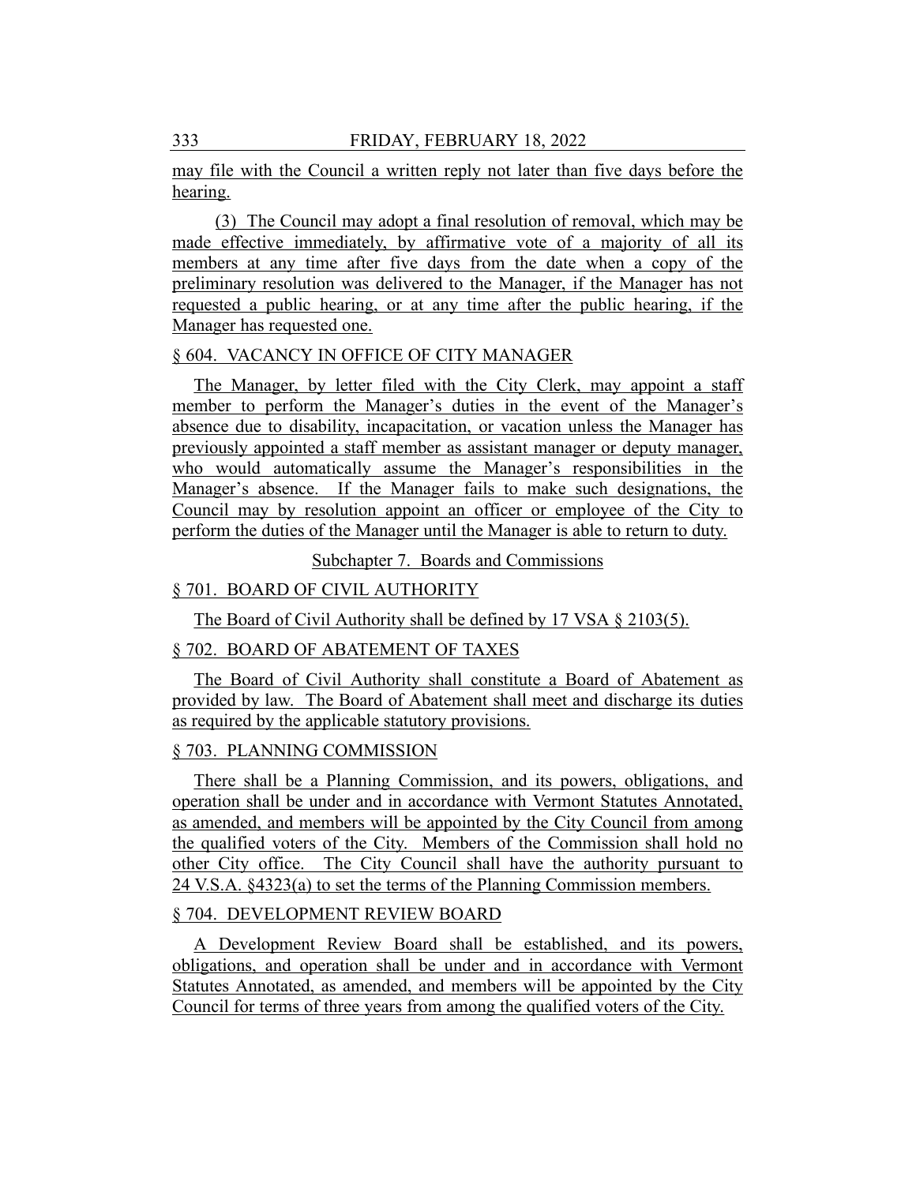may file with the Council a written reply not later than five days before the hearing.

(3) The Council may adopt a final resolution of removal, which may be made effective immediately, by affirmative vote of a majority of all its members at any time after five days from the date when a copy of the preliminary resolution was delivered to the Manager, if the Manager has not requested a public hearing, or at any time after the public hearing, if the Manager has requested one.

§ 604. VACANCY IN OFFICE OF CITY MANAGER

The Manager, by letter filed with the City Clerk, may appoint a staff member to perform the Manager's duties in the event of the Manager's absence due to disability, incapacitation, or vacation unless the Manager has previously appointed a staff member as assistant manager or deputy manager, who would automatically assume the Manager's responsibilities in the Manager's absence. If the Manager fails to make such designations, the Council may by resolution appoint an officer or employee of the City to perform the duties of the Manager until the Manager is able to return to duty.

Subchapter 7. Boards and Commissions

§ 701. BOARD OF CIVIL AUTHORITY

The Board of Civil Authority shall be defined by 17 VSA § 2103(5).

§ 702. BOARD OF ABATEMENT OF TAXES

The Board of Civil Authority shall constitute a Board of Abatement as provided by law. The Board of Abatement shall meet and discharge its duties as required by the applicable statutory provisions.

§ 703. PLANNING COMMISSION

There shall be a Planning Commission, and its powers, obligations, and operation shall be under and in accordance with Vermont Statutes Annotated, as amended, and members will be appointed by the City Council from among the qualified voters of the City. Members of the Commission shall hold no other City office. The City Council shall have the authority pursuant to 24 V.S.A. §4323(a) to set the terms of the Planning Commission members.

§ 704. DEVELOPMENT REVIEW BOARD

A Development Review Board shall be established, and its powers, obligations, and operation shall be under and in accordance with Vermont Statutes Annotated, as amended, and members will be appointed by the City Council for terms of three years from among the qualified voters of the City.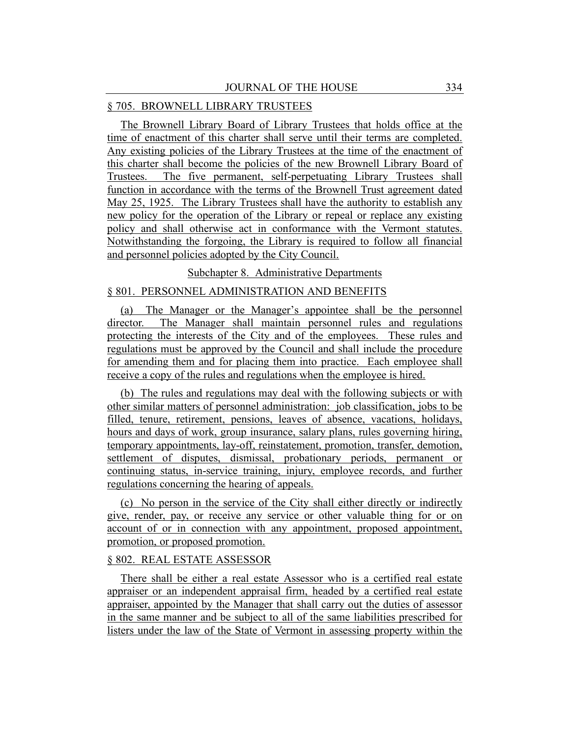§ 705. BROWNELL LIBRARY TRUSTEES

The Brownell Library Board of Library Trustees that holds office at the time of enactment of this charter shall serve until their terms are completed. Any existing policies of the Library Trustees at the time of the enactment of this charter shall become the policies of the new Brownell Library Board of Trustees. The five permanent, self-perpetuating Library Trustees shall function in accordance with the terms of the Brownell Trust agreement dated May 25, 1925. The Library Trustees shall have the authority to establish any new policy for the operation of the Library or repeal or replace any existing policy and shall otherwise act in conformance with the Vermont statutes. Notwithstanding the forgoing, the Library is required to follow all financial and personnel policies adopted by the City Council.

Subchapter 8. Administrative Departments

§ 801. PERSONNEL ADMINISTRATION AND BENEFITS

(a) The Manager or the Manager's appointee shall be the personnel director. The Manager shall maintain personnel rules and regulations protecting the interests of the City and of the employees. These rules and regulations must be approved by the Council and shall include the procedure for amending them and for placing them into practice. Each employee shall receive a copy of the rules and regulations when the employee is hired.

(b) The rules and regulations may deal with the following subjects or with other similar matters of personnel administration: job classification, jobs to be filled, tenure, retirement, pensions, leaves of absence, vacations, holidays, hours and days of work, group insurance, salary plans, rules governing hiring, temporary appointments, lay-off, reinstatement, promotion, transfer, demotion, settlement of disputes, dismissal, probationary periods, permanent or continuing status, in-service training, injury, employee records, and further regulations concerning the hearing of appeals.

(c) No person in the service of the City shall either directly or indirectly give, render, pay, or receive any service or other valuable thing for or on account of or in connection with any appointment, proposed appointment, promotion, or proposed promotion.

§ 802. REAL ESTATE ASSESSOR

There shall be either a real estate Assessor who is a certified real estate appraiser or an independent appraisal firm, headed by a certified real estate appraiser, appointed by the Manager that shall carry out the duties of assessor in the same manner and be subject to all of the same liabilities prescribed for listers under the law of the State of Vermont in assessing property within the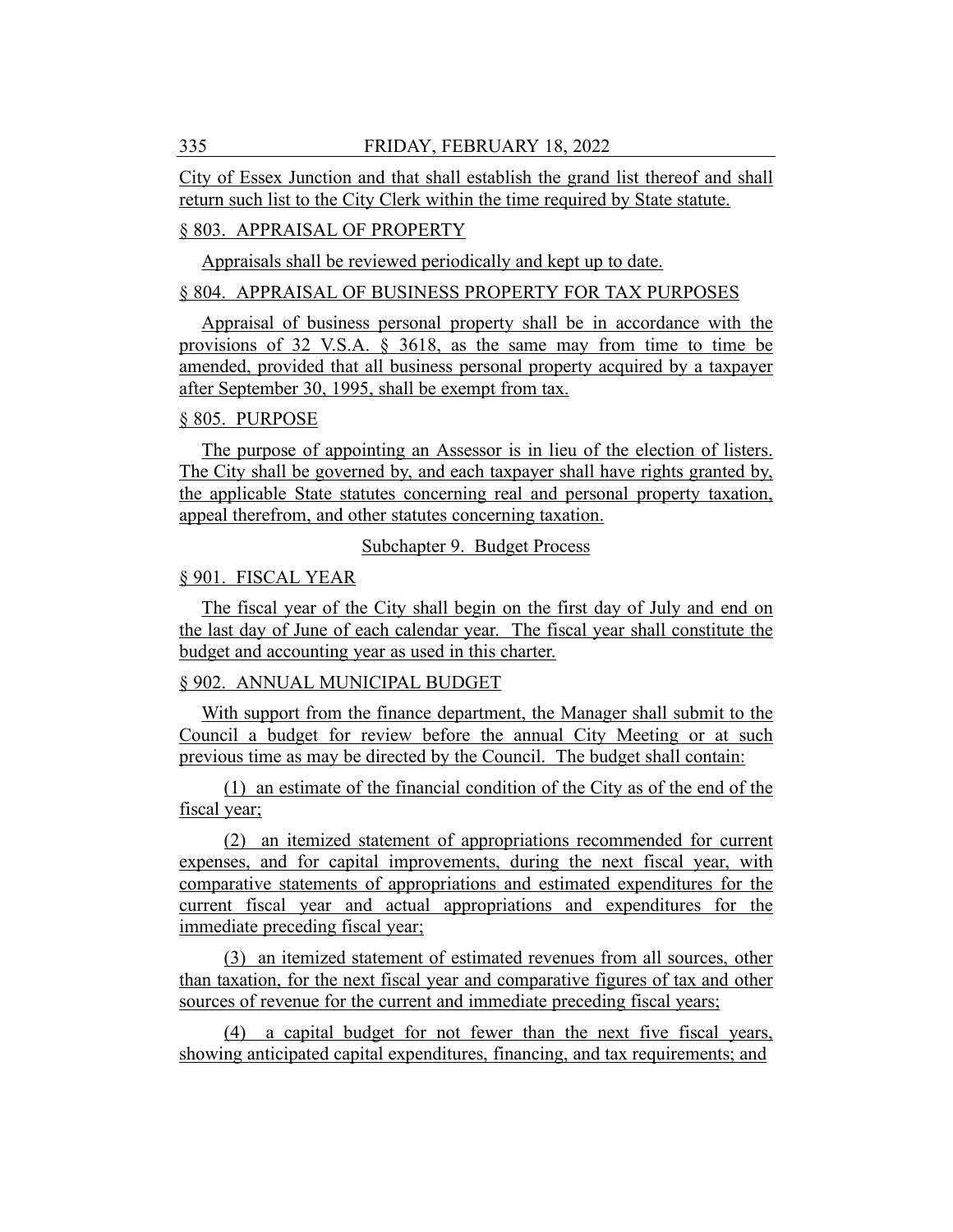City of Essex Junction and that shall establish the grand list thereof and shall return such list to the City Clerk within the time required by State statute.

§ 803. APPRAISAL OF PROPERTY

Appraisals shall be reviewed periodically and kept up to date.

§ 804. APPRAISAL OF BUSINESS PROPERTY FOR TAX PURPOSES

Appraisal of business personal property shall be in accordance with the provisions of 32 V.S.A. § 3618, as the same may from time to time be amended, provided that all business personal property acquired by a taxpayer after September 30, 1995, shall be exempt from tax.

§ 805. PURPOSE

The purpose of appointing an Assessor is in lieu of the election of listers. The City shall be governed by, and each taxpayer shall have rights granted by, the applicable State statutes concerning real and personal property taxation, appeal therefrom, and other statutes concerning taxation.

Subchapter 9. Budget Process

§ 901. FISCAL YEAR

The fiscal year of the City shall begin on the first day of July and end on the last day of June of each calendar year. The fiscal year shall constitute the budget and accounting year as used in this charter.

§ 902. ANNUAL MUNICIPAL BUDGET

With support from the finance department, the Manager shall submit to the Council a budget for review before the annual City Meeting or at such previous time as may be directed by the Council. The budget shall contain:

(1) an estimate of the financial condition of the City as of the end of the fiscal year;

(2) an itemized statement of appropriations recommended for current expenses, and for capital improvements, during the next fiscal year, with comparative statements of appropriations and estimated expenditures for the current fiscal year and actual appropriations and expenditures for the immediate preceding fiscal year;

(3) an itemized statement of estimated revenues from all sources, other than taxation, for the next fiscal year and comparative figures of tax and other sources of revenue for the current and immediate preceding fiscal years;

(4) a capital budget for not fewer than the next five fiscal years, showing anticipated capital expenditures, financing, and tax requirements; and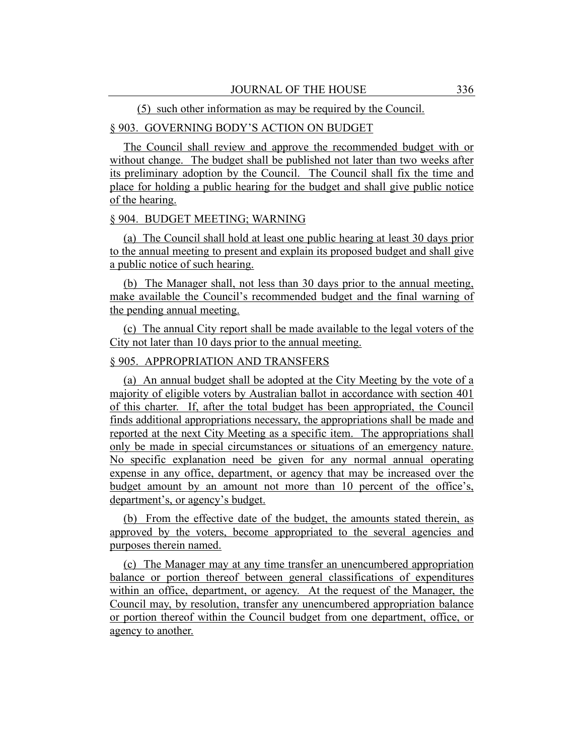(5) such other information as may be required by the Council.

§ 903. GOVERNING BODY'S ACTION ON BUDGET

The Council shall review and approve the recommended budget with or without change. The budget shall be published not later than two weeks after its preliminary adoption by the Council. The Council shall fix the time and place for holding a public hearing for the budget and shall give public notice of the hearing.

§ 904. BUDGET MEETING; WARNING

(a) The Council shall hold at least one public hearing at least 30 days prior to the annual meeting to present and explain its proposed budget and shall give a public notice of such hearing.

(b) The Manager shall, not less than 30 days prior to the annual meeting, make available the Council's recommended budget and the final warning of the pending annual meeting.

(c) The annual City report shall be made available to the legal voters of the City not later than 10 days prior to the annual meeting.

§ 905. APPROPRIATION AND TRANSFERS

(a) An annual budget shall be adopted at the City Meeting by the vote of a majority of eligible voters by Australian ballot in accordance with section 401 of this charter. If, after the total budget has been appropriated, the Council finds additional appropriations necessary, the appropriations shall be made and reported at the next City Meeting as a specific item. The appropriations shall only be made in special circumstances or situations of an emergency nature. No specific explanation need be given for any normal annual operating expense in any office, department, or agency that may be increased over the budget amount by an amount not more than 10 percent of the office's, department's, or agency's budget.

(b) From the effective date of the budget, the amounts stated therein, as approved by the voters, become appropriated to the several agencies and purposes therein named.

(c) The Manager may at any time transfer an unencumbered appropriation balance or portion thereof between general classifications of expenditures within an office, department, or agency. At the request of the Manager, the Council may, by resolution, transfer any unencumbered appropriation balance or portion thereof within the Council budget from one department, office, or agency to another.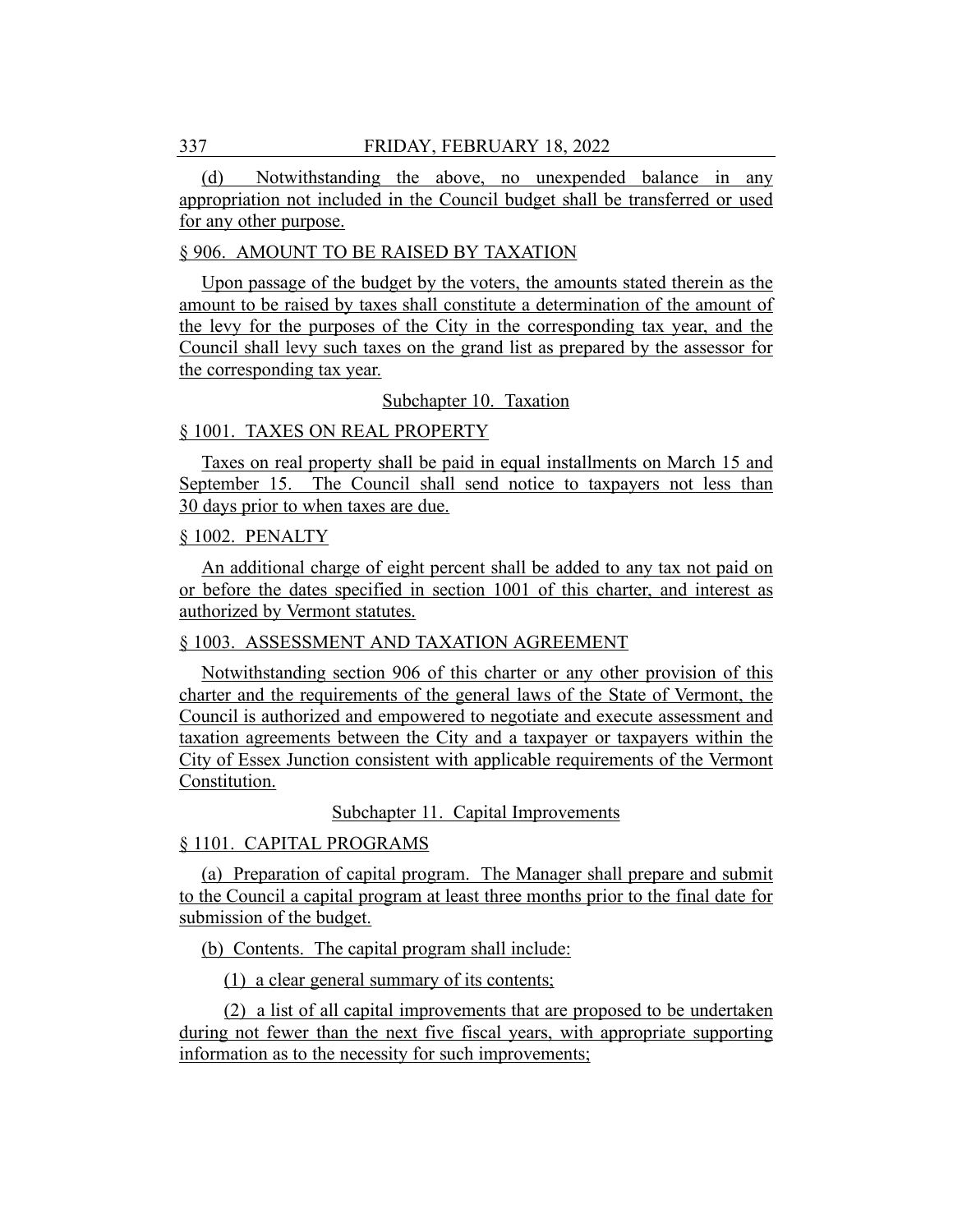(d) Notwithstanding the above, no unexpended balance in any appropriation not included in the Council budget shall be transferred or used for any other purpose.

§ 906. AMOUNT TO BE RAISED BY TAXATION

Upon passage of the budget by the voters, the amounts stated therein as the amount to be raised by taxes shall constitute a determination of the amount of the levy for the purposes of the City in the corresponding tax year, and the Council shall levy such taxes on the grand list as prepared by the assessor for the corresponding tax year.

Subchapter 10. Taxation

§ 1001. TAXES ON REAL PROPERTY

Taxes on real property shall be paid in equal installments on March 15 and September 15. The Council shall send notice to taxpayers not less than 30 days prior to when taxes are due.

§ 1002. PENALTY

An additional charge of eight percent shall be added to any tax not paid on or before the dates specified in section 1001 of this charter, and interest as authorized by Vermont statutes.

§ 1003. ASSESSMENT AND TAXATION AGREEMENT

Notwithstanding section 906 of this charter or any other provision of this charter and the requirements of the general laws of the State of Vermont, the Council is authorized and empowered to negotiate and execute assessment and taxation agreements between the City and a taxpayer or taxpayers within the City of Essex Junction consistent with applicable requirements of the Vermont Constitution.

Subchapter 11. Capital Improvements

§ 1101. CAPITAL PROGRAMS

(a) Preparation of capital program. The Manager shall prepare and submit to the Council a capital program at least three months prior to the final date for submission of the budget.

(b) Contents. The capital program shall include:

(1) a clear general summary of its contents;

(2) a list of all capital improvements that are proposed to be undertaken during not fewer than the next five fiscal years, with appropriate supporting information as to the necessity for such improvements;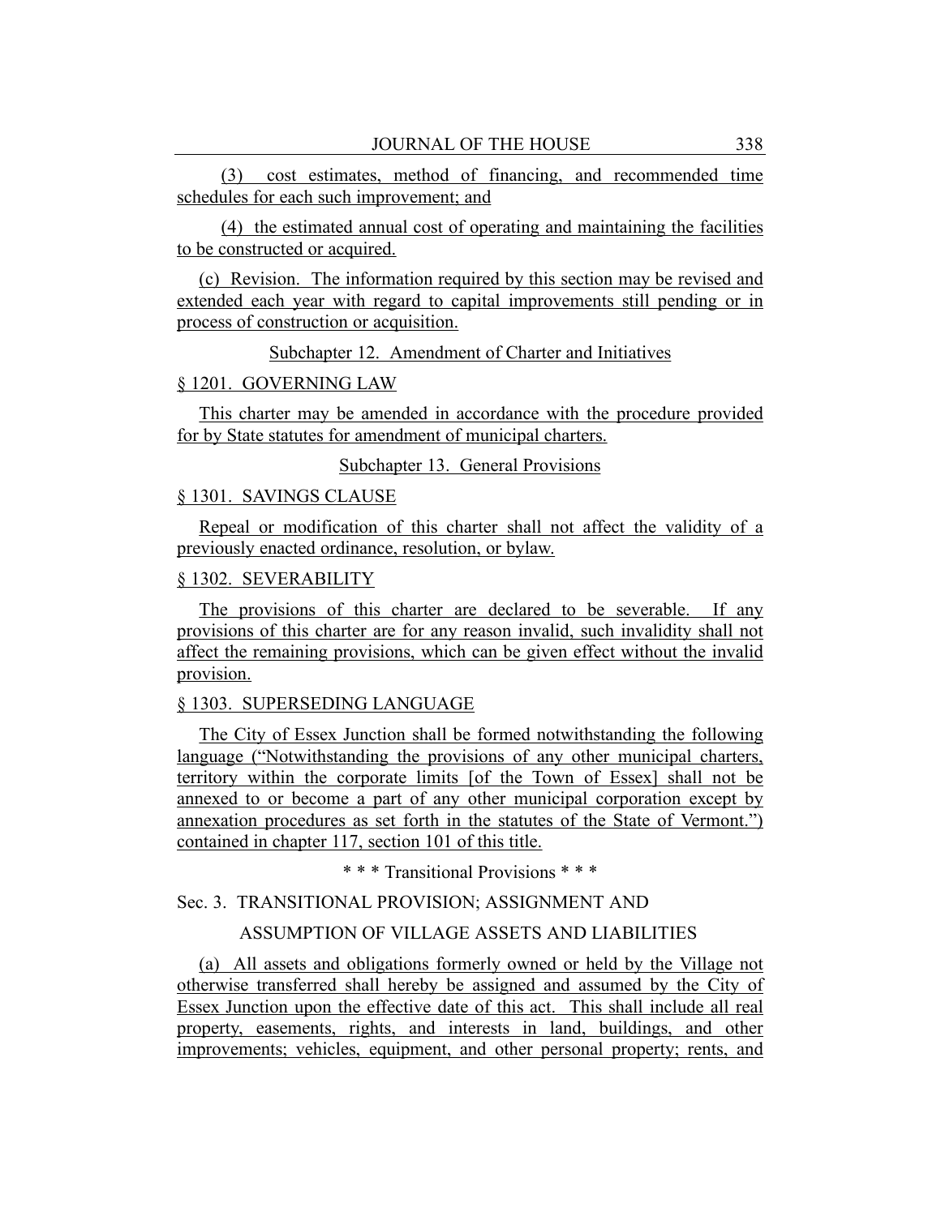(3) cost estimates, method of financing, and recommended time schedules for each such improvement; and

(4) the estimated annual cost of operating and maintaining the facilities to be constructed or acquired.

(c) Revision. The information required by this section may be revised and extended each year with regard to capital improvements still pending or in process of construction or acquisition.

Subchapter 12. Amendment of Charter and Initiatives

§ 1201. GOVERNING LAW

This charter may be amended in accordance with the procedure provided for by State statutes for amendment of municipal charters.

Subchapter 13. General Provisions

§ 1301. SAVINGS CLAUSE

Repeal or modification of this charter shall not affect the validity of a previously enacted ordinance, resolution, or bylaw.

§ 1302. SEVERABILITY

The provisions of this charter are declared to be severable. If any provisions of this charter are for any reason invalid, such invalidity shall not affect the remaining provisions, which can be given effect without the invalid provision.

§ 1303. SUPERSEDING LANGUAGE

The City of Essex Junction shall be formed notwithstanding the following language ("Notwithstanding the provisions of any other municipal charters, territory within the corporate limits [of the Town of Essex] shall not be annexed to or become a part of any other municipal corporation except by annexation procedures as set forth in the statutes of the State of Vermont.") contained in chapter 117, section 101 of this title.

\* \* \* Transitional Provisions \* \* \*

Sec. 3. TRANSITIONAL PROVISION; ASSIGNMENT AND ASSUMPTION OF VILLAGE ASSETS AND LIABILITIES

(a) All assets and obligations formerly owned or held by the Village not otherwise transferred shall hereby be assigned and assumed by the City of Essex Junction upon the effective date of this act. This shall include all real property, easements, rights, and interests in land, buildings, and other improvements; vehicles, equipment, and other personal property; rents, and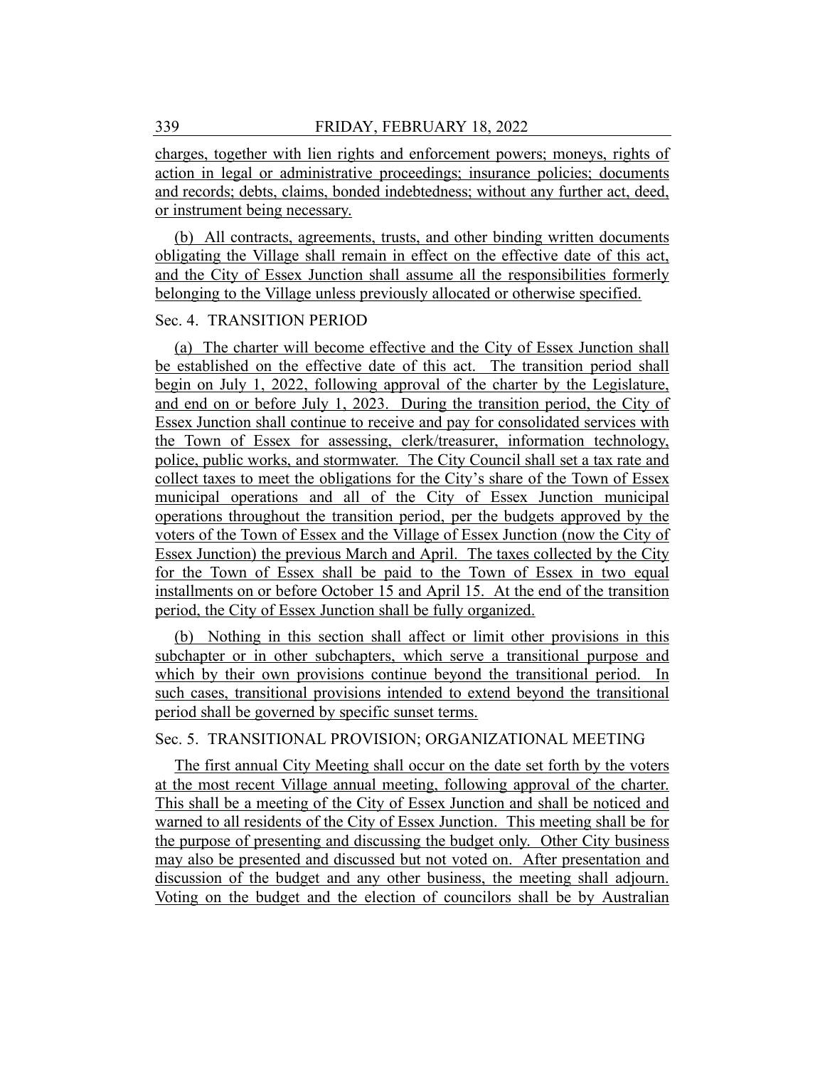charges, together with lien rights and enforcement powers; moneys, rights of action in legal or administrative proceedings; insurance policies; documents and records; debts, claims, bonded indebtedness; without any further act, deed, or instrument being necessary.

(b) All contracts, agreements, trusts, and other binding written documents obligating the Village shall remain in effect on the effective date of this act, and the City of Essex Junction shall assume all the responsibilities formerly belonging to the Village unless previously allocated or otherwise specified.

Sec. 4. TRANSITION PERIOD

(a) The charter will become effective and the City of Essex Junction shall be established on the effective date of this act. The transition period shall begin on July 1, 2022, following approval of the charter by the Legislature, and end on or before July 1, 2023. During the transition period, the City of Essex Junction shall continue to receive and pay for consolidated services with the Town of Essex for assessing, clerk/treasurer, information technology, police, public works, and stormwater. The City Council shall set a tax rate and collect taxes to meet the obligations for the City's share of the Town of Essex municipal operations and all of the City of Essex Junction municipal operations throughout the transition period, per the budgets approved by the voters of the Town of Essex and the Village of Essex Junction (now the City of Essex Junction) the previous March and April. The taxes collected by the City for the Town of Essex shall be paid to the Town of Essex in two equal installments on or before October 15 and April 15. At the end of the transition period, the City of Essex Junction shall be fully organized.

(b) Nothing in this section shall affect or limit other provisions in this subchapter or in other subchapters, which serve a transitional purpose and which by their own provisions continue beyond the transitional period. In such cases, transitional provisions intended to extend beyond the transitional period shall be governed by specific sunset terms.

Sec. 5. TRANSITIONAL PROVISION; ORGANIZATIONAL MEETING

The first annual City Meeting shall occur on the date set forth by the voters at the most recent Village annual meeting, following approval of the charter. This shall be a meeting of the City of Essex Junction and shall be noticed and warned to all residents of the City of Essex Junction. This meeting shall be for the purpose of presenting and discussing the budget only. Other City business may also be presented and discussed but not voted on. After presentation and discussion of the budget and any other business, the meeting shall adjourn. Voting on the budget and the election of councilors shall be by Australian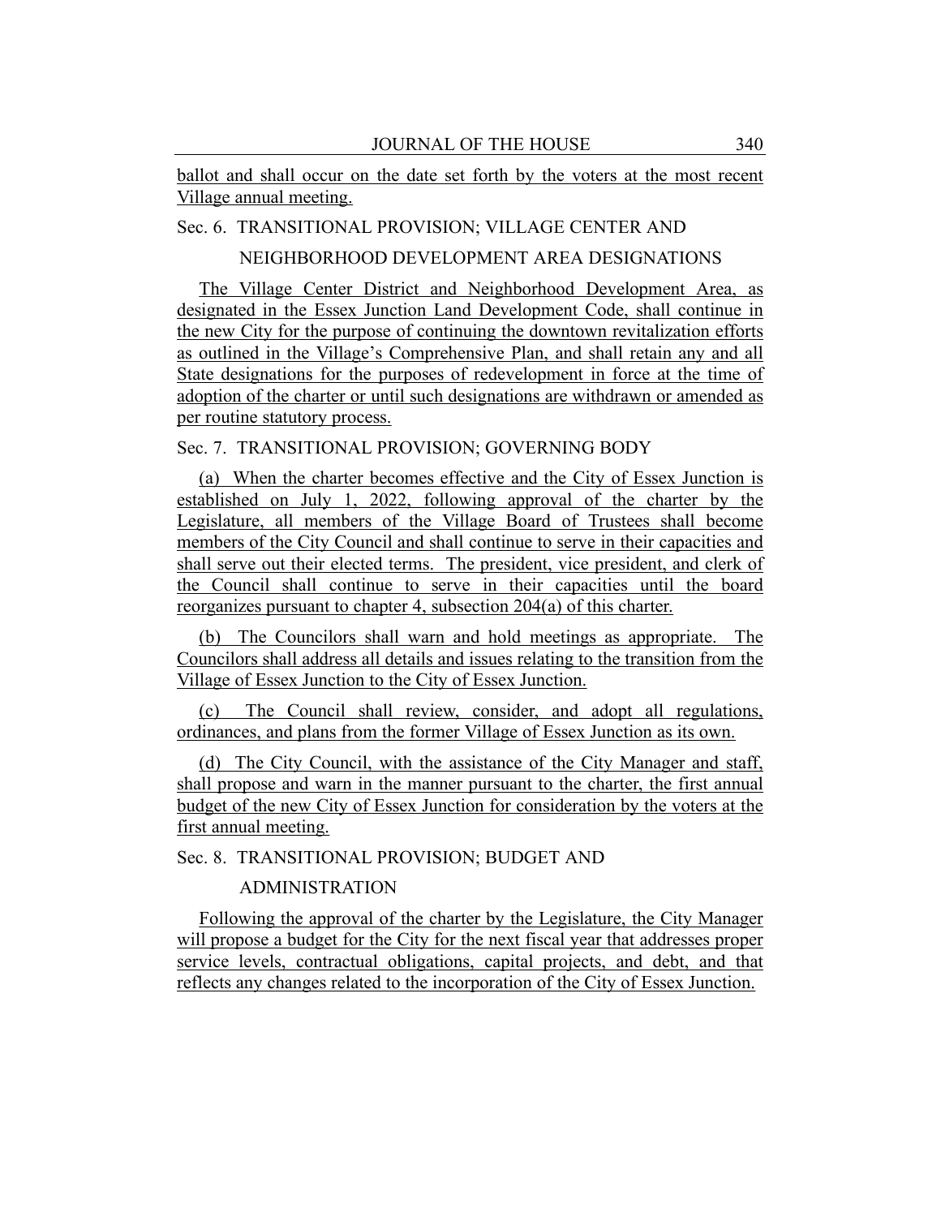ballot and shall occur on the date set forth by the voters at the most recent Village annual meeting.

Sec. 6. TRANSITIONAL PROVISION; VILLAGE CENTER AND NEIGHBORHOOD DEVELOPMENT AREA DESIGNATIONS

The Village Center District and Neighborhood Development Area, as designated in the Essex Junction Land Development Code, shall continue in the new City for the purpose of continuing the downtown revitalization efforts as outlined in the Village's Comprehensive Plan, and shall retain any and all State designations for the purposes of redevelopment in force at the time of adoption of the charter or until such designations are withdrawn or amended as per routine statutory process.

Sec. 7. TRANSITIONAL PROVISION; GOVERNING BODY

(a) When the charter becomes effective and the City of Essex Junction is established on July 1, 2022, following approval of the charter by the Legislature, all members of the Village Board of Trustees shall become members of the City Council and shall continue to serve in their capacities and shall serve out their elected terms. The president, vice president, and clerk of the Council shall continue to serve in their capacities until the board reorganizes pursuant to chapter 4, subsection 204(a) of this charter.

(b) The Councilors shall warn and hold meetings as appropriate. The Councilors shall address all details and issues relating to the transition from the Village of Essex Junction to the City of Essex Junction.

(c) The Council shall review, consider, and adopt all regulations, ordinances, and plans from the former Village of Essex Junction as its own.

(d) The City Council, with the assistance of the City Manager and staff, shall propose and warn in the manner pursuant to the charter, the first annual budget of the new City of Essex Junction for consideration by the voters at the first annual meeting.

Sec. 8. TRANSITIONAL PROVISION; BUDGET AND ADMINISTRATION

Following the approval of the charter by the Legislature, the City Manager will propose a budget for the City for the next fiscal year that addresses proper service levels, contractual obligations, capital projects, and debt, and that reflects any changes related to the incorporation of the City of Essex Junction.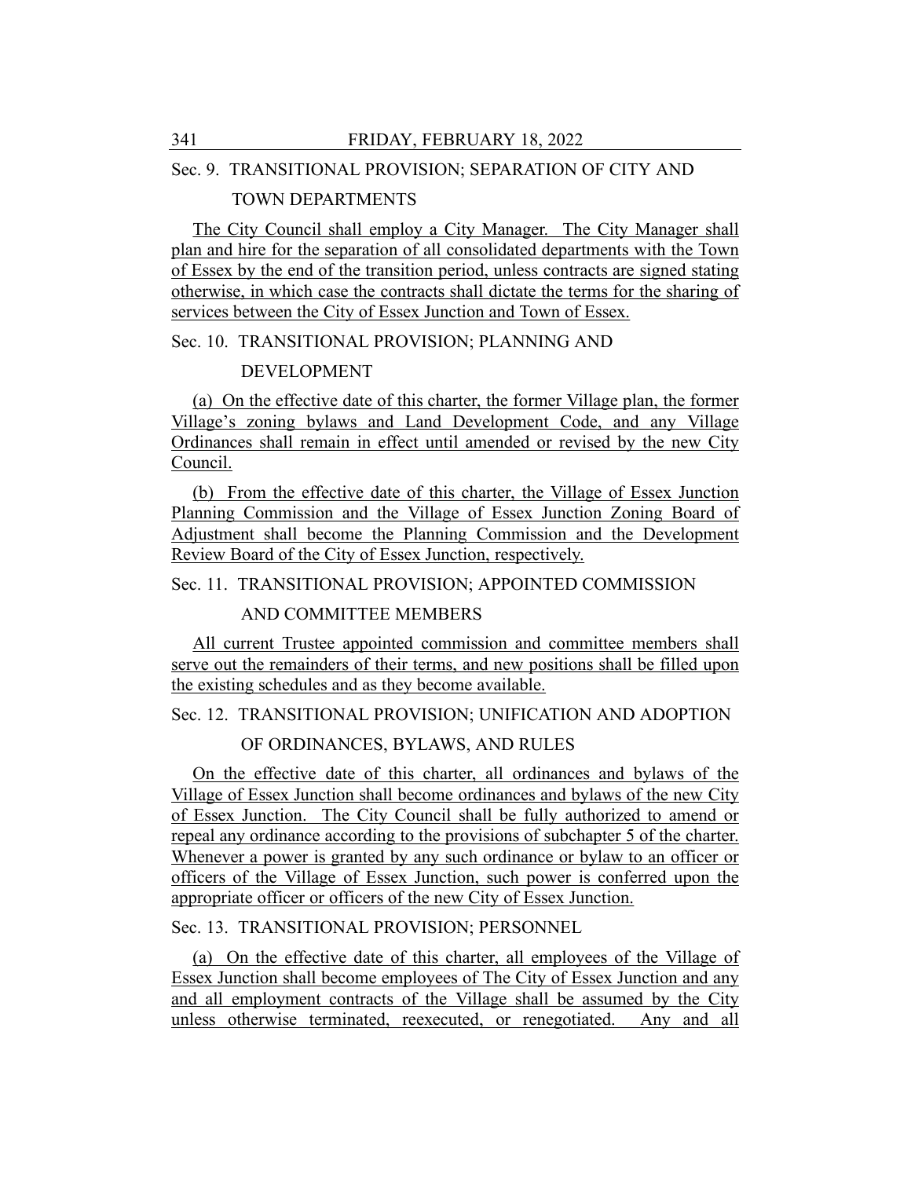Sec. 9. TRANSITIONAL PROVISION; SEPARATION OF CITY AND TOWN DEPARTMENTS

The City Council shall employ a City Manager. The City Manager shall plan and hire for the separation of all consolidated departments with the Town of Essex by the end of the transition period, unless contracts are signed stating otherwise, in which case the contracts shall dictate the terms for the sharing of services between the City of Essex Junction and Town of Essex.

Sec. 10. TRANSITIONAL PROVISION; PLANNING AND DEVELOPMENT

(a) On the effective date of this charter, the former Village plan, the former Village's zoning bylaws and Land Development Code, and any Village Ordinances shall remain in effect until amended or revised by the new City Council.

(b) From the effective date of this charter, the Village of Essex Junction Planning Commission and the Village of Essex Junction Zoning Board of Adjustment shall become the Planning Commission and the Development Review Board of the City of Essex Junction, respectively.

Sec. 11. TRANSITIONAL PROVISION; APPOINTED COMMISSION AND COMMITTEE MEMBERS

All current Trustee appointed commission and committee members shall serve out the remainders of their terms, and new positions shall be filled upon the existing schedules and as they become available.

Sec. 12. TRANSITIONAL PROVISION; UNIFICATION AND ADOPTION OF ORDINANCES, BYLAWS, AND RULES

On the effective date of this charter, all ordinances and bylaws of the Village of Essex Junction shall become ordinances and bylaws of the new City of Essex Junction. The City Council shall be fully authorized to amend or repeal any ordinance according to the provisions of subchapter 5 of the charter. Whenever a power is granted by any such ordinance or bylaw to an officer or officers of the Village of Essex Junction, such power is conferred upon the appropriate officer or officers of the new City of Essex Junction.

Sec. 13. TRANSITIONAL PROVISION; PERSONNEL

(a) On the effective date of this charter, all employees of the Village of Essex Junction shall become employees of The City of Essex Junction and any and all employment contracts of the Village shall be assumed by the City unless otherwise terminated, reexecuted, or renegotiated. Any and all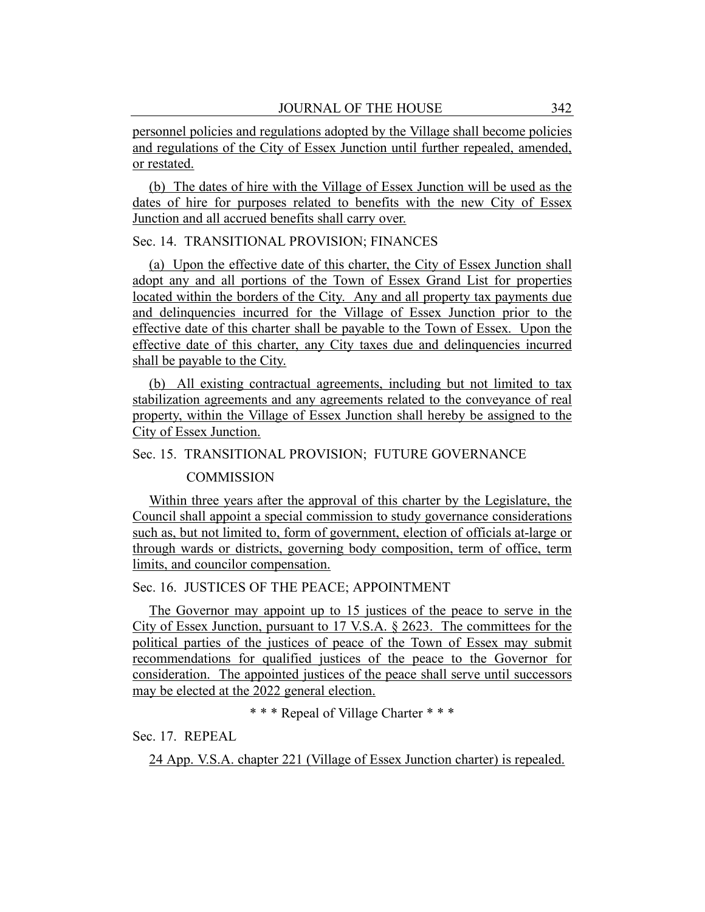personnel policies and regulations adopted by the Village shall become policies and regulations of the City of Essex Junction until further repealed, amended, or restated.

(b) The dates of hire with the Village of Essex Junction will be used as the dates of hire for purposes related to benefits with the new City of Essex Junction and all accrued benefits shall carry over.

Sec. 14. TRANSITIONAL PROVISION; FINANCES

(a) Upon the effective date of this charter, the City of Essex Junction shall adopt any and all portions of the Town of Essex Grand List for properties located within the borders of the City. Any and all property tax payments due and delinquencies incurred for the Village of Essex Junction prior to the effective date of this charter shall be payable to the Town of Essex. Upon the effective date of this charter, any City taxes due and delinquencies incurred shall be payable to the City.

(b) All existing contractual agreements, including but not limited to tax stabilization agreements and any agreements related to the conveyance of real property, within the Village of Essex Junction shall hereby be assigned to the City of Essex Junction.

Sec. 15. TRANSITIONAL PROVISION; FUTURE GOVERNANCE COMMISSION

Within three years after the approval of this charter by the Legislature, the Council shall appoint a special commission to study governance considerations such as, but not limited to, form of government, election of officials at-large or through wards or districts, governing body composition, term of office, term limits, and councilor compensation.

Sec. 16. JUSTICES OF THE PEACE; APPOINTMENT

The Governor may appoint up to 15 justices of the peace to serve in the City of Essex Junction, pursuant to 17 V.S.A. § 2623. The committees for the political parties of the justices of peace of the Town of Essex may submit recommendations for qualified justices of the peace to the Governor for consideration. The appointed justices of the peace shall serve until successors may be elected at the 2022 general election.

\* \* \* Repeal of Village Charter \* \* \*

Sec. 17. REPEAL

24 App. V.S.A. chapter 221 (Village of Essex Junction charter) is repealed.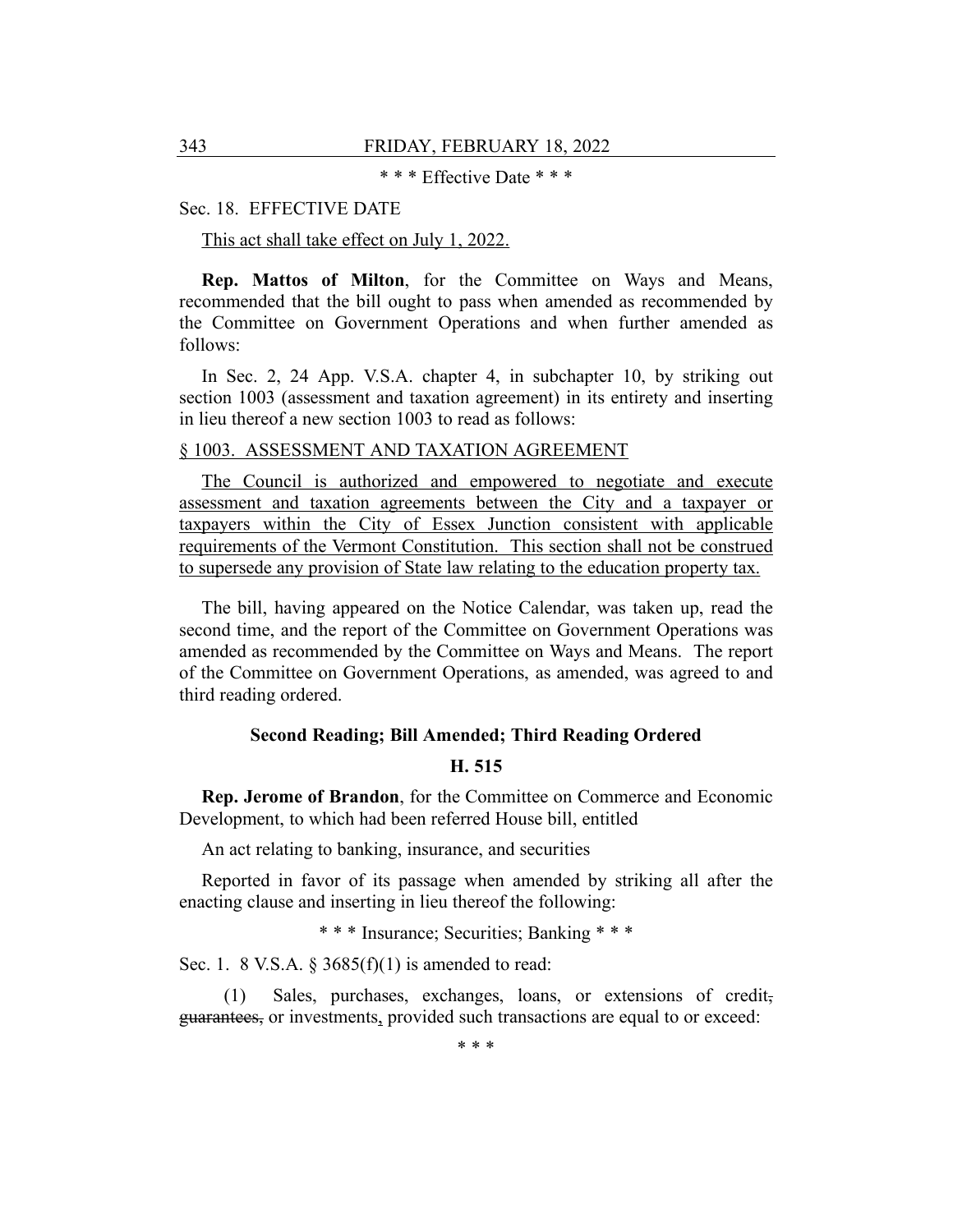\* \* \* Effective Date \* \* \*

Sec. 18. EFFECTIVE DATE

This act shall take effect on July 1, 2022.

**Rep. Mattos of Milton**, for the Committee on Ways and Means, recommended that the bill ought to pass when amended as recommended by the Committee on Government Operations and when further amended as follows:

In Sec. 2, 24 App. V.S.A. chapter 4, in subchapter 10, by striking out section 1003 (assessment and taxation agreement) in its entirety and inserting in lieu thereof a new section 1003 to read as follows:

§ 1003. ASSESSMENT AND TAXATION AGREEMENT

The Council is authorized and empowered to negotiate and execute assessment and taxation agreements between the City and a taxpayer or taxpayers within the City of Essex Junction consistent with applicable requirements of the Vermont Constitution. This section shall not be construed to supersede any provision of State law relating to the education property tax.

The bill, having appeared on the Notice Calendar, was taken up, read the second time, and the report of the Committee on Government Operations was amended as recommended by the Committee on Ways and Means. The report of the Committee on Government Operations, as amended, was agreed to and third reading ordered.

### Second Reading; Bill Amended; Third Reading Ordered

### H. 515

**Rep. Jerome of Brandon**, for the Committee on Commerce and Economic Development, to which had been referred House bill, entitled

An act relating to banking, insurance, and securities

Reported in favor of its passage when amended by striking all after the enacting clause and inserting in lieu thereof the following:

\* \* \* Insurance; Securities; Banking \* \* \*

Sec. 1. 8 V.S.A. § 3685(f)(1) is amended to read:

(1) Sales, purchases, exchanges, loans, or extensions of credit, ~~guarantees,~~ or investments, provided such transactions are equal to or exceed:

\* \* \*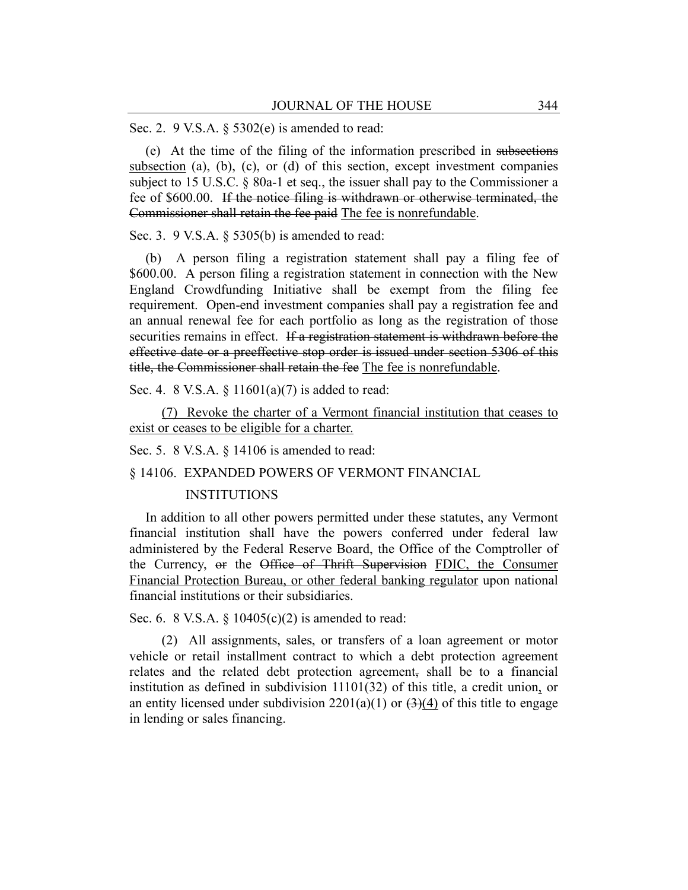Sec. 2. 9 V.S.A. § 5302(e) is amended to read:

(e) At the time of the filing of the information prescribed in ~~subsections~~ <u>subsection</u> (a), (b), (c), or (d) of this section, except investment companies subject to 15 U.S.C. § 80a-1 et seq., the issuer shall pay to the Commissioner a fee of $600.00. ~~If the notice filing is withdrawn or otherwise terminated, the Commissioner shall retain the fee paid~~ <u>The fee is nonrefundable</u>.

Sec. 3. 9 V.S.A. § 5305(b) is amended to read:

(b) A person filing a registration statement shall pay a filing fee of $600.00. A person filing a registration statement in connection with the New England Crowdfunding Initiative shall be exempt from the filing fee requirement. Open-end investment companies shall pay a registration fee and an annual renewal fee for each portfolio as long as the registration of those securities remains in effect. ~~If a registration statement is withdrawn before the effective date or a preeffective stop order is issued under section 5306 of this title, the Commissioner shall retain the fee~~ <u>The fee is nonrefundable</u>.

Sec. 4. 8 V.S.A. § 11601(a)(7) is added to read:

<u>(7) Revoke the charter of a Vermont financial institution that ceases to exist or ceases to be eligible for a charter.</u>

Sec. 5. 8 V.S.A. § 14106 is amended to read:

§ 14106. EXPANDED POWERS OF VERMONT FINANCIAL INSTITUTIONS

In addition to all other powers permitted under these statutes, any Vermont financial institution shall have the powers conferred under federal law administered by the Federal Reserve Board, the Office of the Comptroller of the Currency, ~~or~~ the ~~Office of Thrift Supervision~~ <u>FDIC, the Consumer Financial Protection Bureau, or other federal banking regulator</u> upon national financial institutions or their subsidiaries.

Sec. 6. 8 V.S.A. § 10405(c)(2) is amended to read:

(2) All assignments, sales, or transfers of a loan agreement or motor vehicle or retail installment contract to which a debt protection agreement relates and the related debt protection agreement~~,~~ shall be to a financial institution as defined in subdivision 11101(32) of this title, a credit union<u>,</u> or an entity licensed under subdivision 2201(a)(1) or ~~(3)~~<u>(4)</u> of this title to engage in lending or sales financing.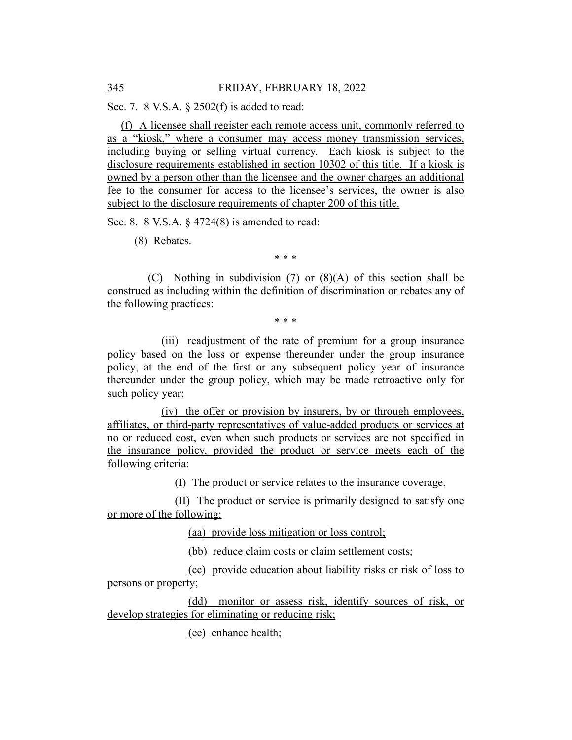Sec. 7. 8 V.S.A. § 2502(f) is added to read:

(f) A licensee shall register each remote access unit, commonly referred to as a "kiosk," where a consumer may access money transmission services, including buying or selling virtual currency. Each kiosk is subject to the disclosure requirements established in section 10302 of this title. If a kiosk is owned by a person other than the licensee and the owner charges an additional fee to the consumer for access to the licensee's services, the owner is also subject to the disclosure requirements of chapter 200 of this title.

Sec. 8. 8 V.S.A. § 4724(8) is amended to read:

(8) Rebates.

\* \* \*

(C) Nothing in subdivision (7) or (8)(A) of this section shall be construed as including within the definition of discrimination or rebates any of the following practices:

\* \* \*

(iii) readjustment of the rate of premium for a group insurance policy based on the loss or expense ~~thereunder~~ under the group insurance policy, at the end of the first or any subsequent policy year of insurance ~~thereunder~~ under the group policy, which may be made retroactive only for such policy year;

(iv) the offer or provision by insurers, by or through employees, affiliates, or third-party representatives of value-added products or services at no or reduced cost, even when such products or services are not specified in the insurance policy, provided the product or service meets each of the following criteria:

(I) The product or service relates to the insurance coverage.

(II) The product or service is primarily designed to satisfy one or more of the following:

(aa) provide loss mitigation or loss control;

(bb) reduce claim costs or claim settlement costs;

(cc) provide education about liability risks or risk of loss to persons or property;

(dd) monitor or assess risk, identify sources of risk, or develop strategies for eliminating or reducing risk;

(ee) enhance health;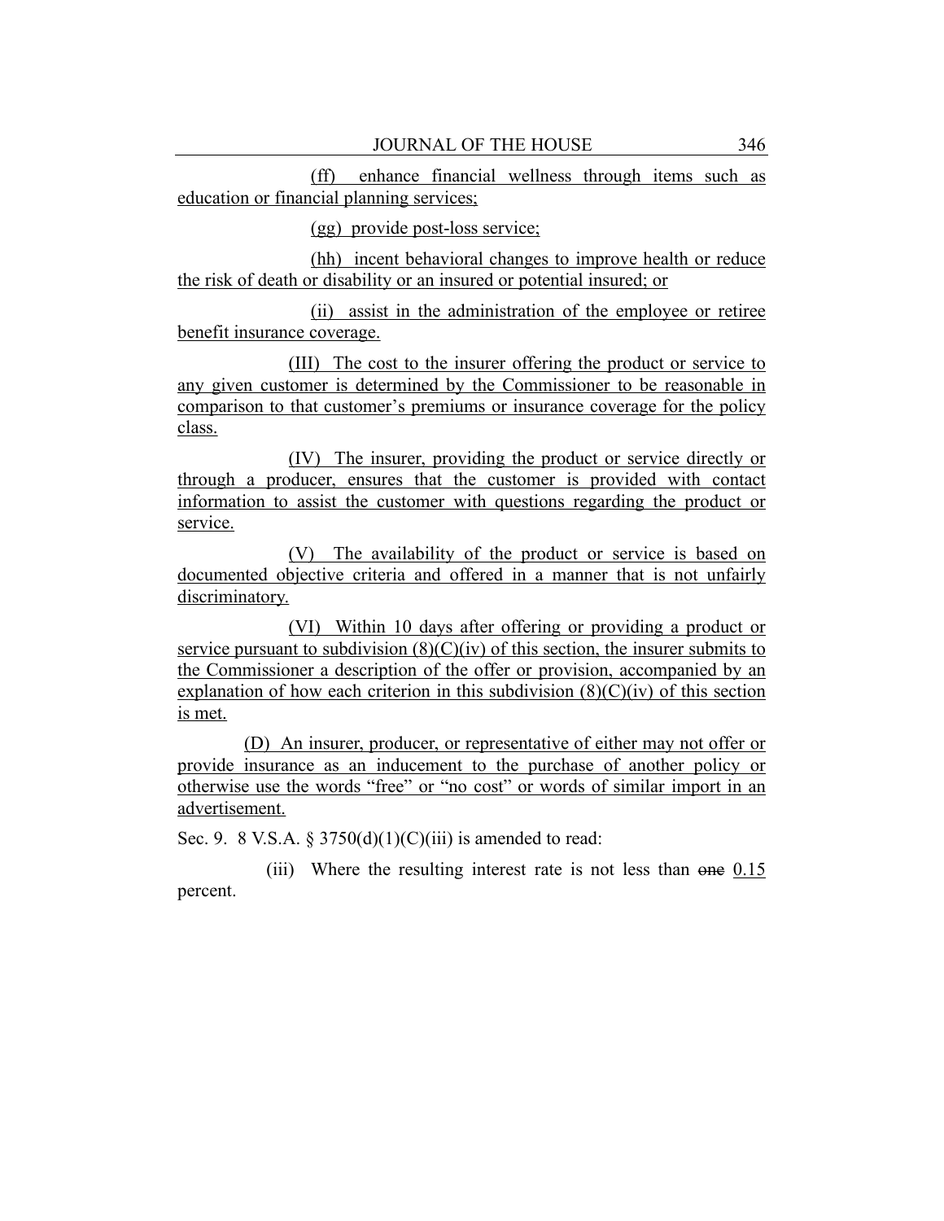(ff) enhance financial wellness through items such as education or financial planning services;

(gg) provide post-loss service;

(hh) incent behavioral changes to improve health or reduce the risk of death or disability or an insured or potential insured; or

(ii) assist in the administration of the employee or retiree benefit insurance coverage.

(III) The cost to the insurer offering the product or service to any given customer is determined by the Commissioner to be reasonable in comparison to that customer's premiums or insurance coverage for the policy class.

(IV) The insurer, providing the product or service directly or through a producer, ensures that the customer is provided with contact information to assist the customer with questions regarding the product or service.

(V) The availability of the product or service is based on documented objective criteria and offered in a manner that is not unfairly discriminatory.

(VI) Within 10 days after offering or providing a product or service pursuant to subdivision (8)(C)(iv) of this section, the insurer submits to the Commissioner a description of the offer or provision, accompanied by an explanation of how each criterion in this subdivision (8)(C)(iv) of this section is met.

(D) An insurer, producer, or representative of either may not offer or provide insurance as an inducement to the purchase of another policy or otherwise use the words "free" or "no cost" or words of similar import in an advertisement.

Sec. 9. 8 V.S.A. § 3750(d)(1)(C)(iii) is amended to read:

(iii) Where the resulting interest rate is not less than ~~one~~ 0.15 percent.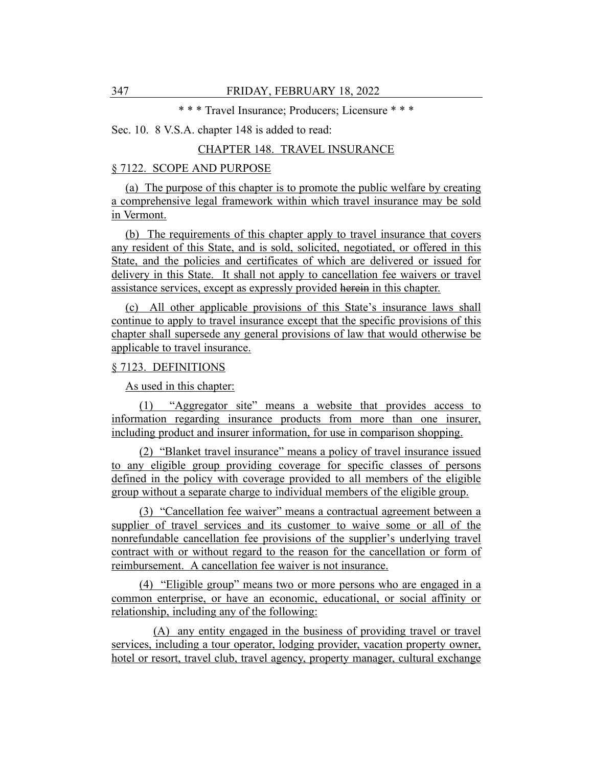\* \* \* Travel Insurance; Producers; Licensure \* \* \*

Sec. 10. 8 V.S.A. chapter 148 is added to read:

CHAPTER 148. TRAVEL INSURANCE

§ 7122. SCOPE AND PURPOSE

(a) The purpose of this chapter is to promote the public welfare by creating a comprehensive legal framework within which travel insurance may be sold in Vermont.

(b) The requirements of this chapter apply to travel insurance that covers any resident of this State, and is sold, solicited, negotiated, or offered in this State, and the policies and certificates of which are delivered or issued for delivery in this State. It shall not apply to cancellation fee waivers or travel assistance services, except as expressly provided ~~herein~~ in this chapter.

(c) All other applicable provisions of this State's insurance laws shall continue to apply to travel insurance except that the specific provisions of this chapter shall supersede any general provisions of law that would otherwise be applicable to travel insurance.

§ 7123. DEFINITIONS

As used in this chapter:

(1) "Aggregator site" means a website that provides access to information regarding insurance products from more than one insurer, including product and insurer information, for use in comparison shopping.

(2) "Blanket travel insurance" means a policy of travel insurance issued to any eligible group providing coverage for specific classes of persons defined in the policy with coverage provided to all members of the eligible group without a separate charge to individual members of the eligible group.

(3) "Cancellation fee waiver" means a contractual agreement between a supplier of travel services and its customer to waive some or all of the nonrefundable cancellation fee provisions of the supplier's underlying travel contract with or without regard to the reason for the cancellation or form of reimbursement. A cancellation fee waiver is not insurance.

(4) "Eligible group" means two or more persons who are engaged in a common enterprise, or have an economic, educational, or social affinity or relationship, including any of the following:

(A) any entity engaged in the business of providing travel or travel services, including a tour operator, lodging provider, vacation property owner, hotel or resort, travel club, travel agency, property manager, cultural exchange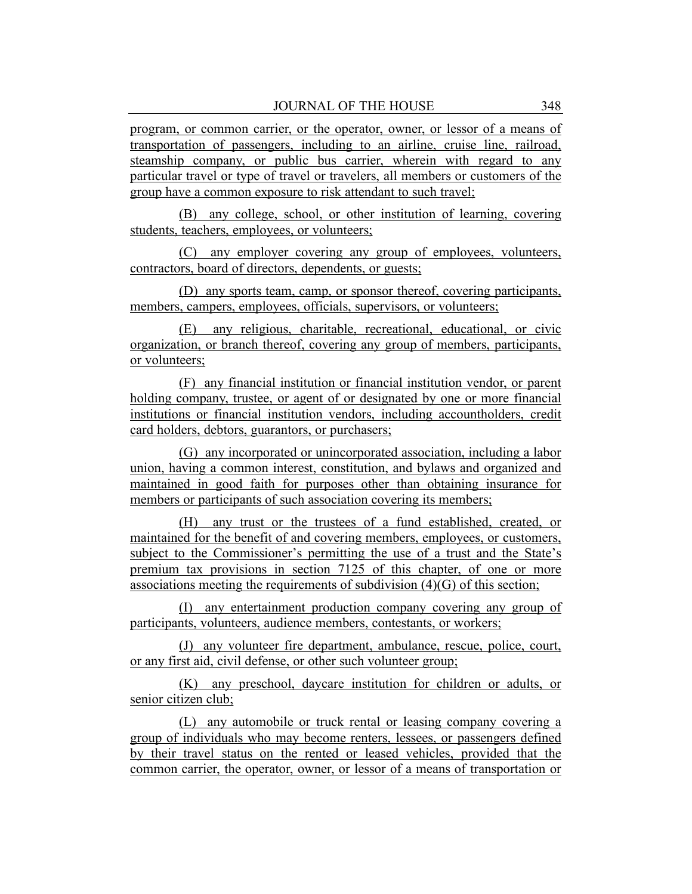program, or common carrier, or the operator, owner, or lessor of a means of transportation of passengers, including to an airline, cruise line, railroad, steamship company, or public bus carrier, wherein with regard to any particular travel or type of travel or travelers, all members or customers of the group have a common exposure to risk attendant to such travel;

(B) any college, school, or other institution of learning, covering students, teachers, employees, or volunteers;

(C) any employer covering any group of employees, volunteers, contractors, board of directors, dependents, or guests;

(D) any sports team, camp, or sponsor thereof, covering participants, members, campers, employees, officials, supervisors, or volunteers;

(E) any religious, charitable, recreational, educational, or civic organization, or branch thereof, covering any group of members, participants, or volunteers;

(F) any financial institution or financial institution vendor, or parent holding company, trustee, or agent of or designated by one or more financial institutions or financial institution vendors, including accountholders, credit card holders, debtors, guarantors, or purchasers;

(G) any incorporated or unincorporated association, including a labor union, having a common interest, constitution, and bylaws and organized and maintained in good faith for purposes other than obtaining insurance for members or participants of such association covering its members;

(H) any trust or the trustees of a fund established, created, or maintained for the benefit of and covering members, employees, or customers, subject to the Commissioner's permitting the use of a trust and the State's premium tax provisions in section 7125 of this chapter, of one or more associations meeting the requirements of subdivision (4)(G) of this section;

(I) any entertainment production company covering any group of participants, volunteers, audience members, contestants, or workers;

(J) any volunteer fire department, ambulance, rescue, police, court, or any first aid, civil defense, or other such volunteer group;

(K) any preschool, daycare institution for children or adults, or senior citizen club;

(L) any automobile or truck rental or leasing company covering a group of individuals who may become renters, lessees, or passengers defined by their travel status on the rented or leased vehicles, provided that the common carrier, the operator, owner, or lessor of a means of transportation or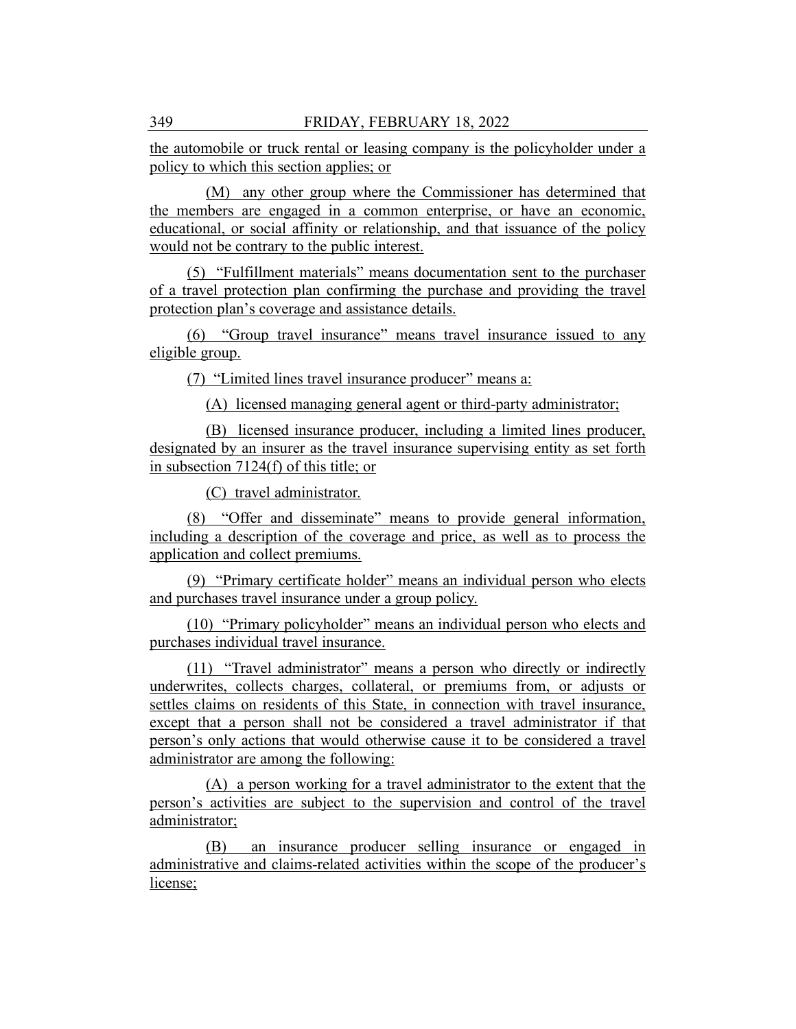the automobile or truck rental or leasing company is the policyholder under a policy to which this section applies; or

(M) any other group where the Commissioner has determined that the members are engaged in a common enterprise, or have an economic, educational, or social affinity or relationship, and that issuance of the policy would not be contrary to the public interest.

(5) "Fulfillment materials" means documentation sent to the purchaser of a travel protection plan confirming the purchase and providing the travel protection plan's coverage and assistance details.

(6) "Group travel insurance" means travel insurance issued to any eligible group.

(7) "Limited lines travel insurance producer" means a:

(A) licensed managing general agent or third-party administrator;

(B) licensed insurance producer, including a limited lines producer, designated by an insurer as the travel insurance supervising entity as set forth in subsection 7124(f) of this title; or

(C) travel administrator.

(8) "Offer and disseminate" means to provide general information, including a description of the coverage and price, as well as to process the application and collect premiums.

(9) "Primary certificate holder" means an individual person who elects and purchases travel insurance under a group policy.

(10) "Primary policyholder" means an individual person who elects and purchases individual travel insurance.

(11) "Travel administrator" means a person who directly or indirectly underwrites, collects charges, collateral, or premiums from, or adjusts or settles claims on residents of this State, in connection with travel insurance, except that a person shall not be considered a travel administrator if that person's only actions that would otherwise cause it to be considered a travel administrator are among the following:

(A) a person working for a travel administrator to the extent that the person's activities are subject to the supervision and control of the travel administrator;

(B) an insurance producer selling insurance or engaged in administrative and claims-related activities within the scope of the producer's license;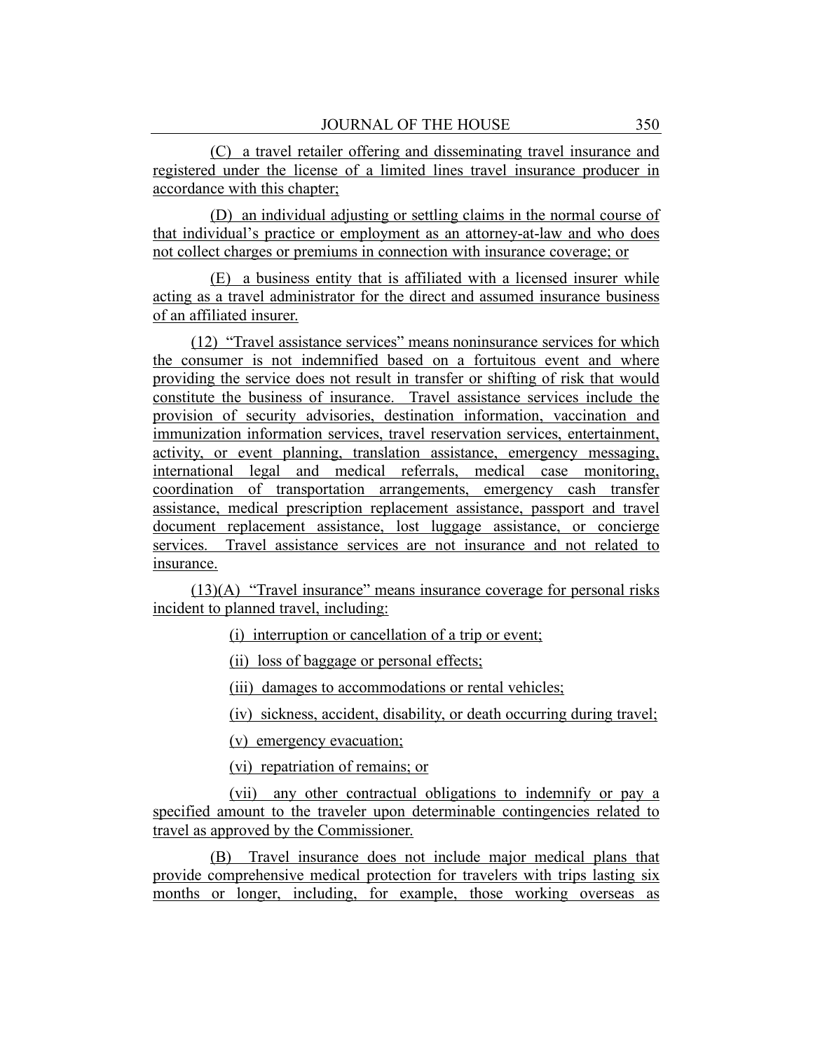(C) a travel retailer offering and disseminating travel insurance and registered under the license of a limited lines travel insurance producer in accordance with this chapter;

(D) an individual adjusting or settling claims in the normal course of that individual's practice or employment as an attorney-at-law and who does not collect charges or premiums in connection with insurance coverage; or

(E) a business entity that is affiliated with a licensed insurer while acting as a travel administrator for the direct and assumed insurance business of an affiliated insurer.

(12) "Travel assistance services" means noninsurance services for which the consumer is not indemnified based on a fortuitous event and where providing the service does not result in transfer or shifting of risk that would constitute the business of insurance. Travel assistance services include the provision of security advisories, destination information, vaccination and immunization information services, travel reservation services, entertainment, activity, or event planning, translation assistance, emergency messaging, international legal and medical referrals, medical case monitoring, coordination of transportation arrangements, emergency cash transfer assistance, medical prescription replacement assistance, passport and travel document replacement assistance, lost luggage assistance, or concierge services. Travel assistance services are not insurance and not related to insurance.

(13)(A) "Travel insurance" means insurance coverage for personal risks incident to planned travel, including:

(i) interruption or cancellation of a trip or event;

(ii) loss of baggage or personal effects;

(iii) damages to accommodations or rental vehicles;

(iv) sickness, accident, disability, or death occurring during travel;

(v) emergency evacuation;

(vi) repatriation of remains; or

(vii) any other contractual obligations to indemnify or pay a specified amount to the traveler upon determinable contingencies related to travel as approved by the Commissioner.

(B) Travel insurance does not include major medical plans that provide comprehensive medical protection for travelers with trips lasting six months or longer, including, for example, those working overseas as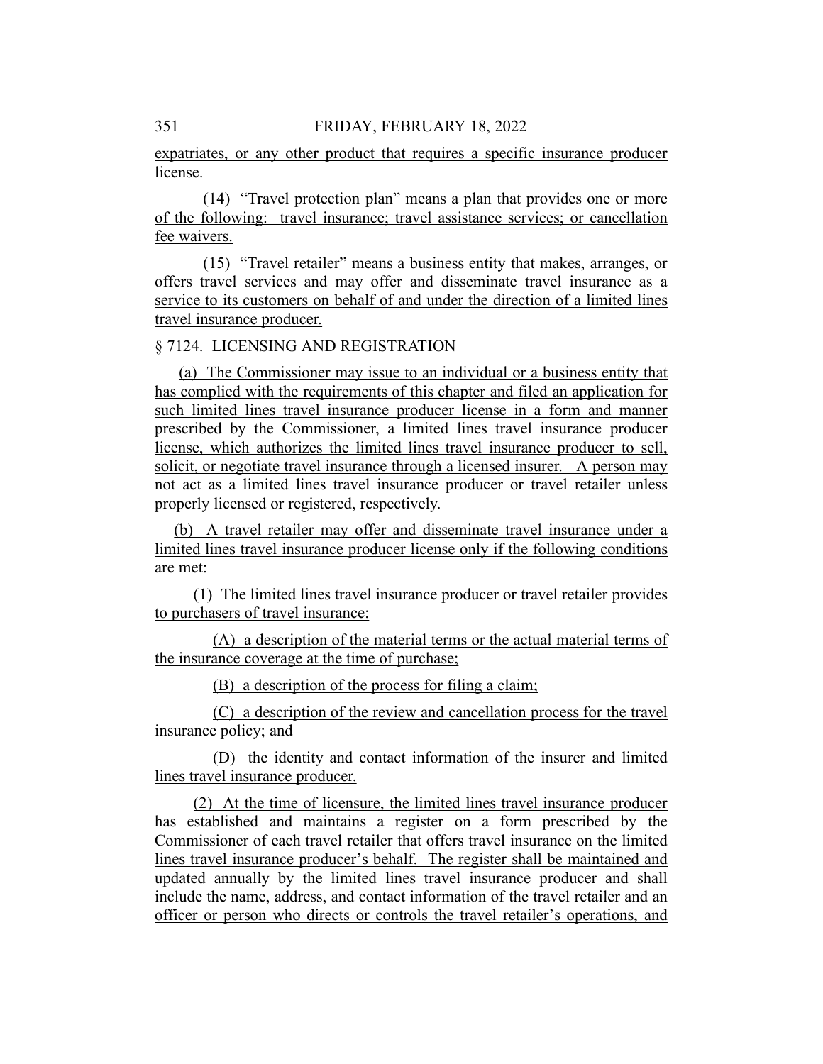expatriates, or any other product that requires a specific insurance producer license.

(14) "Travel protection plan" means a plan that provides one or more of the following: travel insurance; travel assistance services; or cancellation fee waivers.

(15) "Travel retailer" means a business entity that makes, arranges, or offers travel services and may offer and disseminate travel insurance as a service to its customers on behalf of and under the direction of a limited lines travel insurance producer.

§ 7124. LICENSING AND REGISTRATION

(a) The Commissioner may issue to an individual or a business entity that has complied with the requirements of this chapter and filed an application for such limited lines travel insurance producer license in a form and manner prescribed by the Commissioner, a limited lines travel insurance producer license, which authorizes the limited lines travel insurance producer to sell, solicit, or negotiate travel insurance through a licensed insurer. A person may not act as a limited lines travel insurance producer or travel retailer unless properly licensed or registered, respectively.

(b) A travel retailer may offer and disseminate travel insurance under a limited lines travel insurance producer license only if the following conditions are met:

(1) The limited lines travel insurance producer or travel retailer provides to purchasers of travel insurance:

(A) a description of the material terms or the actual material terms of the insurance coverage at the time of purchase;

(B) a description of the process for filing a claim;

(C) a description of the review and cancellation process for the travel insurance policy; and

(D) the identity and contact information of the insurer and limited lines travel insurance producer.

(2) At the time of licensure, the limited lines travel insurance producer has established and maintains a register on a form prescribed by the Commissioner of each travel retailer that offers travel insurance on the limited lines travel insurance producer's behalf. The register shall be maintained and updated annually by the limited lines travel insurance producer and shall include the name, address, and contact information of the travel retailer and an officer or person who directs or controls the travel retailer's operations, and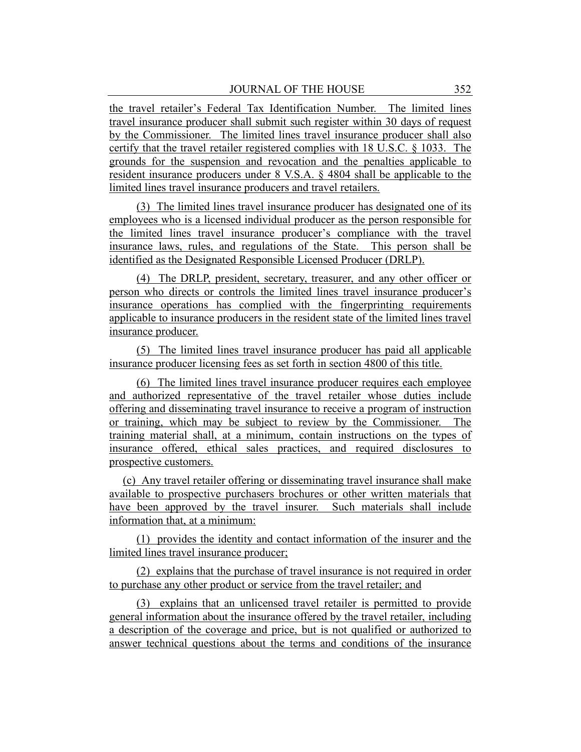the travel retailer's Federal Tax Identification Number. The limited lines travel insurance producer shall submit such register within 30 days of request by the Commissioner. The limited lines travel insurance producer shall also certify that the travel retailer registered complies with 18 U.S.C. § 1033. The grounds for the suspension and revocation and the penalties applicable to resident insurance producers under 8 V.S.A. § 4804 shall be applicable to the limited lines travel insurance producers and travel retailers.

(3) The limited lines travel insurance producer has designated one of its employees who is a licensed individual producer as the person responsible for the limited lines travel insurance producer's compliance with the travel insurance laws, rules, and regulations of the State. This person shall be identified as the Designated Responsible Licensed Producer (DRLP).

(4) The DRLP, president, secretary, treasurer, and any other officer or person who directs or controls the limited lines travel insurance producer's insurance operations has complied with the fingerprinting requirements applicable to insurance producers in the resident state of the limited lines travel insurance producer.

(5) The limited lines travel insurance producer has paid all applicable insurance producer licensing fees as set forth in section 4800 of this title.

(6) The limited lines travel insurance producer requires each employee and authorized representative of the travel retailer whose duties include offering and disseminating travel insurance to receive a program of instruction or training, which may be subject to review by the Commissioner. The training material shall, at a minimum, contain instructions on the types of insurance offered, ethical sales practices, and required disclosures to prospective customers.

(c) Any travel retailer offering or disseminating travel insurance shall make available to prospective purchasers brochures or other written materials that have been approved by the travel insurer. Such materials shall include information that, at a minimum:

(1) provides the identity and contact information of the insurer and the limited lines travel insurance producer;

(2) explains that the purchase of travel insurance is not required in order to purchase any other product or service from the travel retailer; and

(3) explains that an unlicensed travel retailer is permitted to provide general information about the insurance offered by the travel retailer, including a description of the coverage and price, but is not qualified or authorized to answer technical questions about the terms and conditions of the insurance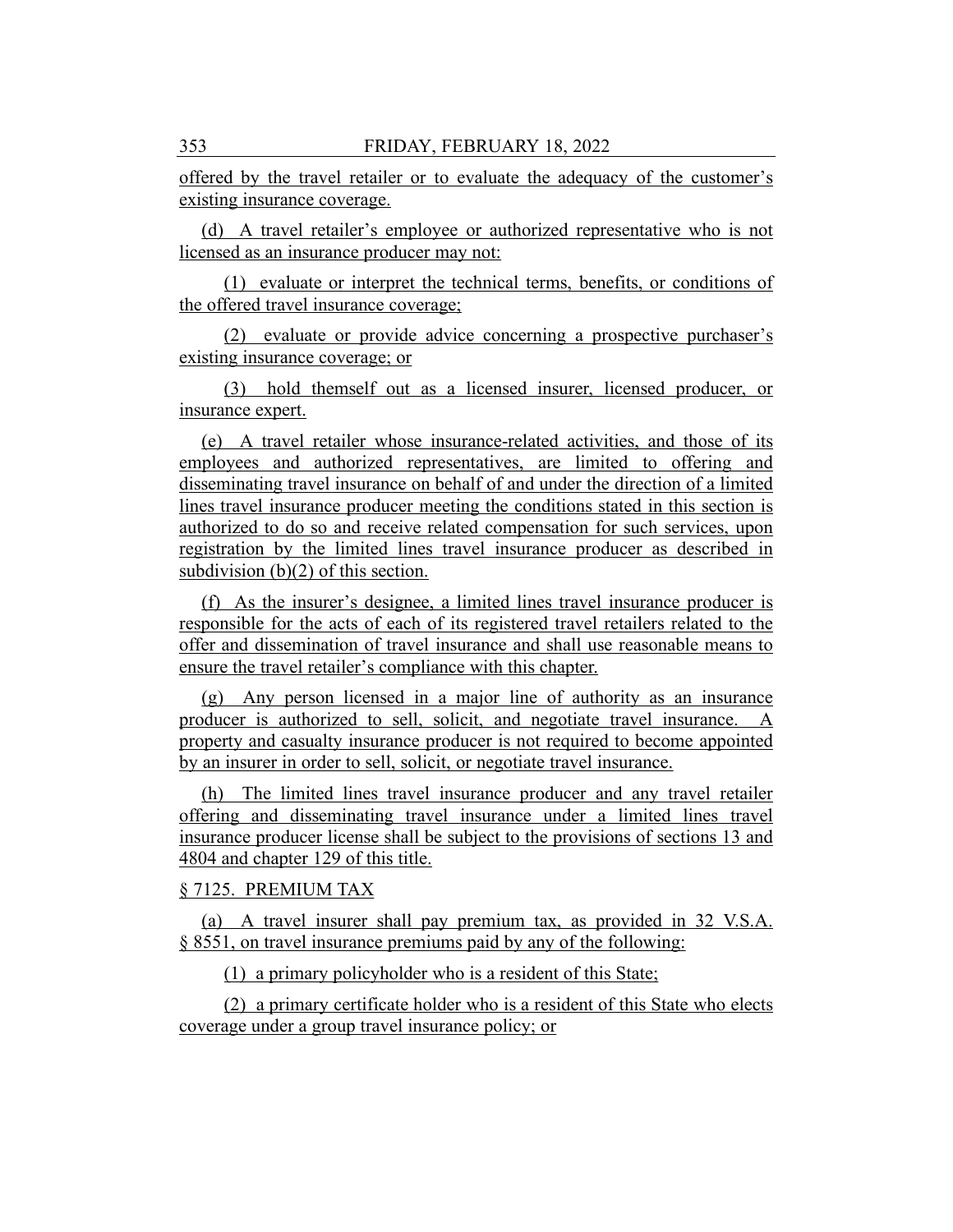offered by the travel retailer or to evaluate the adequacy of the customer's existing insurance coverage.

(d) A travel retailer's employee or authorized representative who is not licensed as an insurance producer may not:

(1) evaluate or interpret the technical terms, benefits, or conditions of the offered travel insurance coverage;

(2) evaluate or provide advice concerning a prospective purchaser's existing insurance coverage; or

(3) hold themself out as a licensed insurer, licensed producer, or insurance expert.

(e) A travel retailer whose insurance-related activities, and those of its employees and authorized representatives, are limited to offering and disseminating travel insurance on behalf of and under the direction of a limited lines travel insurance producer meeting the conditions stated in this section is authorized to do so and receive related compensation for such services, upon registration by the limited lines travel insurance producer as described in subdivision (b)(2) of this section.

(f) As the insurer's designee, a limited lines travel insurance producer is responsible for the acts of each of its registered travel retailers related to the offer and dissemination of travel insurance and shall use reasonable means to ensure the travel retailer's compliance with this chapter.

(g) Any person licensed in a major line of authority as an insurance producer is authorized to sell, solicit, and negotiate travel insurance. A property and casualty insurance producer is not required to become appointed by an insurer in order to sell, solicit, or negotiate travel insurance.

(h) The limited lines travel insurance producer and any travel retailer offering and disseminating travel insurance under a limited lines travel insurance producer license shall be subject to the provisions of sections 13 and 4804 and chapter 129 of this title.

§ 7125. PREMIUM TAX

(a) A travel insurer shall pay premium tax, as provided in 32 V.S.A. § 8551, on travel insurance premiums paid by any of the following:

(1) a primary policyholder who is a resident of this State;

(2) a primary certificate holder who is a resident of this State who elects coverage under a group travel insurance policy; or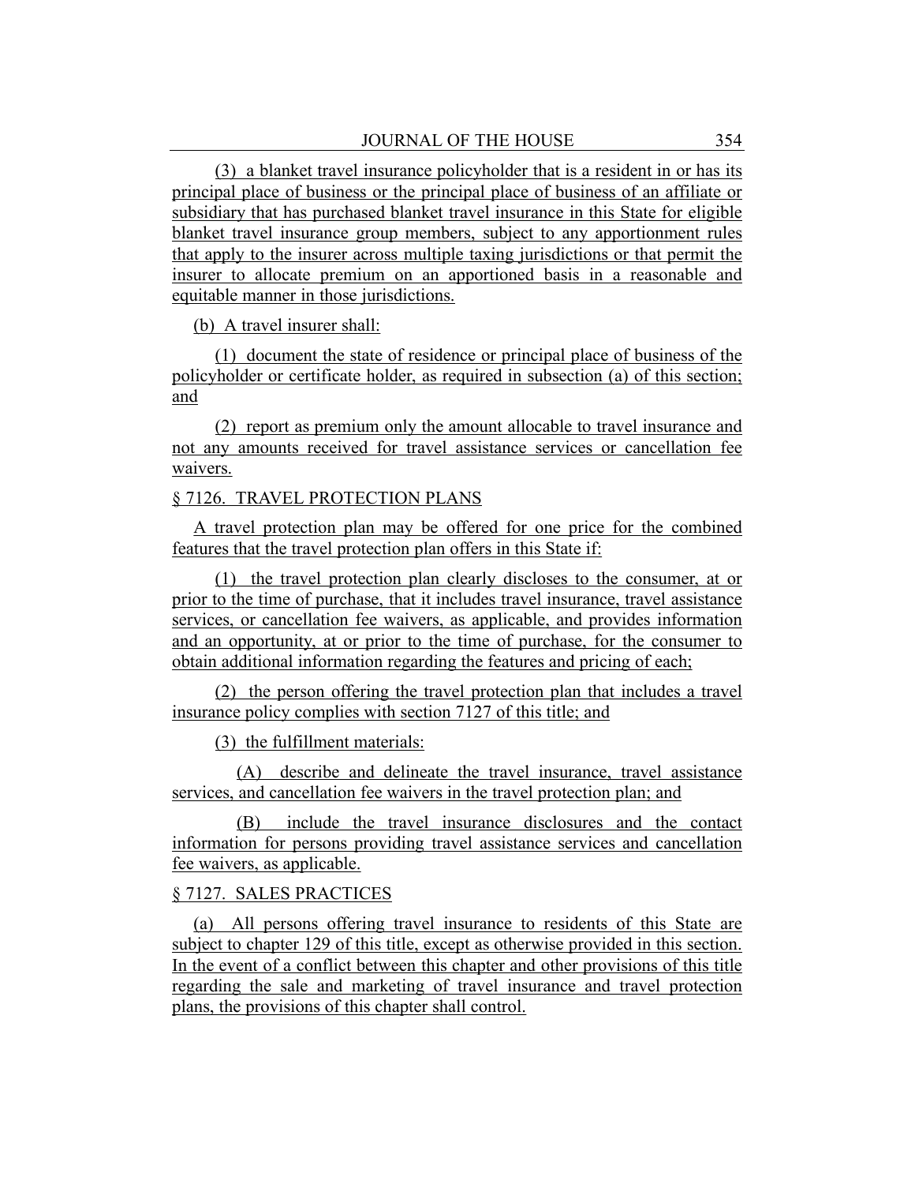(3) a blanket travel insurance policyholder that is a resident in or has its principal place of business or the principal place of business of an affiliate or subsidiary that has purchased blanket travel insurance in this State for eligible blanket travel insurance group members, subject to any apportionment rules that apply to the insurer across multiple taxing jurisdictions or that permit the insurer to allocate premium on an apportioned basis in a reasonable and equitable manner in those jurisdictions.

(b) A travel insurer shall:

(1) document the state of residence or principal place of business of the policyholder or certificate holder, as required in subsection (a) of this section; and

(2) report as premium only the amount allocable to travel insurance and not any amounts received for travel assistance services or cancellation fee waivers.

§ 7126. TRAVEL PROTECTION PLANS

A travel protection plan may be offered for one price for the combined features that the travel protection plan offers in this State if:

(1) the travel protection plan clearly discloses to the consumer, at or prior to the time of purchase, that it includes travel insurance, travel assistance services, or cancellation fee waivers, as applicable, and provides information and an opportunity, at or prior to the time of purchase, for the consumer to obtain additional information regarding the features and pricing of each;

(2) the person offering the travel protection plan that includes a travel insurance policy complies with section 7127 of this title; and

(3) the fulfillment materials:

(A) describe and delineate the travel insurance, travel assistance services, and cancellation fee waivers in the travel protection plan; and

(B) include the travel insurance disclosures and the contact information for persons providing travel assistance services and cancellation fee waivers, as applicable.

§ 7127. SALES PRACTICES

(a) All persons offering travel insurance to residents of this State are subject to chapter 129 of this title, except as otherwise provided in this section. In the event of a conflict between this chapter and other provisions of this title regarding the sale and marketing of travel insurance and travel protection plans, the provisions of this chapter shall control.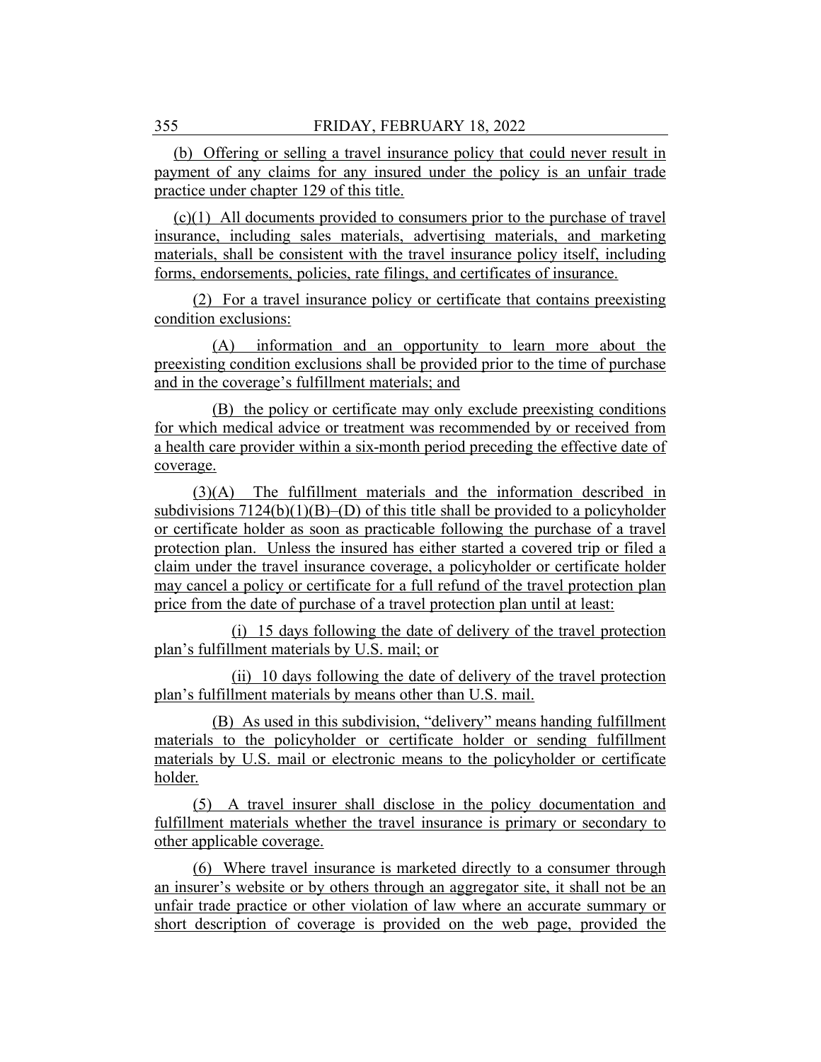(b) Offering or selling a travel insurance policy that could never result in payment of any claims for any insured under the policy is an unfair trade practice under chapter 129 of this title.

(c)(1) All documents provided to consumers prior to the purchase of travel insurance, including sales materials, advertising materials, and marketing materials, shall be consistent with the travel insurance policy itself, including forms, endorsements, policies, rate filings, and certificates of insurance.

(2) For a travel insurance policy or certificate that contains preexisting condition exclusions:

(A) information and an opportunity to learn more about the preexisting condition exclusions shall be provided prior to the time of purchase and in the coverage's fulfillment materials; and

(B) the policy or certificate may only exclude preexisting conditions for which medical advice or treatment was recommended by or received from a health care provider within a six-month period preceding the effective date of coverage.

(3)(A) The fulfillment materials and the information described in subdivisions 7124(b)(1)(B)–(D) of this title shall be provided to a policyholder or certificate holder as soon as practicable following the purchase of a travel protection plan. Unless the insured has either started a covered trip or filed a claim under the travel insurance coverage, a policyholder or certificate holder may cancel a policy or certificate for a full refund of the travel protection plan price from the date of purchase of a travel protection plan until at least:

(i) 15 days following the date of delivery of the travel protection plan's fulfillment materials by U.S. mail; or

(ii) 10 days following the date of delivery of the travel protection plan's fulfillment materials by means other than U.S. mail.

(B) As used in this subdivision, "delivery" means handing fulfillment materials to the policyholder or certificate holder or sending fulfillment materials by U.S. mail or electronic means to the policyholder or certificate holder.

(5) A travel insurer shall disclose in the policy documentation and fulfillment materials whether the travel insurance is primary or secondary to other applicable coverage.

(6) Where travel insurance is marketed directly to a consumer through an insurer's website or by others through an aggregator site, it shall not be an unfair trade practice or other violation of law where an accurate summary or short description of coverage is provided on the web page, provided the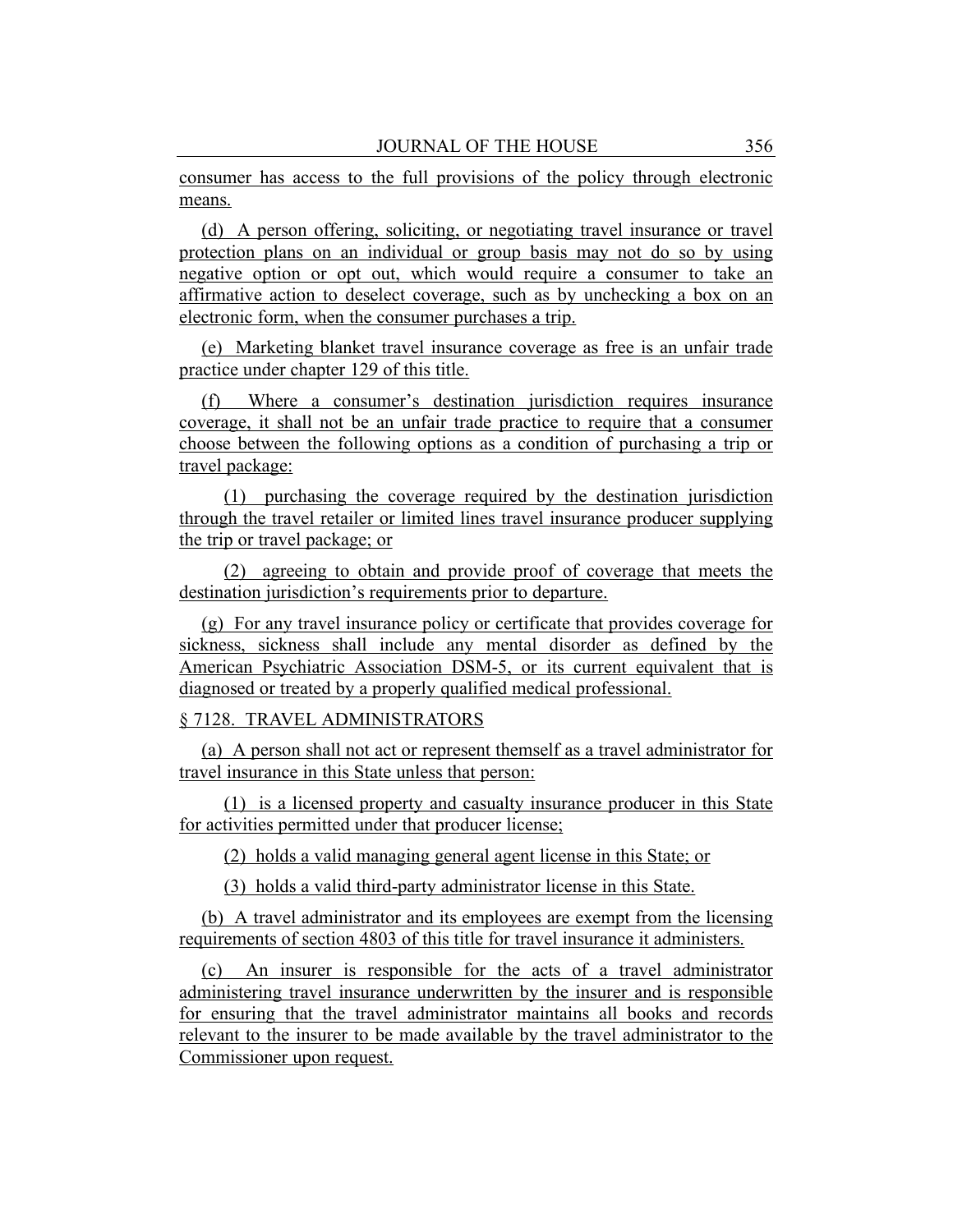consumer has access to the full provisions of the policy through electronic means.

(d) A person offering, soliciting, or negotiating travel insurance or travel protection plans on an individual or group basis may not do so by using negative option or opt out, which would require a consumer to take an affirmative action to deselect coverage, such as by unchecking a box on an electronic form, when the consumer purchases a trip.

(e) Marketing blanket travel insurance coverage as free is an unfair trade practice under chapter 129 of this title.

(f) Where a consumer's destination jurisdiction requires insurance coverage, it shall not be an unfair trade practice to require that a consumer choose between the following options as a condition of purchasing a trip or travel package:

(1) purchasing the coverage required by the destination jurisdiction through the travel retailer or limited lines travel insurance producer supplying the trip or travel package; or

(2) agreeing to obtain and provide proof of coverage that meets the destination jurisdiction's requirements prior to departure.

(g) For any travel insurance policy or certificate that provides coverage for sickness, sickness shall include any mental disorder as defined by the American Psychiatric Association DSM-5, or its current equivalent that is diagnosed or treated by a properly qualified medical professional.

§ 7128. TRAVEL ADMINISTRATORS

(a) A person shall not act or represent themself as a travel administrator for travel insurance in this State unless that person:

(1) is a licensed property and casualty insurance producer in this State for activities permitted under that producer license;

(2) holds a valid managing general agent license in this State; or

(3) holds a valid third-party administrator license in this State.

(b) A travel administrator and its employees are exempt from the licensing requirements of section 4803 of this title for travel insurance it administers.

(c) An insurer is responsible for the acts of a travel administrator administering travel insurance underwritten by the insurer and is responsible for ensuring that the travel administrator maintains all books and records relevant to the insurer to be made available by the travel administrator to the Commissioner upon request.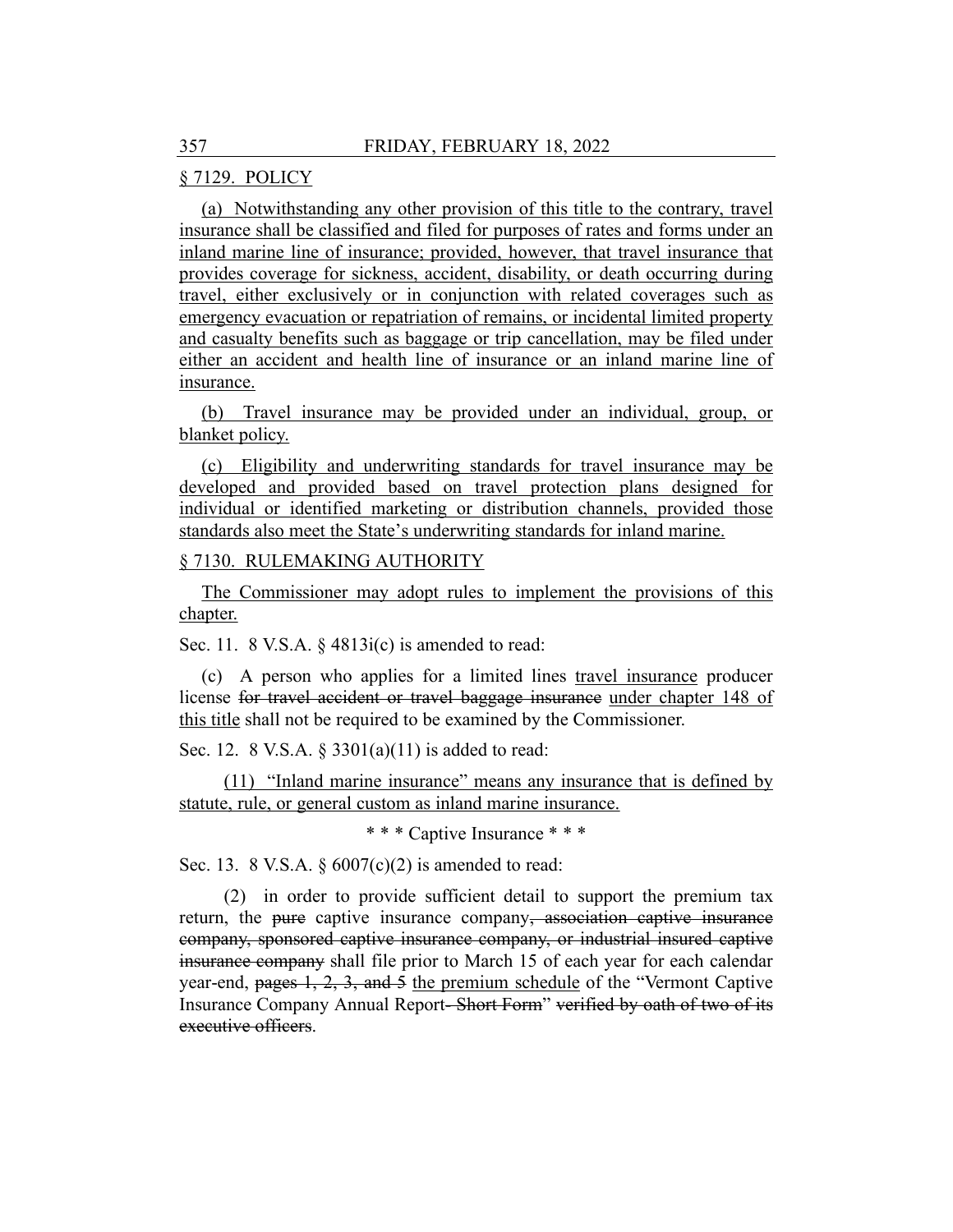§ 7129. POLICY

(a) Notwithstanding any other provision of this title to the contrary, travel insurance shall be classified and filed for purposes of rates and forms under an inland marine line of insurance; provided, however, that travel insurance that provides coverage for sickness, accident, disability, or death occurring during travel, either exclusively or in conjunction with related coverages such as emergency evacuation or repatriation of remains, or incidental limited property and casualty benefits such as baggage or trip cancellation, may be filed under either an accident and health line of insurance or an inland marine line of insurance.

(b) Travel insurance may be provided under an individual, group, or blanket policy.

(c) Eligibility and underwriting standards for travel insurance may be developed and provided based on travel protection plans designed for individual or identified marketing or distribution channels, provided those standards also meet the State's underwriting standards for inland marine.

§ 7130. RULEMAKING AUTHORITY

The Commissioner may adopt rules to implement the provisions of this chapter.

Sec. 11. 8 V.S.A. § 4813i(c) is amended to read:

(c) A person who applies for a limited lines travel insurance producer license ~~for travel accident or travel baggage insurance~~ under chapter 148 of this title shall not be required to be examined by the Commissioner.

Sec. 12. 8 V.S.A. § 3301(a)(11) is added to read:

(11) "Inland marine insurance" means any insurance that is defined by statute, rule, or general custom as inland marine insurance.

\* \* \* Captive Insurance \* \* \*

Sec. 13. 8 V.S.A. § 6007(c)(2) is amended to read:

(2) in order to provide sufficient detail to support the premium tax return, the ~~pure~~ captive insurance company~~, association captive insurance company, sponsored captive insurance company, or industrial insured captive insurance company~~ shall file prior to March 15 of each year for each calendar year-end, ~~pages 1, 2, 3, and 5~~ the premium schedule of the "Vermont Captive Insurance Company Annual Report~~- Short Form~~" ~~verified by oath of two of its executive officers~~.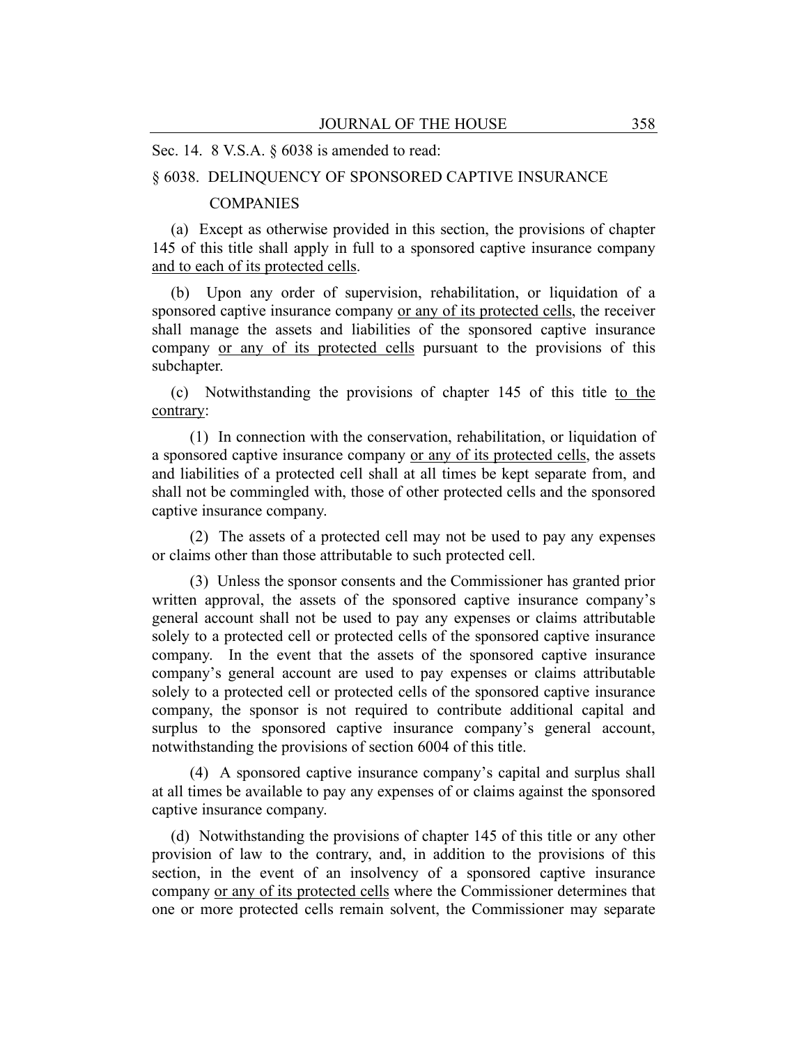Sec. 14. 8 V.S.A. § 6038 is amended to read:

§ 6038. DELINQUENCY OF SPONSORED CAPTIVE INSURANCE COMPANIES

(a) Except as otherwise provided in this section, the provisions of chapter 145 of this title shall apply in full to a sponsored captive insurance company and to each of its protected cells.

(b) Upon any order of supervision, rehabilitation, or liquidation of a sponsored captive insurance company or any of its protected cells, the receiver shall manage the assets and liabilities of the sponsored captive insurance company or any of its protected cells pursuant to the provisions of this subchapter.

(c) Notwithstanding the provisions of chapter 145 of this title to the contrary:

(1) In connection with the conservation, rehabilitation, or liquidation of a sponsored captive insurance company or any of its protected cells, the assets and liabilities of a protected cell shall at all times be kept separate from, and shall not be commingled with, those of other protected cells and the sponsored captive insurance company.

(2) The assets of a protected cell may not be used to pay any expenses or claims other than those attributable to such protected cell.

(3) Unless the sponsor consents and the Commissioner has granted prior written approval, the assets of the sponsored captive insurance company's general account shall not be used to pay any expenses or claims attributable solely to a protected cell or protected cells of the sponsored captive insurance company. In the event that the assets of the sponsored captive insurance company's general account are used to pay expenses or claims attributable solely to a protected cell or protected cells of the sponsored captive insurance company, the sponsor is not required to contribute additional capital and surplus to the sponsored captive insurance company's general account, notwithstanding the provisions of section 6004 of this title.

(4) A sponsored captive insurance company's capital and surplus shall at all times be available to pay any expenses of or claims against the sponsored captive insurance company.

(d) Notwithstanding the provisions of chapter 145 of this title or any other provision of law to the contrary, and, in addition to the provisions of this section, in the event of an insolvency of a sponsored captive insurance company or any of its protected cells where the Commissioner determines that one or more protected cells remain solvent, the Commissioner may separate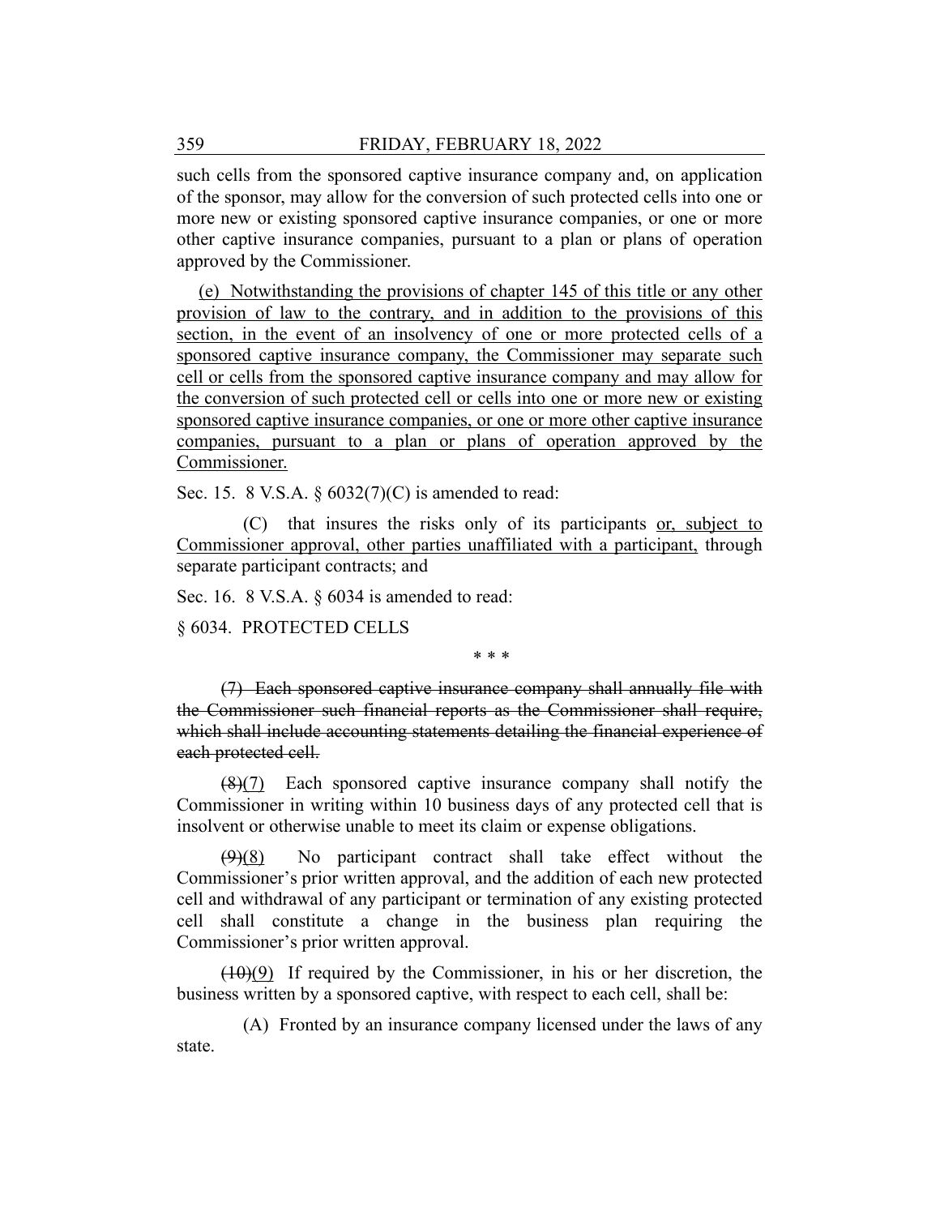such cells from the sponsored captive insurance company and, on application of the sponsor, may allow for the conversion of such protected cells into one or more new or existing sponsored captive insurance companies, or one or more other captive insurance companies, pursuant to a plan or plans of operation approved by the Commissioner.

<u>(e) Notwithstanding the provisions of chapter 145 of this title or any other provision of law to the contrary, and in addition to the provisions of this section, in the event of an insolvency of one or more protected cells of a sponsored captive insurance company, the Commissioner may separate such cell or cells from the sponsored captive insurance company and may allow for the conversion of such protected cell or cells into one or more new or existing sponsored captive insurance companies, or one or more other captive insurance companies, pursuant to a plan or plans of operation approved by the Commissioner.</u>

Sec. 15. 8 V.S.A. § 6032(7)(C) is amended to read:

(C) that insures the risks only of its participants <u>or, subject to Commissioner approval, other parties unaffiliated with a participant,</u> through separate participant contracts; and

Sec. 16. 8 V.S.A. § 6034 is amended to read:

§ 6034. PROTECTED CELLS

\* \* \*

~~(7) Each sponsored captive insurance company shall annually file with the Commissioner such financial reports as the Commissioner shall require, which shall include accounting statements detailing the financial experience of each protected cell.~~

~~(8)~~<u>(7)</u> Each sponsored captive insurance company shall notify the Commissioner in writing within 10 business days of any protected cell that is insolvent or otherwise unable to meet its claim or expense obligations.

~~(9)~~<u>(8)</u> No participant contract shall take effect without the Commissioner's prior written approval, and the addition of each new protected cell and withdrawal of any participant or termination of any existing protected cell shall constitute a change in the business plan requiring the Commissioner's prior written approval.

~~(10)~~<u>(9)</u> If required by the Commissioner, in his or her discretion, the business written by a sponsored captive, with respect to each cell, shall be:

(A) Fronted by an insurance company licensed under the laws of any state.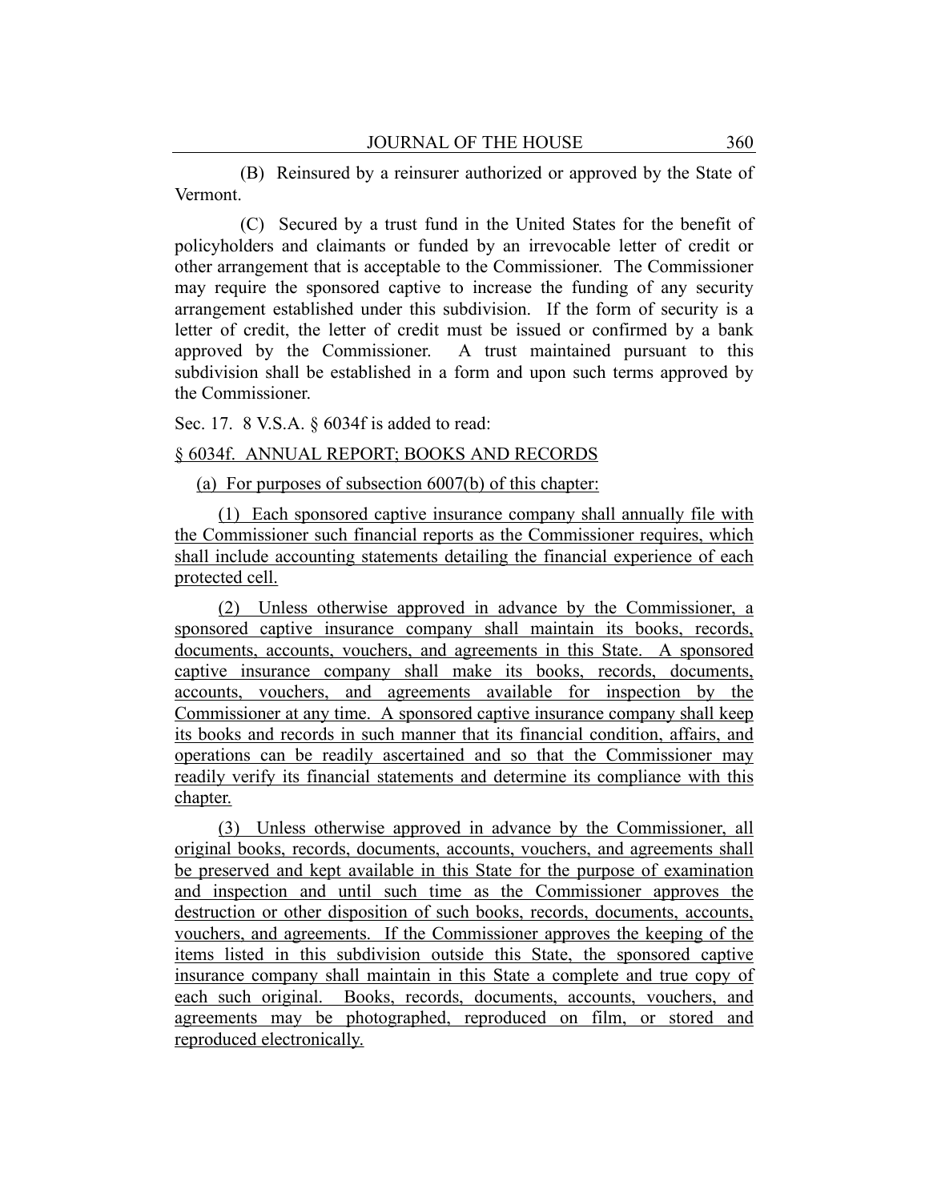(B) Reinsured by a reinsurer authorized or approved by the State of Vermont.

(C) Secured by a trust fund in the United States for the benefit of policyholders and claimants or funded by an irrevocable letter of credit or other arrangement that is acceptable to the Commissioner. The Commissioner may require the sponsored captive to increase the funding of any security arrangement established under this subdivision. If the form of security is a letter of credit, the letter of credit must be issued or confirmed by a bank approved by the Commissioner. A trust maintained pursuant to this subdivision shall be established in a form and upon such terms approved by the Commissioner.

Sec. 17. 8 V.S.A. § 6034f is added to read:

§ 6034f. ANNUAL REPORT; BOOKS AND RECORDS

(a) For purposes of subsection 6007(b) of this chapter:

(1) Each sponsored captive insurance company shall annually file with the Commissioner such financial reports as the Commissioner requires, which shall include accounting statements detailing the financial experience of each protected cell.

(2) Unless otherwise approved in advance by the Commissioner, a sponsored captive insurance company shall maintain its books, records, documents, accounts, vouchers, and agreements in this State. A sponsored captive insurance company shall make its books, records, documents, accounts, vouchers, and agreements available for inspection by the Commissioner at any time. A sponsored captive insurance company shall keep its books and records in such manner that its financial condition, affairs, and operations can be readily ascertained and so that the Commissioner may readily verify its financial statements and determine its compliance with this chapter.

(3) Unless otherwise approved in advance by the Commissioner, all original books, records, documents, accounts, vouchers, and agreements shall be preserved and kept available in this State for the purpose of examination and inspection and until such time as the Commissioner approves the destruction or other disposition of such books, records, documents, accounts, vouchers, and agreements. If the Commissioner approves the keeping of the items listed in this subdivision outside this State, the sponsored captive insurance company shall maintain in this State a complete and true copy of each such original. Books, records, documents, accounts, vouchers, and agreements may be photographed, reproduced on film, or stored and reproduced electronically.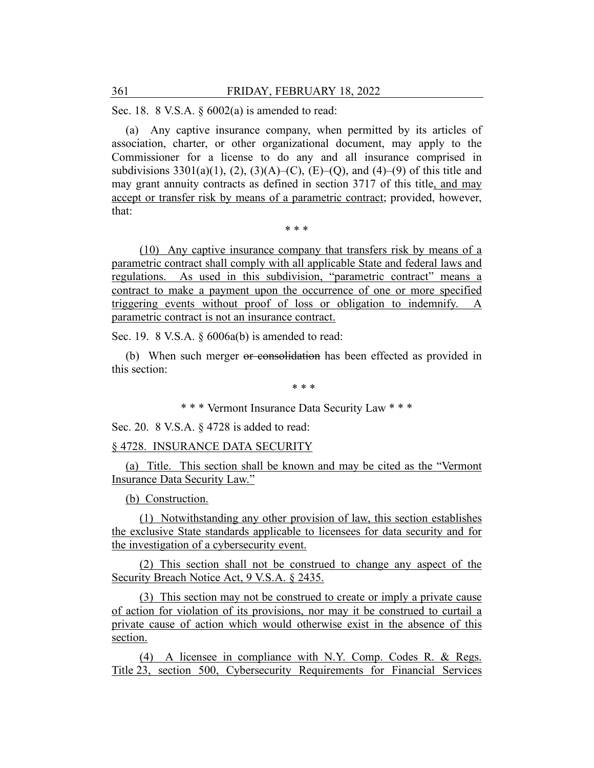Sec. 18. 8 V.S.A. § 6002(a) is amended to read:

(a) Any captive insurance company, when permitted by its articles of association, charter, or other organizational document, may apply to the Commissioner for a license to do any and all insurance comprised in subdivisions 3301(a)(1), (2), (3)(A)–(C), (E)–(Q), and (4)–(9) of this title and may grant annuity contracts as defined in section 3717 of this title, and may accept or transfer risk by means of a parametric contract; provided, however, that:

\* \* \*

(10) Any captive insurance company that transfers risk by means of a parametric contract shall comply with all applicable State and federal laws and regulations. As used in this subdivision, "parametric contract" means a contract to make a payment upon the occurrence of one or more specified triggering events without proof of loss or obligation to indemnify. A parametric contract is not an insurance contract.

Sec. 19. 8 V.S.A. § 6006a(b) is amended to read:

(b) When such merger ~~or consolidation~~ has been effected as provided in this section:

\* \* \*

\* \* \* Vermont Insurance Data Security Law \* \* \*

Sec. 20. 8 V.S.A. § 4728 is added to read:

§ 4728. INSURANCE DATA SECURITY

(a) Title. This section shall be known and may be cited as the "Vermont Insurance Data Security Law."

(b) Construction.

(1) Notwithstanding any other provision of law, this section establishes the exclusive State standards applicable to licensees for data security and for the investigation of a cybersecurity event.

(2) This section shall not be construed to change any aspect of the Security Breach Notice Act, 9 V.S.A. § 2435.

(3) This section may not be construed to create or imply a private cause of action for violation of its provisions, nor may it be construed to curtail a private cause of action which would otherwise exist in the absence of this section.

(4) A licensee in compliance with N.Y. Comp. Codes R. & Regs. Title 23, section 500, Cybersecurity Requirements for Financial Services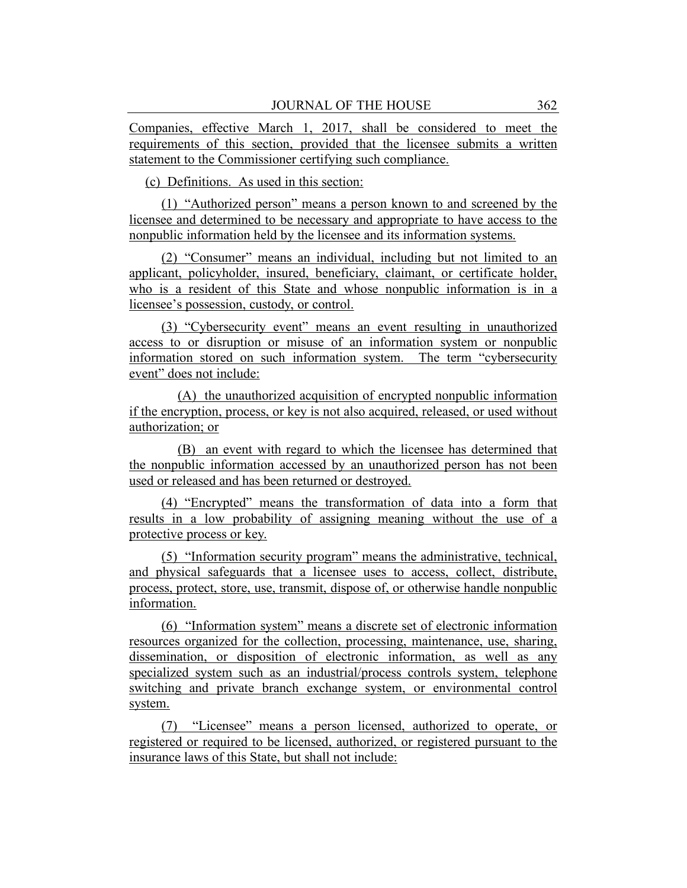Companies, effective March 1, 2017, shall be considered to meet the requirements of this section, provided that the licensee submits a written statement to the Commissioner certifying such compliance.

(c) Definitions. As used in this section:

(1) "Authorized person" means a person known to and screened by the licensee and determined to be necessary and appropriate to have access to the nonpublic information held by the licensee and its information systems.

(2) "Consumer" means an individual, including but not limited to an applicant, policyholder, insured, beneficiary, claimant, or certificate holder, who is a resident of this State and whose nonpublic information is in a licensee's possession, custody, or control.

(3) "Cybersecurity event" means an event resulting in unauthorized access to or disruption or misuse of an information system or nonpublic information stored on such information system. The term "cybersecurity event" does not include:

(A) the unauthorized acquisition of encrypted nonpublic information if the encryption, process, or key is not also acquired, released, or used without authorization; or

(B) an event with regard to which the licensee has determined that the nonpublic information accessed by an unauthorized person has not been used or released and has been returned or destroyed.

(4) "Encrypted" means the transformation of data into a form that results in a low probability of assigning meaning without the use of a protective process or key.

(5) "Information security program" means the administrative, technical, and physical safeguards that a licensee uses to access, collect, distribute, process, protect, store, use, transmit, dispose of, or otherwise handle nonpublic information.

(6) "Information system" means a discrete set of electronic information resources organized for the collection, processing, maintenance, use, sharing, dissemination, or disposition of electronic information, as well as any specialized system such as an industrial/process controls system, telephone switching and private branch exchange system, or environmental control system.

(7) "Licensee" means a person licensed, authorized to operate, or registered or required to be licensed, authorized, or registered pursuant to the insurance laws of this State, but shall not include: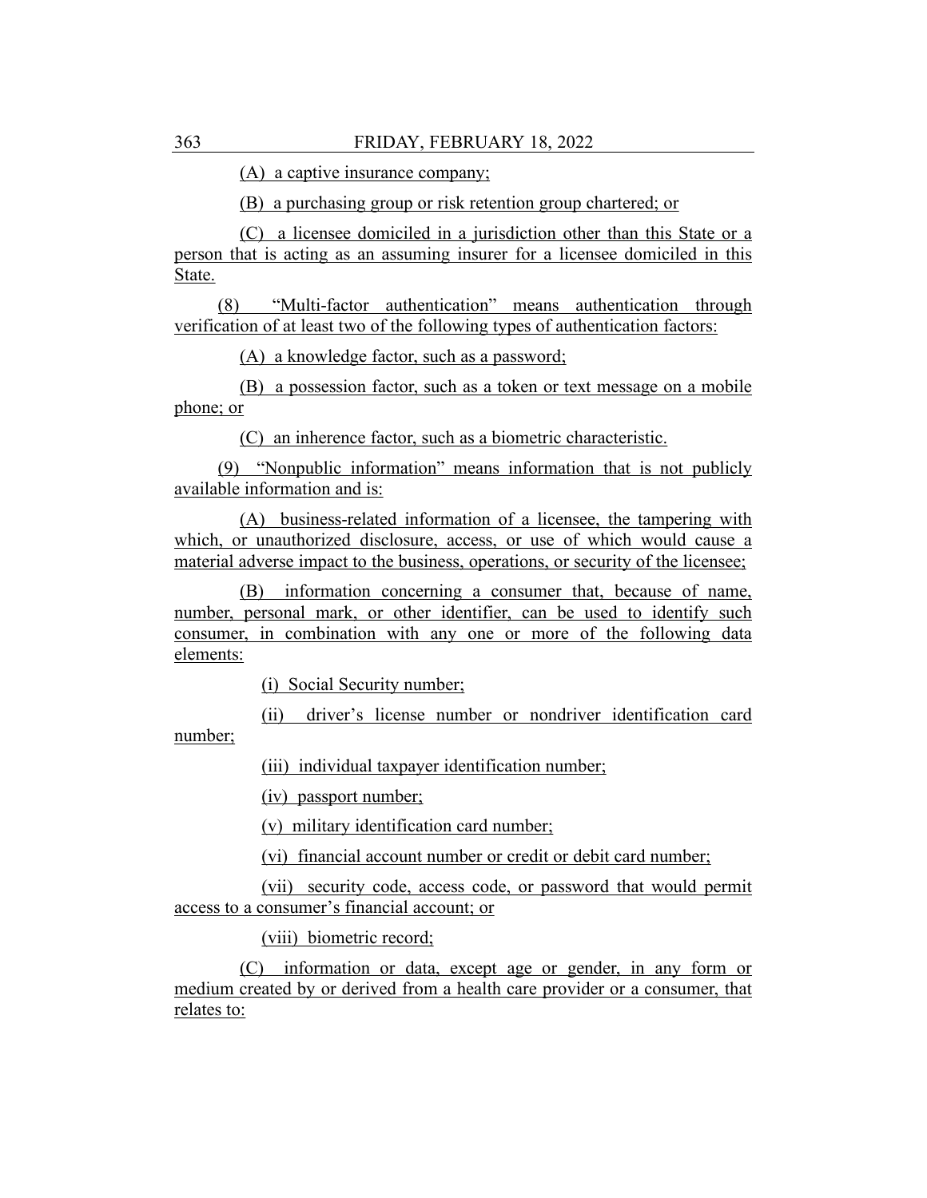(A) a captive insurance company;

(B) a purchasing group or risk retention group chartered; or

(C) a licensee domiciled in a jurisdiction other than this State or a person that is acting as an assuming insurer for a licensee domiciled in this State.

(8) "Multi-factor authentication" means authentication through verification of at least two of the following types of authentication factors:

(A) a knowledge factor, such as a password;

(B) a possession factor, such as a token or text message on a mobile phone; or

(C) an inherence factor, such as a biometric characteristic.

(9) "Nonpublic information" means information that is not publicly available information and is:

(A) business-related information of a licensee, the tampering with which, or unauthorized disclosure, access, or use of which would cause a material adverse impact to the business, operations, or security of the licensee;

(B) information concerning a consumer that, because of name, number, personal mark, or other identifier, can be used to identify such consumer, in combination with any one or more of the following data elements:

(i) Social Security number;

(ii) driver's license number or nondriver identification card number;

(iii) individual taxpayer identification number;

(iv) passport number;

(v) military identification card number;

(vi) financial account number or credit or debit card number;

(vii) security code, access code, or password that would permit access to a consumer's financial account; or

(viii) biometric record;

(C) information or data, except age or gender, in any form or medium created by or derived from a health care provider or a consumer, that relates to: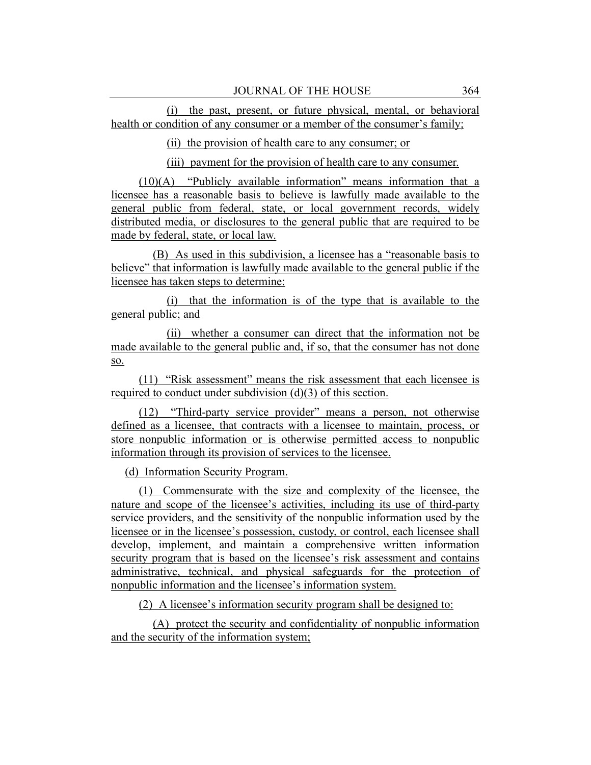(i) the past, present, or future physical, mental, or behavioral health or condition of any consumer or a member of the consumer's family;

(ii) the provision of health care to any consumer; or

(iii) payment for the provision of health care to any consumer.

(10)(A) "Publicly available information" means information that a licensee has a reasonable basis to believe is lawfully made available to the general public from federal, state, or local government records, widely distributed media, or disclosures to the general public that are required to be made by federal, state, or local law.

(B) As used in this subdivision, a licensee has a "reasonable basis to believe" that information is lawfully made available to the general public if the licensee has taken steps to determine:

(i) that the information is of the type that is available to the general public; and

(ii) whether a consumer can direct that the information not be made available to the general public and, if so, that the consumer has not done so.

(11) "Risk assessment" means the risk assessment that each licensee is required to conduct under subdivision (d)(3) of this section.

(12) "Third-party service provider" means a person, not otherwise defined as a licensee, that contracts with a licensee to maintain, process, or store nonpublic information or is otherwise permitted access to nonpublic information through its provision of services to the licensee.

(d) Information Security Program.

(1) Commensurate with the size and complexity of the licensee, the nature and scope of the licensee's activities, including its use of third-party service providers, and the sensitivity of the nonpublic information used by the licensee or in the licensee's possession, custody, or control, each licensee shall develop, implement, and maintain a comprehensive written information security program that is based on the licensee's risk assessment and contains administrative, technical, and physical safeguards for the protection of nonpublic information and the licensee's information system.

(2) A licensee's information security program shall be designed to:

(A) protect the security and confidentiality of nonpublic information and the security of the information system;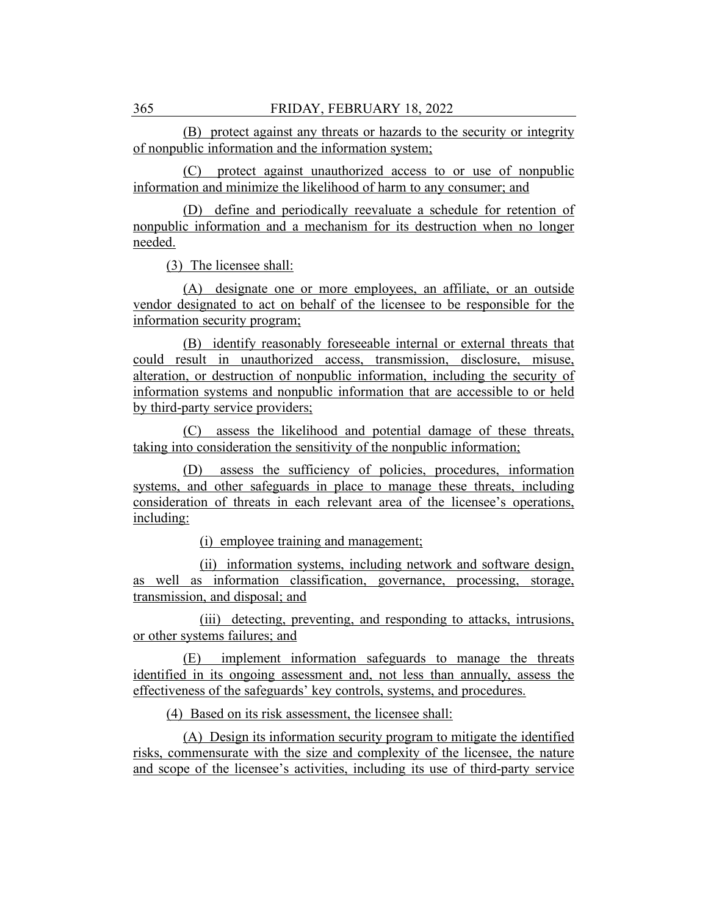(B) protect against any threats or hazards to the security or integrity of nonpublic information and the information system;

(C) protect against unauthorized access to or use of nonpublic information and minimize the likelihood of harm to any consumer; and

(D) define and periodically reevaluate a schedule for retention of nonpublic information and a mechanism for its destruction when no longer needed.

(3) The licensee shall:

(A) designate one or more employees, an affiliate, or an outside vendor designated to act on behalf of the licensee to be responsible for the information security program;

(B) identify reasonably foreseeable internal or external threats that could result in unauthorized access, transmission, disclosure, misuse, alteration, or destruction of nonpublic information, including the security of information systems and nonpublic information that are accessible to or held by third-party service providers;

(C) assess the likelihood and potential damage of these threats, taking into consideration the sensitivity of the nonpublic information;

(D) assess the sufficiency of policies, procedures, information systems, and other safeguards in place to manage these threats, including consideration of threats in each relevant area of the licensee's operations, including:

(i) employee training and management;

(ii) information systems, including network and software design, as well as information classification, governance, processing, storage, transmission, and disposal; and

(iii) detecting, preventing, and responding to attacks, intrusions, or other systems failures; and

(E) implement information safeguards to manage the threats identified in its ongoing assessment and, not less than annually, assess the effectiveness of the safeguards' key controls, systems, and procedures.

(4) Based on its risk assessment, the licensee shall:

(A) Design its information security program to mitigate the identified risks, commensurate with the size and complexity of the licensee, the nature and scope of the licensee's activities, including its use of third-party service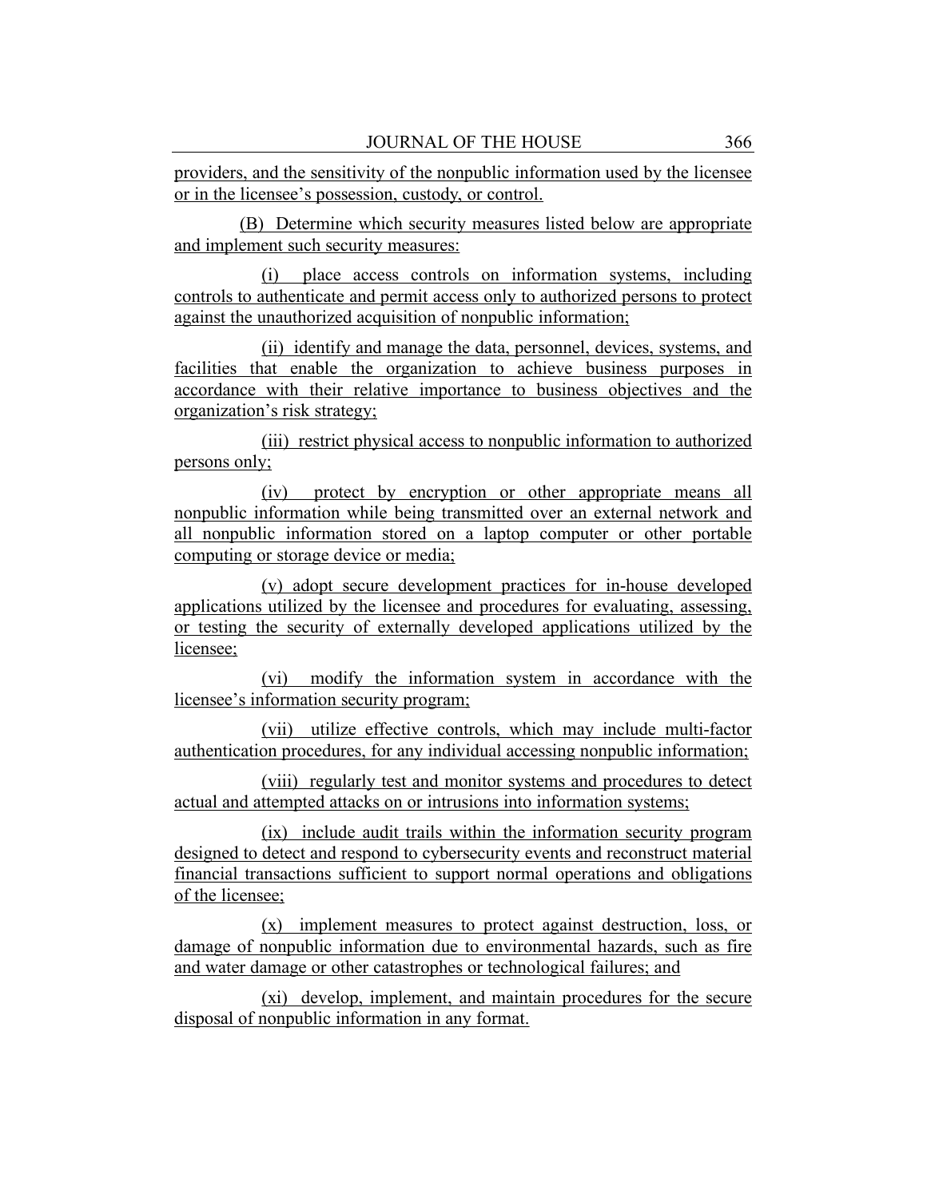providers, and the sensitivity of the nonpublic information used by the licensee or in the licensee's possession, custody, or control.

(B) Determine which security measures listed below are appropriate and implement such security measures:

(i) place access controls on information systems, including controls to authenticate and permit access only to authorized persons to protect against the unauthorized acquisition of nonpublic information;

(ii) identify and manage the data, personnel, devices, systems, and facilities that enable the organization to achieve business purposes in accordance with their relative importance to business objectives and the organization's risk strategy;

(iii) restrict physical access to nonpublic information to authorized persons only;

(iv) protect by encryption or other appropriate means all nonpublic information while being transmitted over an external network and all nonpublic information stored on a laptop computer or other portable computing or storage device or media;

(v) adopt secure development practices for in-house developed applications utilized by the licensee and procedures for evaluating, assessing, or testing the security of externally developed applications utilized by the licensee;

(vi) modify the information system in accordance with the licensee's information security program;

(vii) utilize effective controls, which may include multi-factor authentication procedures, for any individual accessing nonpublic information;

(viii) regularly test and monitor systems and procedures to detect actual and attempted attacks on or intrusions into information systems;

(ix) include audit trails within the information security program designed to detect and respond to cybersecurity events and reconstruct material financial transactions sufficient to support normal operations and obligations of the licensee;

(x) implement measures to protect against destruction, loss, or damage of nonpublic information due to environmental hazards, such as fire and water damage or other catastrophes or technological failures; and

(xi) develop, implement, and maintain procedures for the secure disposal of nonpublic information in any format.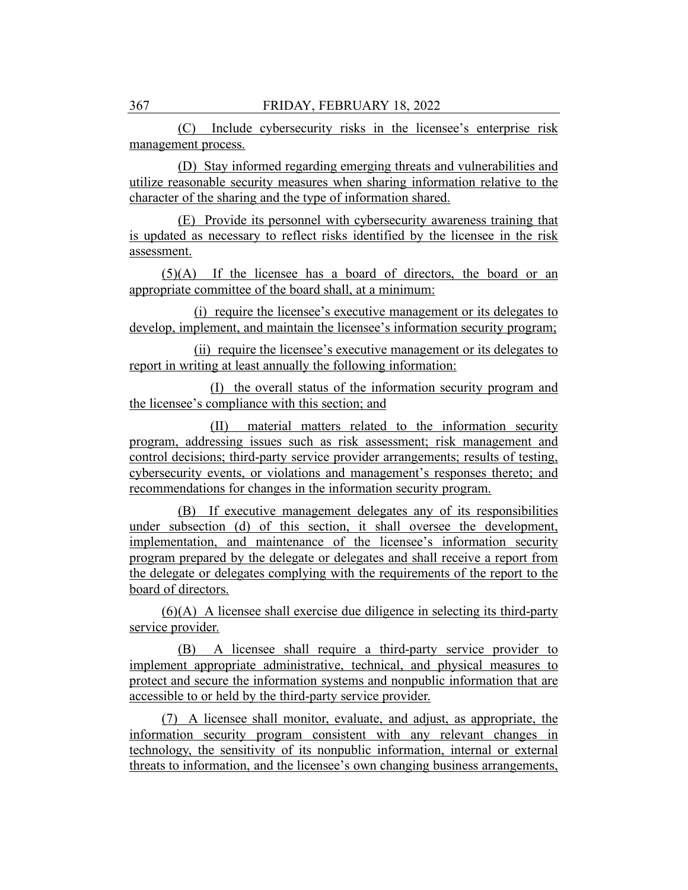(C) Include cybersecurity risks in the licensee's enterprise risk management process.

(D) Stay informed regarding emerging threats and vulnerabilities and utilize reasonable security measures when sharing information relative to the character of the sharing and the type of information shared.

(E) Provide its personnel with cybersecurity awareness training that is updated as necessary to reflect risks identified by the licensee in the risk assessment.

(5)(A) If the licensee has a board of directors, the board or an appropriate committee of the board shall, at a minimum:

(i) require the licensee's executive management or its delegates to develop, implement, and maintain the licensee's information security program;

(ii) require the licensee's executive management or its delegates to report in writing at least annually the following information:

(I) the overall status of the information security program and the licensee's compliance with this section; and

(II) material matters related to the information security program, addressing issues such as risk assessment; risk management and control decisions; third-party service provider arrangements; results of testing, cybersecurity events, or violations and management's responses thereto; and recommendations for changes in the information security program.

(B) If executive management delegates any of its responsibilities under subsection (d) of this section, it shall oversee the development, implementation, and maintenance of the licensee's information security program prepared by the delegate or delegates and shall receive a report from the delegate or delegates complying with the requirements of the report to the board of directors.

(6)(A) A licensee shall exercise due diligence in selecting its third-party service provider.

(B) A licensee shall require a third-party service provider to implement appropriate administrative, technical, and physical measures to protect and secure the information systems and nonpublic information that are accessible to or held by the third-party service provider.

(7) A licensee shall monitor, evaluate, and adjust, as appropriate, the information security program consistent with any relevant changes in technology, the sensitivity of its nonpublic information, internal or external threats to information, and the licensee's own changing business arrangements,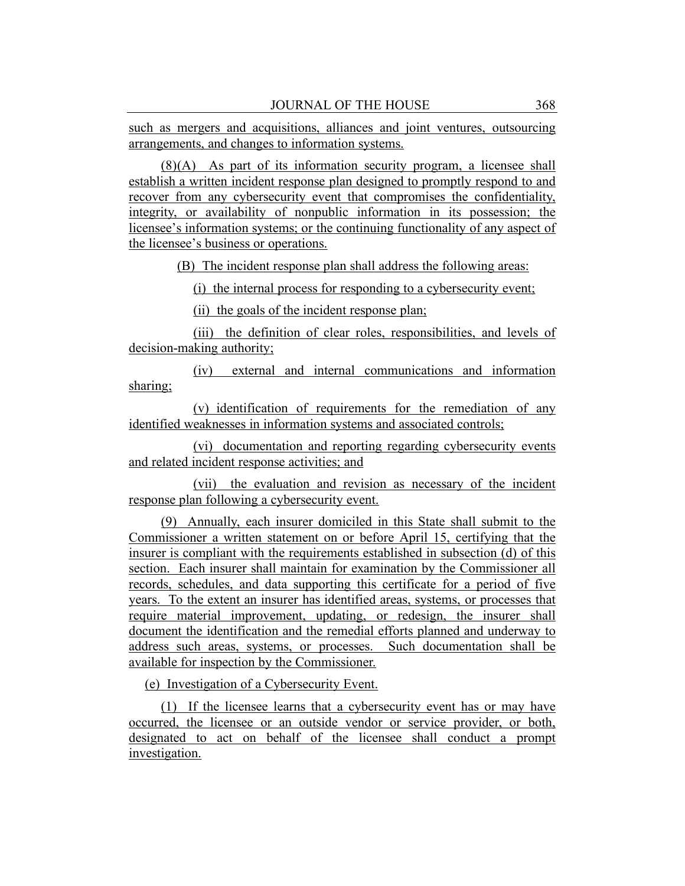such as mergers and acquisitions, alliances and joint ventures, outsourcing arrangements, and changes to information systems.

(8)(A) As part of its information security program, a licensee shall establish a written incident response plan designed to promptly respond to and recover from any cybersecurity event that compromises the confidentiality, integrity, or availability of nonpublic information in its possession; the licensee's information systems; or the continuing functionality of any aspect of the licensee's business or operations.

(B) The incident response plan shall address the following areas:

(i) the internal process for responding to a cybersecurity event;

(ii) the goals of the incident response plan;

(iii) the definition of clear roles, responsibilities, and levels of decision-making authority;

(iv) external and internal communications and information sharing;

(v) identification of requirements for the remediation of any identified weaknesses in information systems and associated controls;

(vi) documentation and reporting regarding cybersecurity events and related incident response activities; and

(vii) the evaluation and revision as necessary of the incident response plan following a cybersecurity event.

(9) Annually, each insurer domiciled in this State shall submit to the Commissioner a written statement on or before April 15, certifying that the insurer is compliant with the requirements established in subsection (d) of this section. Each insurer shall maintain for examination by the Commissioner all records, schedules, and data supporting this certificate for a period of five years. To the extent an insurer has identified areas, systems, or processes that require material improvement, updating, or redesign, the insurer shall document the identification and the remedial efforts planned and underway to address such areas, systems, or processes. Such documentation shall be available for inspection by the Commissioner.

(e) Investigation of a Cybersecurity Event.

(1) If the licensee learns that a cybersecurity event has or may have occurred, the licensee or an outside vendor or service provider, or both, designated to act on behalf of the licensee shall conduct a prompt investigation.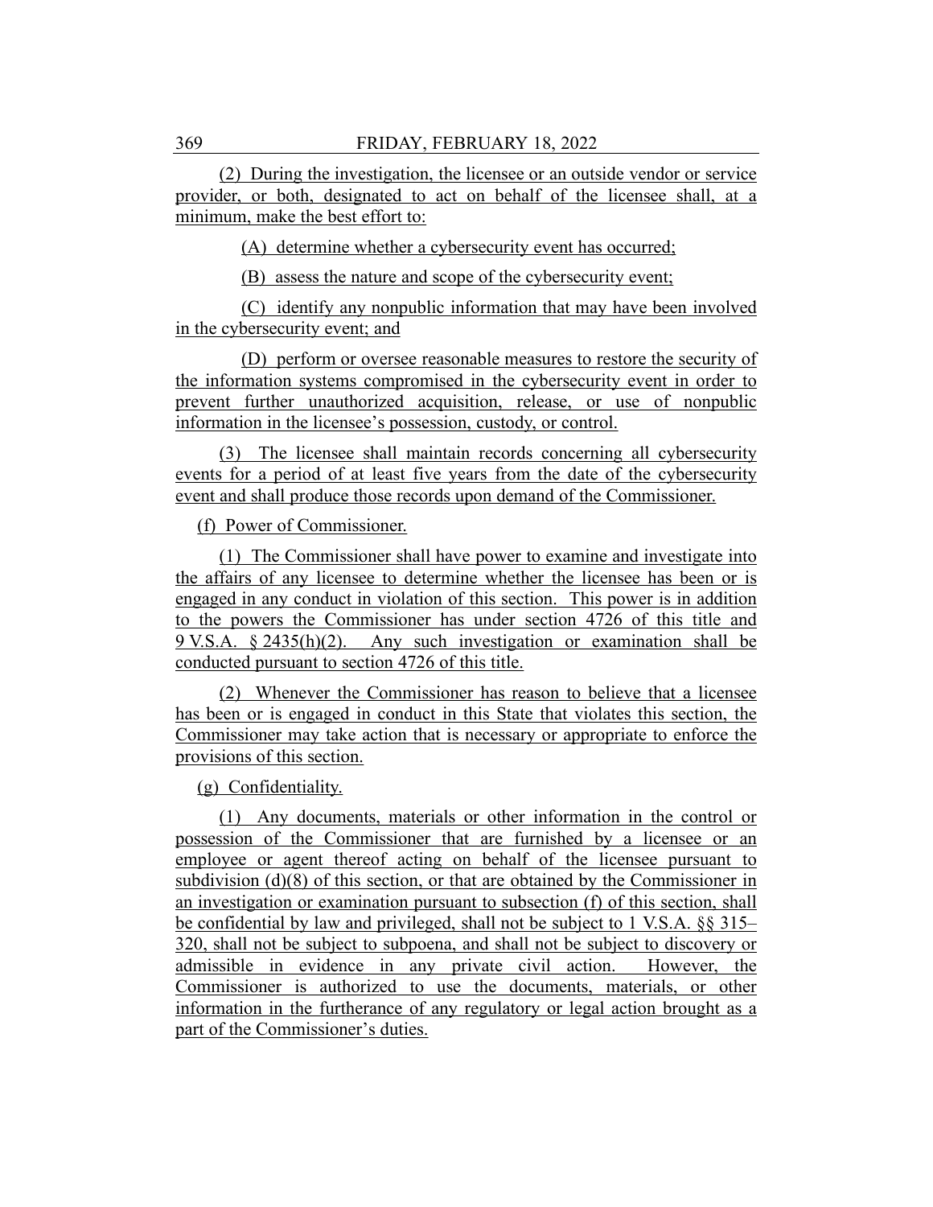(2) During the investigation, the licensee or an outside vendor or service provider, or both, designated to act on behalf of the licensee shall, at a minimum, make the best effort to:

(A) determine whether a cybersecurity event has occurred;

(B) assess the nature and scope of the cybersecurity event;

(C) identify any nonpublic information that may have been involved in the cybersecurity event; and

(D) perform or oversee reasonable measures to restore the security of the information systems compromised in the cybersecurity event in order to prevent further unauthorized acquisition, release, or use of nonpublic information in the licensee's possession, custody, or control.

(3) The licensee shall maintain records concerning all cybersecurity events for a period of at least five years from the date of the cybersecurity event and shall produce those records upon demand of the Commissioner.

(f) Power of Commissioner.

(1) The Commissioner shall have power to examine and investigate into the affairs of any licensee to determine whether the licensee has been or is engaged in any conduct in violation of this section. This power is in addition to the powers the Commissioner has under section 4726 of this title and 9 V.S.A. § 2435(h)(2). Any such investigation or examination shall be conducted pursuant to section 4726 of this title.

(2) Whenever the Commissioner has reason to believe that a licensee has been or is engaged in conduct in this State that violates this section, the Commissioner may take action that is necessary or appropriate to enforce the provisions of this section.

(g) Confidentiality.

(1) Any documents, materials or other information in the control or possession of the Commissioner that are furnished by a licensee or an employee or agent thereof acting on behalf of the licensee pursuant to subdivision (d)(8) of this section, or that are obtained by the Commissioner in an investigation or examination pursuant to subsection (f) of this section, shall be confidential by law and privileged, shall not be subject to 1 V.S.A. §§ 315–320, shall not be subject to subpoena, and shall not be subject to discovery or admissible in evidence in any private civil action. However, the Commissioner is authorized to use the documents, materials, or other information in the furtherance of any regulatory or legal action brought as a part of the Commissioner's duties.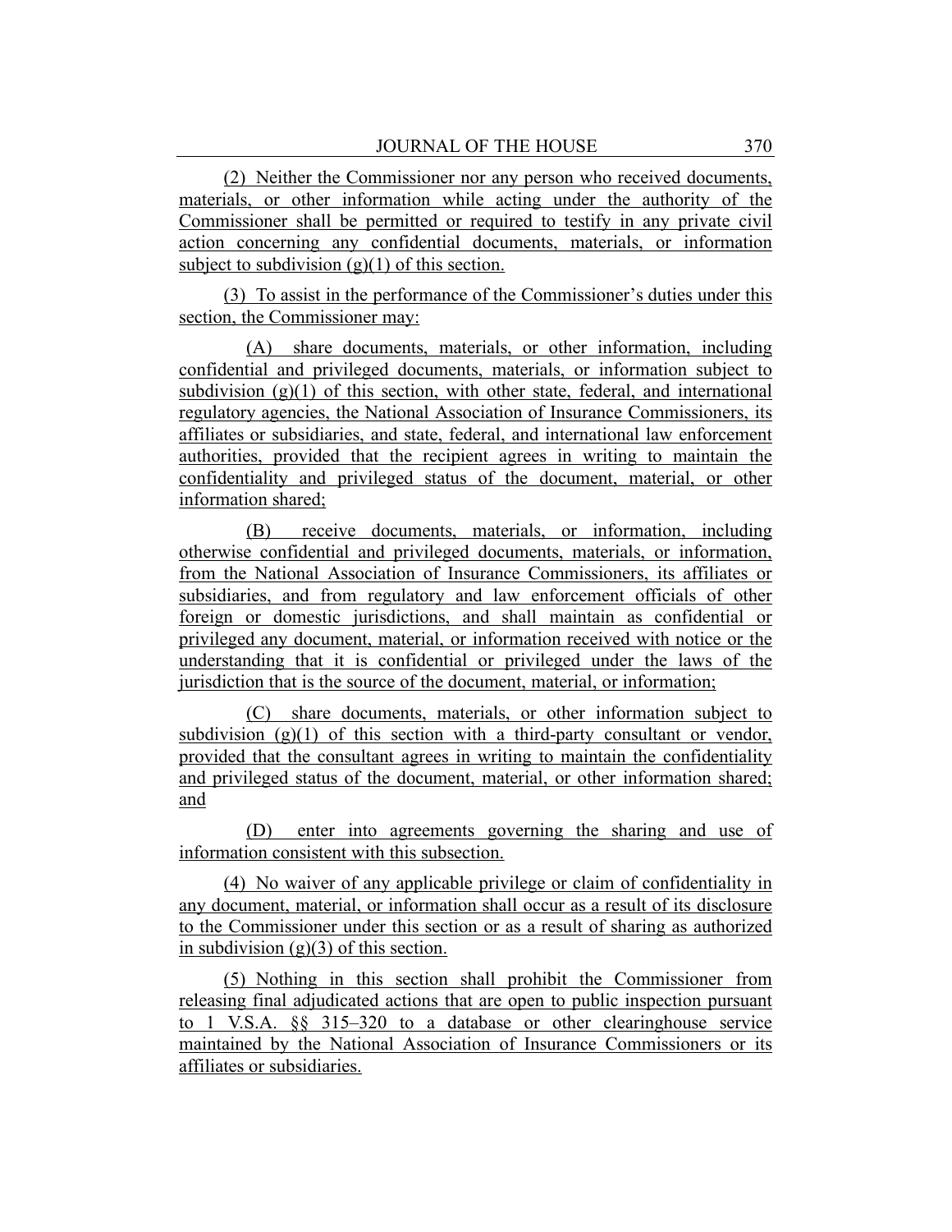(2) Neither the Commissioner nor any person who received documents, materials, or other information while acting under the authority of the Commissioner shall be permitted or required to testify in any private civil action concerning any confidential documents, materials, or information subject to subdivision (g)(1) of this section.

(3) To assist in the performance of the Commissioner's duties under this section, the Commissioner may:

(A) share documents, materials, or other information, including confidential and privileged documents, materials, or information subject to subdivision (g)(1) of this section, with other state, federal, and international regulatory agencies, the National Association of Insurance Commissioners, its affiliates or subsidiaries, and state, federal, and international law enforcement authorities, provided that the recipient agrees in writing to maintain the confidentiality and privileged status of the document, material, or other information shared;

(B) receive documents, materials, or information, including otherwise confidential and privileged documents, materials, or information, from the National Association of Insurance Commissioners, its affiliates or subsidiaries, and from regulatory and law enforcement officials of other foreign or domestic jurisdictions, and shall maintain as confidential or privileged any document, material, or information received with notice or the understanding that it is confidential or privileged under the laws of the jurisdiction that is the source of the document, material, or information;

(C) share documents, materials, or other information subject to subdivision (g)(1) of this section with a third-party consultant or vendor, provided that the consultant agrees in writing to maintain the confidentiality and privileged status of the document, material, or other information shared; and

(D) enter into agreements governing the sharing and use of information consistent with this subsection.

(4) No waiver of any applicable privilege or claim of confidentiality in any document, material, or information shall occur as a result of its disclosure to the Commissioner under this section or as a result of sharing as authorized in subdivision (g)(3) of this section.

(5) Nothing in this section shall prohibit the Commissioner from releasing final adjudicated actions that are open to public inspection pursuant to 1 V.S.A. §§ 315–320 to a database or other clearinghouse service maintained by the National Association of Insurance Commissioners or its affiliates or subsidiaries.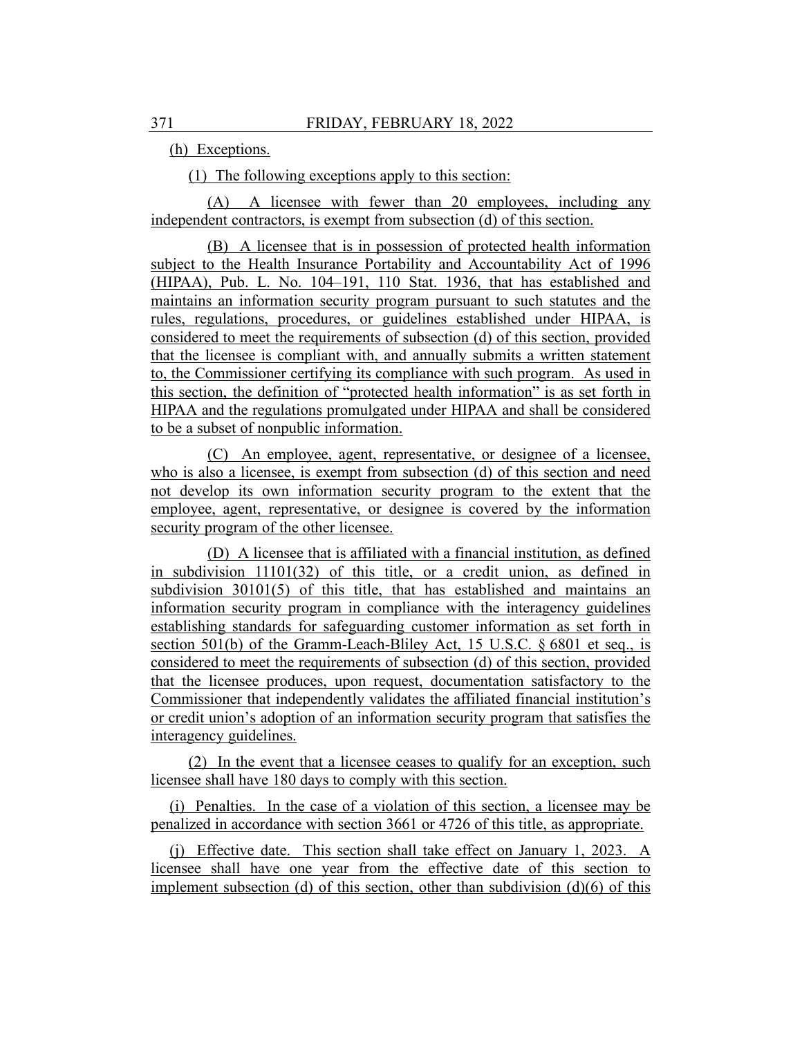(h) Exceptions.

(1) The following exceptions apply to this section:

(A) A licensee with fewer than 20 employees, including any independent contractors, is exempt from subsection (d) of this section.

(B) A licensee that is in possession of protected health information subject to the Health Insurance Portability and Accountability Act of 1996 (HIPAA), Pub. L. No. 104–191, 110 Stat. 1936, that has established and maintains an information security program pursuant to such statutes and the rules, regulations, procedures, or guidelines established under HIPAA, is considered to meet the requirements of subsection (d) of this section, provided that the licensee is compliant with, and annually submits a written statement to, the Commissioner certifying its compliance with such program. As used in this section, the definition of "protected health information" is as set forth in HIPAA and the regulations promulgated under HIPAA and shall be considered to be a subset of nonpublic information.

(C) An employee, agent, representative, or designee of a licensee, who is also a licensee, is exempt from subsection (d) of this section and need not develop its own information security program to the extent that the employee, agent, representative, or designee is covered by the information security program of the other licensee.

(D) A licensee that is affiliated with a financial institution, as defined in subdivision 11101(32) of this title, or a credit union, as defined in subdivision 30101(5) of this title, that has established and maintains an information security program in compliance with the interagency guidelines establishing standards for safeguarding customer information as set forth in section 501(b) of the Gramm-Leach-Bliley Act, 15 U.S.C. § 6801 et seq., is considered to meet the requirements of subsection (d) of this section, provided that the licensee produces, upon request, documentation satisfactory to the Commissioner that independently validates the affiliated financial institution's or credit union's adoption of an information security program that satisfies the interagency guidelines.

(2) In the event that a licensee ceases to qualify for an exception, such licensee shall have 180 days to comply with this section.

(i) Penalties. In the case of a violation of this section, a licensee may be penalized in accordance with section 3661 or 4726 of this title, as appropriate.

(j) Effective date. This section shall take effect on January 1, 2023. A licensee shall have one year from the effective date of this section to implement subsection (d) of this section, other than subdivision (d)(6) of this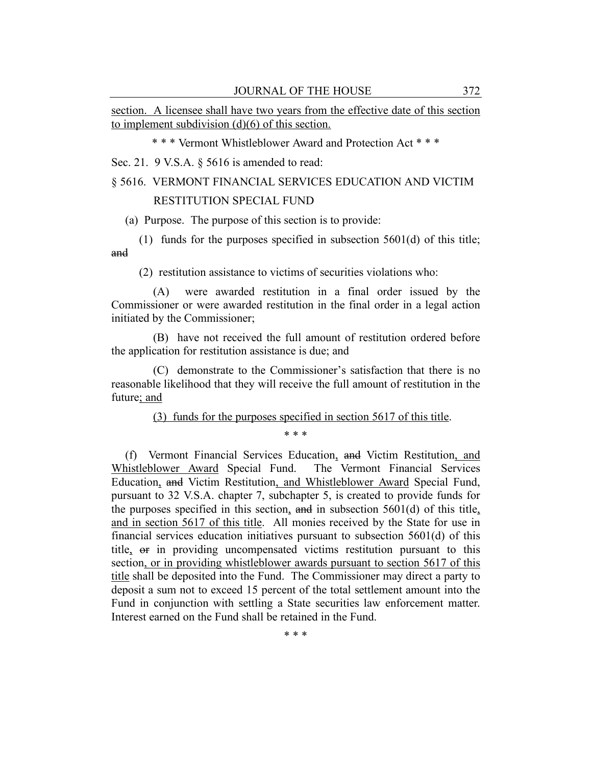section. A licensee shall have two years from the effective date of this section to implement subdivision (d)(6) of this section.

\* \* \* Vermont Whistleblower Award and Protection Act \* \* \*

Sec. 21. 9 V.S.A. § 5616 is amended to read:

§ 5616. VERMONT FINANCIAL SERVICES EDUCATION AND VICTIM RESTITUTION SPECIAL FUND

(a) Purpose. The purpose of this section is to provide:

(1) funds for the purposes specified in subsection 5601(d) of this title; ~~and~~

(2) restitution assistance to victims of securities violations who:

(A) were awarded restitution in a final order issued by the Commissioner or were awarded restitution in the final order in a legal action initiated by the Commissioner;

(B) have not received the full amount of restitution ordered before the application for restitution assistance is due; and

(C) demonstrate to the Commissioner's satisfaction that there is no reasonable likelihood that they will receive the full amount of restitution in the future<u>; and</u>

<u>(3) funds for the purposes specified in section 5617 of this title</u>.

\* \* \*

(f) Vermont Financial Services Education<u>,</u> ~~and~~ Victim Restitution<u>, and Whistleblower Award</u> Special Fund. The Vermont Financial Services Education<u>,</u> ~~and~~ Victim Restitution<u>, and Whistleblower Award</u> Special Fund, pursuant to 32 V.S.A. chapter 7, subchapter 5, is created to provide funds for the purposes specified in this section<u>,</u> ~~and~~ in subsection 5601(d) of this title<u>, and in section 5617 of this title</u>. All monies received by the State for use in financial services education initiatives pursuant to subsection 5601(d) of this title<u>,</u> ~~or~~ in providing uncompensated victims restitution pursuant to this section<u>, or in providing whistleblower awards pursuant to section 5617 of this title</u> shall be deposited into the Fund. The Commissioner may direct a party to deposit a sum not to exceed 15 percent of the total settlement amount into the Fund in conjunction with settling a State securities law enforcement matter. Interest earned on the Fund shall be retained in the Fund.

\* \* \*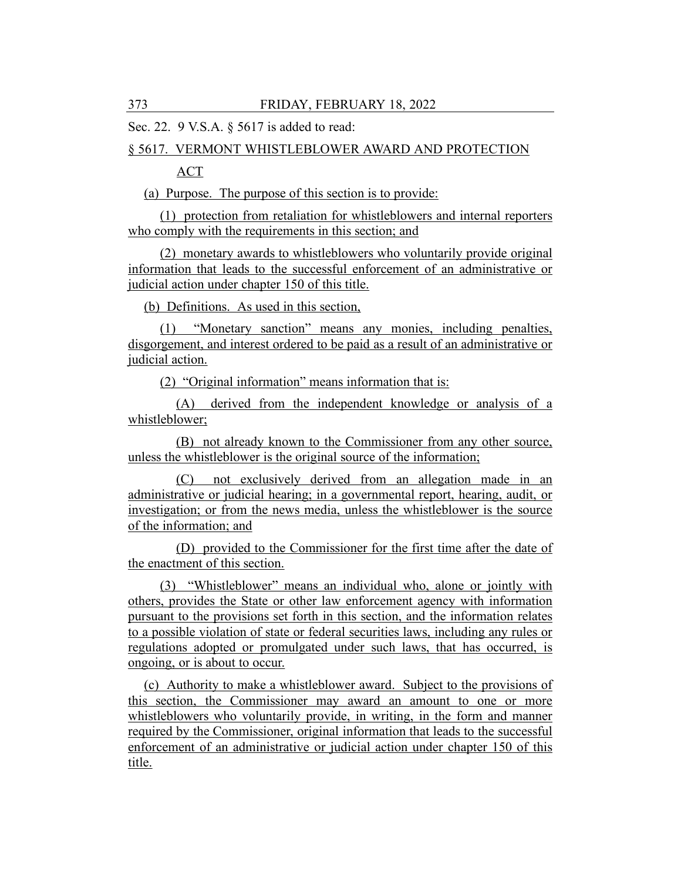Sec. 22. 9 V.S.A. § 5617 is added to read:

§ 5617. VERMONT WHISTLEBLOWER AWARD AND PROTECTION ACT

(a) Purpose. The purpose of this section is to provide:

(1) protection from retaliation for whistleblowers and internal reporters who comply with the requirements in this section; and

(2) monetary awards to whistleblowers who voluntarily provide original information that leads to the successful enforcement of an administrative or judicial action under chapter 150 of this title.

(b) Definitions. As used in this section,

(1) "Monetary sanction" means any monies, including penalties, disgorgement, and interest ordered to be paid as a result of an administrative or judicial action.

(2) "Original information" means information that is:

(A) derived from the independent knowledge or analysis of a whistleblower;

(B) not already known to the Commissioner from any other source, unless the whistleblower is the original source of the information;

(C) not exclusively derived from an allegation made in an administrative or judicial hearing; in a governmental report, hearing, audit, or investigation; or from the news media, unless the whistleblower is the source of the information; and

(D) provided to the Commissioner for the first time after the date of the enactment of this section.

(3) "Whistleblower" means an individual who, alone or jointly with others, provides the State or other law enforcement agency with information pursuant to the provisions set forth in this section, and the information relates to a possible violation of state or federal securities laws, including any rules or regulations adopted or promulgated under such laws, that has occurred, is ongoing, or is about to occur.

(c) Authority to make a whistleblower award. Subject to the provisions of this section, the Commissioner may award an amount to one or more whistleblowers who voluntarily provide, in writing, in the form and manner required by the Commissioner, original information that leads to the successful enforcement of an administrative or judicial action under chapter 150 of this title.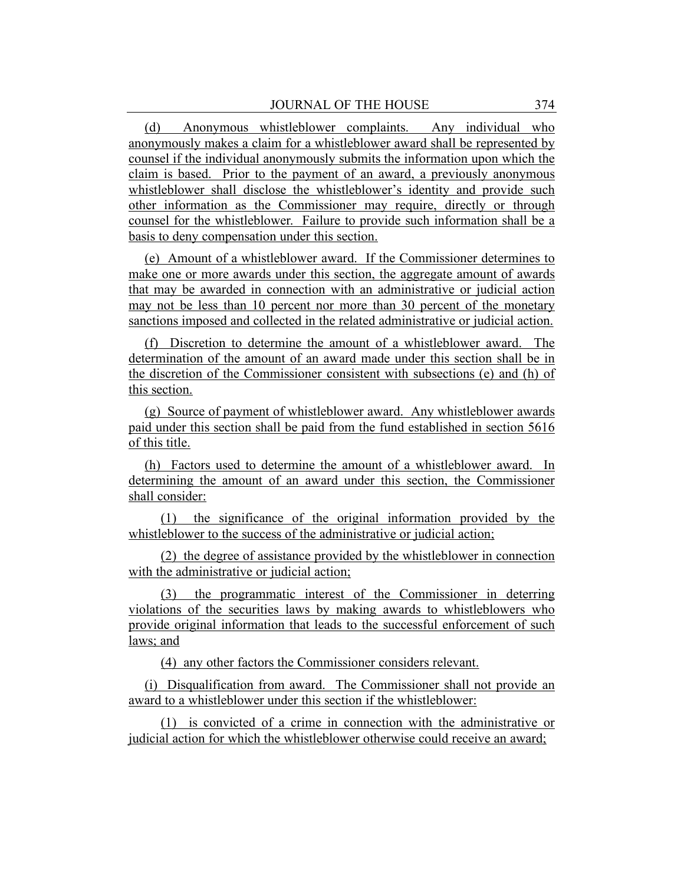(d) Anonymous whistleblower complaints. Any individual who anonymously makes a claim for a whistleblower award shall be represented by counsel if the individual anonymously submits the information upon which the claim is based. Prior to the payment of an award, a previously anonymous whistleblower shall disclose the whistleblower's identity and provide such other information as the Commissioner may require, directly or through counsel for the whistleblower. Failure to provide such information shall be a basis to deny compensation under this section.

(e) Amount of a whistleblower award. If the Commissioner determines to make one or more awards under this section, the aggregate amount of awards that may be awarded in connection with an administrative or judicial action may not be less than 10 percent nor more than 30 percent of the monetary sanctions imposed and collected in the related administrative or judicial action.

(f) Discretion to determine the amount of a whistleblower award. The determination of the amount of an award made under this section shall be in the discretion of the Commissioner consistent with subsections (e) and (h) of this section.

(g) Source of payment of whistleblower award. Any whistleblower awards paid under this section shall be paid from the fund established in section 5616 of this title.

(h) Factors used to determine the amount of a whistleblower award. In determining the amount of an award under this section, the Commissioner shall consider:

(1) the significance of the original information provided by the whistleblower to the success of the administrative or judicial action;

(2) the degree of assistance provided by the whistleblower in connection with the administrative or judicial action;

(3) the programmatic interest of the Commissioner in deterring violations of the securities laws by making awards to whistleblowers who provide original information that leads to the successful enforcement of such laws; and

(4) any other factors the Commissioner considers relevant.

(i) Disqualification from award. The Commissioner shall not provide an award to a whistleblower under this section if the whistleblower:

(1) is convicted of a crime in connection with the administrative or judicial action for which the whistleblower otherwise could receive an award;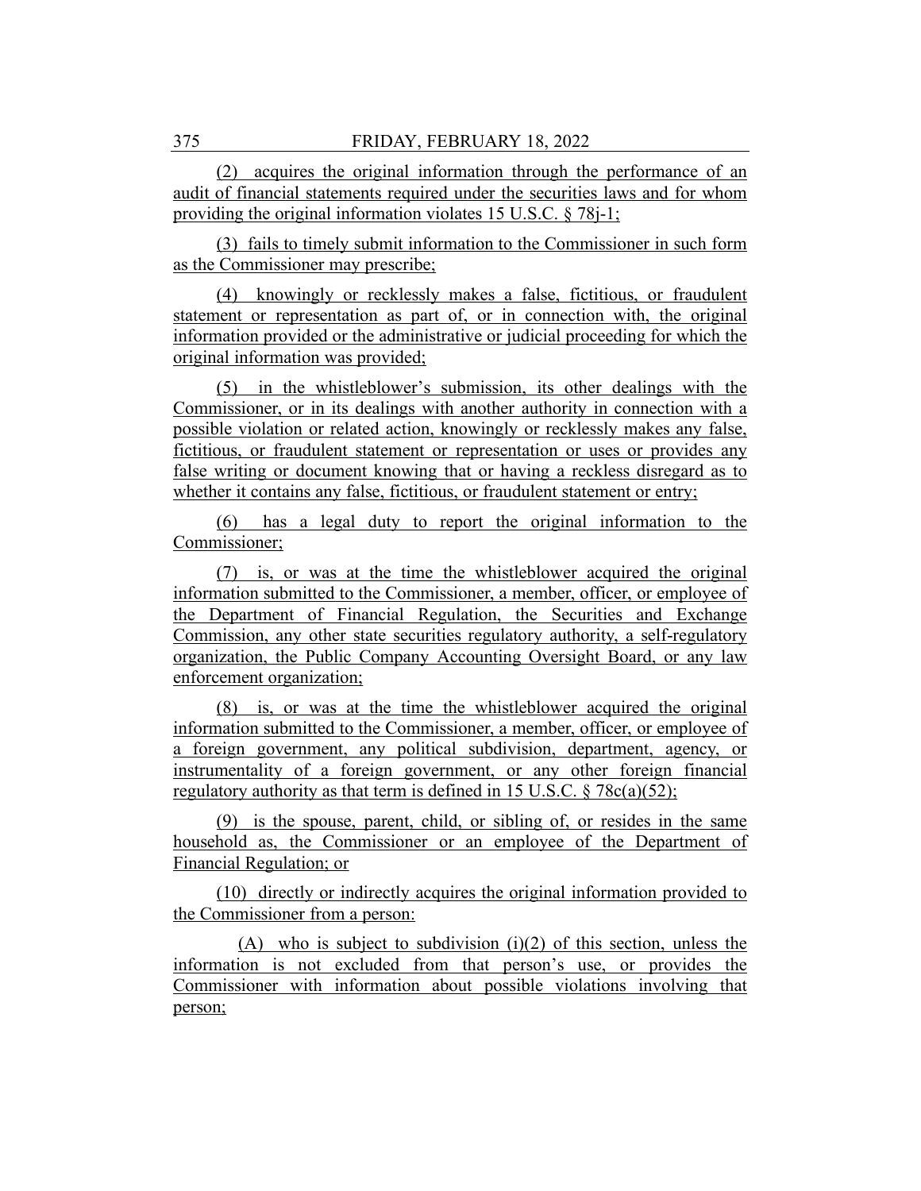(2) acquires the original information through the performance of an audit of financial statements required under the securities laws and for whom providing the original information violates 15 U.S.C. § 78j-1;

(3) fails to timely submit information to the Commissioner in such form as the Commissioner may prescribe;

(4) knowingly or recklessly makes a false, fictitious, or fraudulent statement or representation as part of, or in connection with, the original information provided or the administrative or judicial proceeding for which the original information was provided;

(5) in the whistleblower's submission, its other dealings with the Commissioner, or in its dealings with another authority in connection with a possible violation or related action, knowingly or recklessly makes any false, fictitious, or fraudulent statement or representation or uses or provides any false writing or document knowing that or having a reckless disregard as to whether it contains any false, fictitious, or fraudulent statement or entry;

(6) has a legal duty to report the original information to the Commissioner;

(7) is, or was at the time the whistleblower acquired the original information submitted to the Commissioner, a member, officer, or employee of the Department of Financial Regulation, the Securities and Exchange Commission, any other state securities regulatory authority, a self-regulatory organization, the Public Company Accounting Oversight Board, or any law enforcement organization;

(8) is, or was at the time the whistleblower acquired the original information submitted to the Commissioner, a member, officer, or employee of a foreign government, any political subdivision, department, agency, or instrumentality of a foreign government, or any other foreign financial regulatory authority as that term is defined in 15 U.S.C. § 78c(a)(52);

(9) is the spouse, parent, child, or sibling of, or resides in the same household as, the Commissioner or an employee of the Department of Financial Regulation; or

(10) directly or indirectly acquires the original information provided to the Commissioner from a person:

(A) who is subject to subdivision (i)(2) of this section, unless the information is not excluded from that person's use, or provides the Commissioner with information about possible violations involving that person;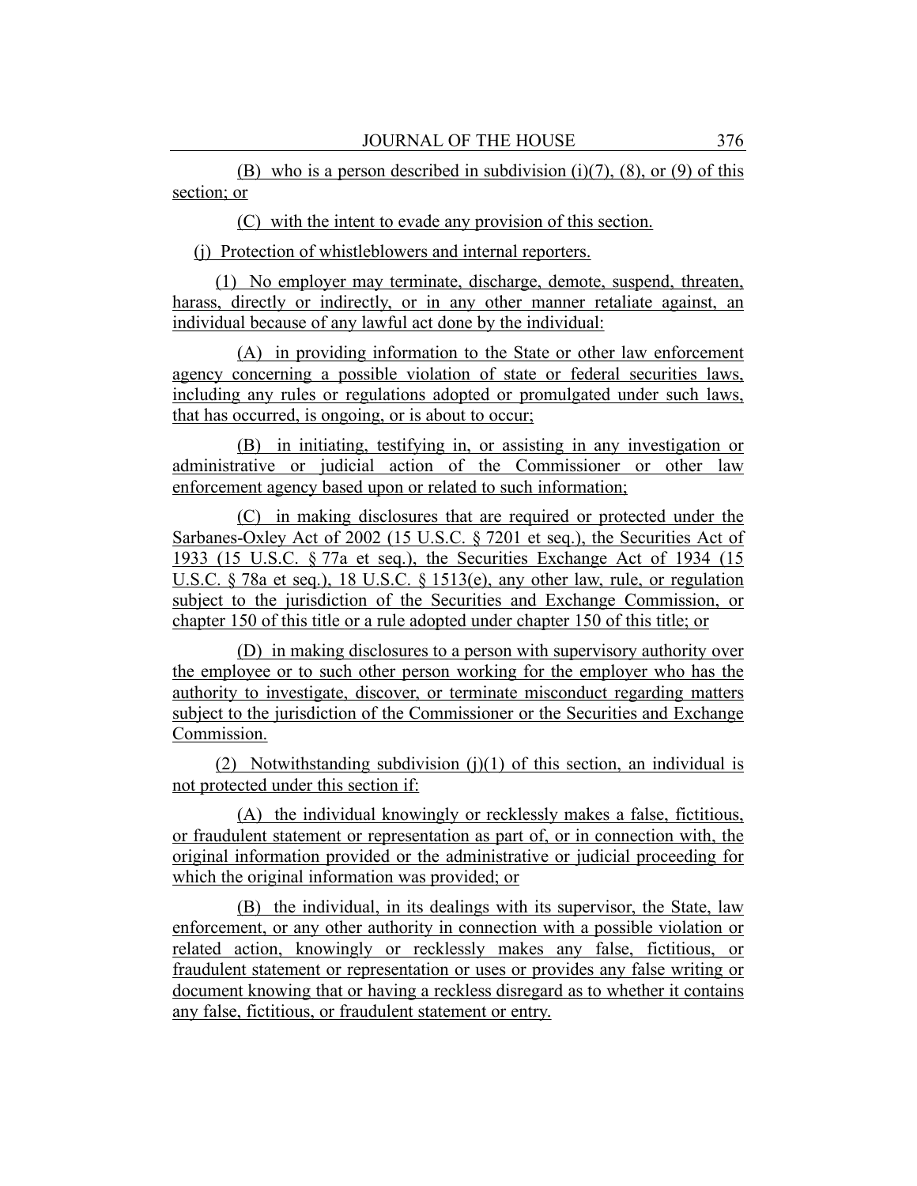(B) who is a person described in subdivision (i)(7), (8), or (9) of this section; or

(C) with the intent to evade any provision of this section.

(j) Protection of whistleblowers and internal reporters.

(1) No employer may terminate, discharge, demote, suspend, threaten, harass, directly or indirectly, or in any other manner retaliate against, an individual because of any lawful act done by the individual:

(A) in providing information to the State or other law enforcement agency concerning a possible violation of state or federal securities laws, including any rules or regulations adopted or promulgated under such laws, that has occurred, is ongoing, or is about to occur;

(B) in initiating, testifying in, or assisting in any investigation or administrative or judicial action of the Commissioner or other law enforcement agency based upon or related to such information;

(C) in making disclosures that are required or protected under the Sarbanes-Oxley Act of 2002 (15 U.S.C. § 7201 et seq.), the Securities Act of 1933 (15 U.S.C. § 77a et seq.), the Securities Exchange Act of 1934 (15 U.S.C. § 78a et seq.), 18 U.S.C. § 1513(e), any other law, rule, or regulation subject to the jurisdiction of the Securities and Exchange Commission, or chapter 150 of this title or a rule adopted under chapter 150 of this title; or

(D) in making disclosures to a person with supervisory authority over the employee or to such other person working for the employer who has the authority to investigate, discover, or terminate misconduct regarding matters subject to the jurisdiction of the Commissioner or the Securities and Exchange Commission.

(2) Notwithstanding subdivision (j)(1) of this section, an individual is not protected under this section if:

(A) the individual knowingly or recklessly makes a false, fictitious, or fraudulent statement or representation as part of, or in connection with, the original information provided or the administrative or judicial proceeding for which the original information was provided; or

(B) the individual, in its dealings with its supervisor, the State, law enforcement, or any other authority in connection with a possible violation or related action, knowingly or recklessly makes any false, fictitious, or fraudulent statement or representation or uses or provides any false writing or document knowing that or having a reckless disregard as to whether it contains any false, fictitious, or fraudulent statement or entry.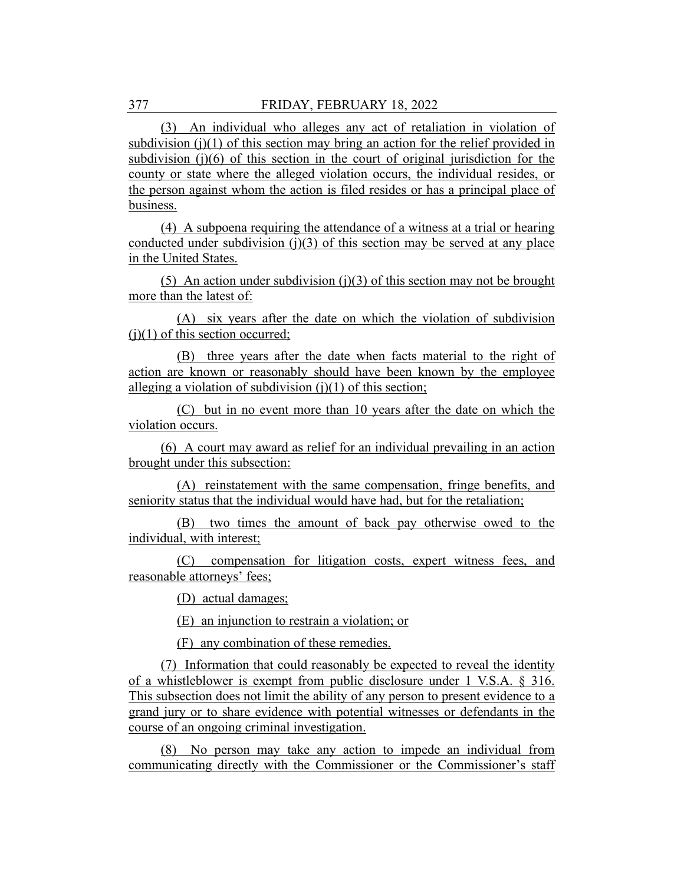(3) An individual who alleges any act of retaliation in violation of subdivision (j)(1) of this section may bring an action for the relief provided in subdivision (j)(6) of this section in the court of original jurisdiction for the county or state where the alleged violation occurs, the individual resides, or the person against whom the action is filed resides or has a principal place of business.

(4) A subpoena requiring the attendance of a witness at a trial or hearing conducted under subdivision (j)(3) of this section may be served at any place in the United States.

(5) An action under subdivision (j)(3) of this section may not be brought more than the latest of:

(A) six years after the date on which the violation of subdivision (j)(1) of this section occurred;

(B) three years after the date when facts material to the right of action are known or reasonably should have been known by the employee alleging a violation of subdivision (j)(1) of this section;

(C) but in no event more than 10 years after the date on which the violation occurs.

(6) A court may award as relief for an individual prevailing in an action brought under this subsection:

(A) reinstatement with the same compensation, fringe benefits, and seniority status that the individual would have had, but for the retaliation;

(B) two times the amount of back pay otherwise owed to the individual, with interest;

(C) compensation for litigation costs, expert witness fees, and reasonable attorneys' fees;

(D) actual damages;

(E) an injunction to restrain a violation; or

(F) any combination of these remedies.

(7) Information that could reasonably be expected to reveal the identity of a whistleblower is exempt from public disclosure under 1 V.S.A. § 316. This subsection does not limit the ability of any person to present evidence to a grand jury or to share evidence with potential witnesses or defendants in the course of an ongoing criminal investigation.

(8) No person may take any action to impede an individual from communicating directly with the Commissioner or the Commissioner's staff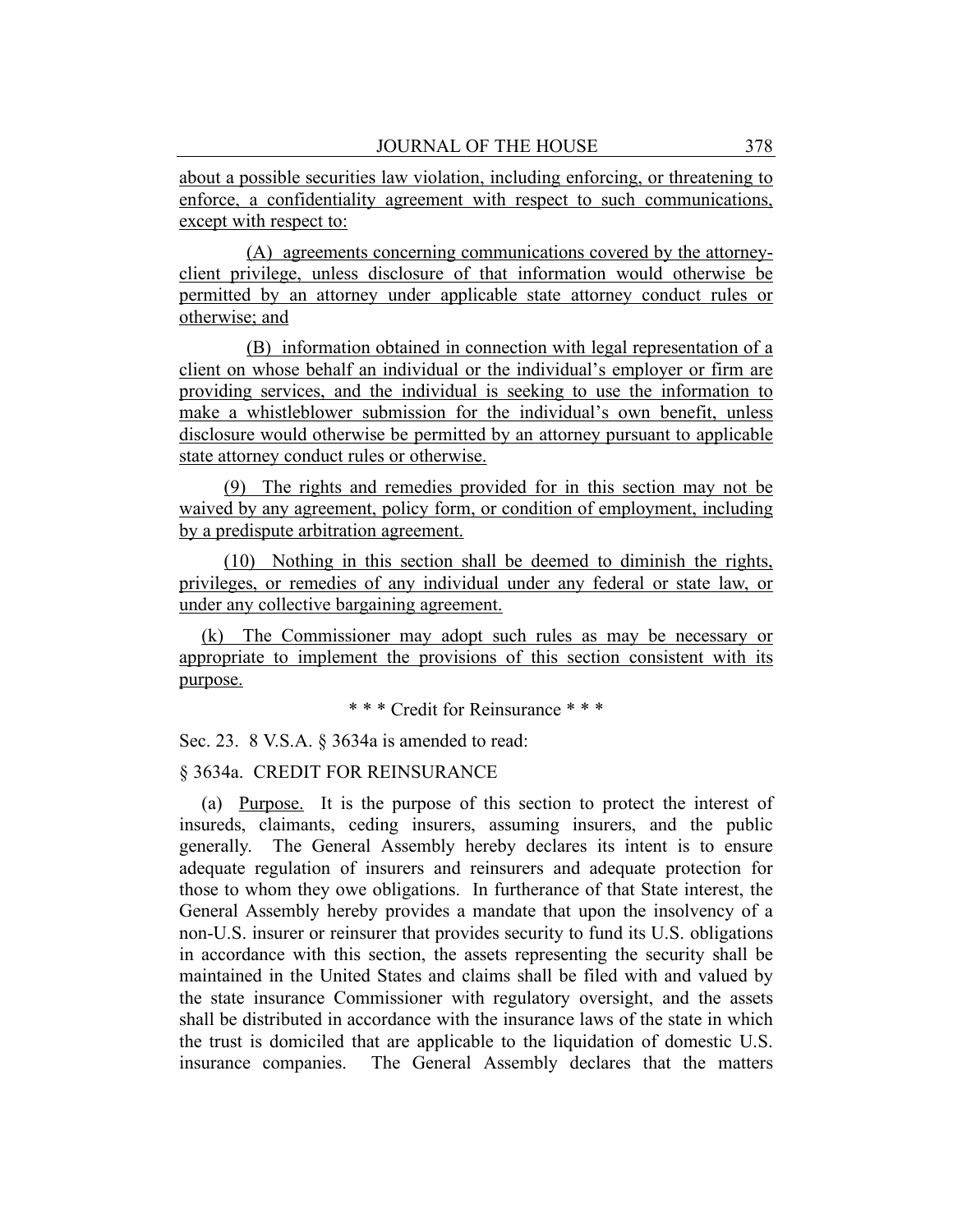about a possible securities law violation, including enforcing, or threatening to enforce, a confidentiality agreement with respect to such communications, except with respect to:

(A) agreements concerning communications covered by the attorney-client privilege, unless disclosure of that information would otherwise be permitted by an attorney under applicable state attorney conduct rules or otherwise; and

(B) information obtained in connection with legal representation of a client on whose behalf an individual or the individual's employer or firm are providing services, and the individual is seeking to use the information to make a whistleblower submission for the individual's own benefit, unless disclosure would otherwise be permitted by an attorney pursuant to applicable state attorney conduct rules or otherwise.

(9) The rights and remedies provided for in this section may not be waived by any agreement, policy form, or condition of employment, including by a predispute arbitration agreement.

(10) Nothing in this section shall be deemed to diminish the rights, privileges, or remedies of any individual under any federal or state law, or under any collective bargaining agreement.

(k) The Commissioner may adopt such rules as may be necessary or appropriate to implement the provisions of this section consistent with its purpose.

\* \* \* Credit for Reinsurance \* \* \*

Sec. 23. 8 V.S.A. § 3634a is amended to read:

§ 3634a. CREDIT FOR REINSURANCE

(a) Purpose. It is the purpose of this section to protect the interest of insureds, claimants, ceding insurers, assuming insurers, and the public generally. The General Assembly hereby declares its intent is to ensure adequate regulation of insurers and reinsurers and adequate protection for those to whom they owe obligations. In furtherance of that State interest, the General Assembly hereby provides a mandate that upon the insolvency of a non-U.S. insurer or reinsurer that provides security to fund its U.S. obligations in accordance with this section, the assets representing the security shall be maintained in the United States and claims shall be filed with and valued by the state insurance Commissioner with regulatory oversight, and the assets shall be distributed in accordance with the insurance laws of the state in which the trust is domiciled that are applicable to the liquidation of domestic U.S. insurance companies. The General Assembly declares that the matters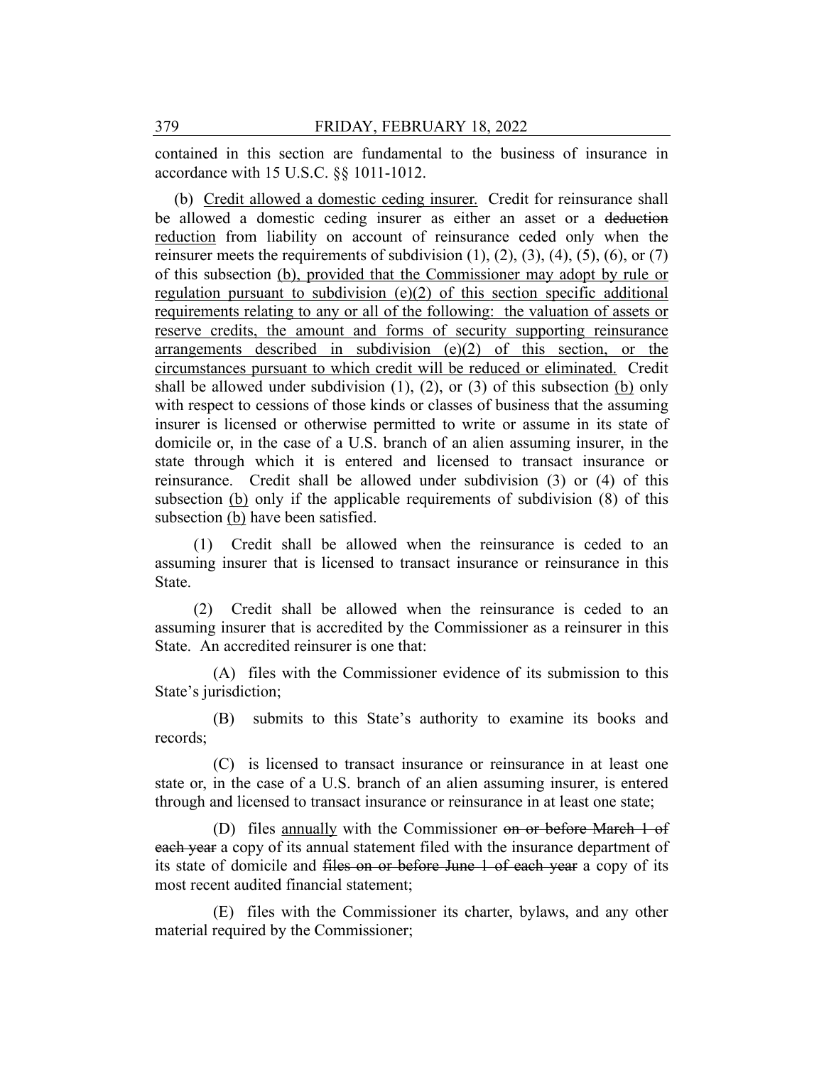contained in this section are fundamental to the business of insurance in accordance with 15 U.S.C. §§ 1011-1012.

(b) <u>Credit allowed a domestic ceding insurer.</u> Credit for reinsurance shall be allowed a domestic ceding insurer as either an asset or a ~~deduction~~ <u>reduction</u> from liability on account of reinsurance ceded only when the reinsurer meets the requirements of subdivision (1), (2), (3), (4), (5), (6), or (7) of this subsection <u>(b), provided that the Commissioner may adopt by rule or regulation pursuant to subdivision (e)(2) of this section specific additional requirements relating to any or all of the following: the valuation of assets or reserve credits, the amount and forms of security supporting reinsurance arrangements described in subdivision (e)(2) of this section, or the circumstances pursuant to which credit will be reduced or eliminated.</u> Credit shall be allowed under subdivision (1), (2), or (3) of this subsection <u>(b)</u> only with respect to cessions of those kinds or classes of business that the assuming insurer is licensed or otherwise permitted to write or assume in its state of domicile or, in the case of a U.S. branch of an alien assuming insurer, in the state through which it is entered and licensed to transact insurance or reinsurance. Credit shall be allowed under subdivision (3) or (4) of this subsection <u>(b)</u> only if the applicable requirements of subdivision (8) of this subsection <u>(b)</u> have been satisfied.

(1) Credit shall be allowed when the reinsurance is ceded to an assuming insurer that is licensed to transact insurance or reinsurance in this State.

(2) Credit shall be allowed when the reinsurance is ceded to an assuming insurer that is accredited by the Commissioner as a reinsurer in this State. An accredited reinsurer is one that:

(A) files with the Commissioner evidence of its submission to this State's jurisdiction;

(B) submits to this State's authority to examine its books and records;

(C) is licensed to transact insurance or reinsurance in at least one state or, in the case of a U.S. branch of an alien assuming insurer, is entered through and licensed to transact insurance or reinsurance in at least one state;

(D) files <u>annually</u> with the Commissioner ~~on or before March 1 of each year~~ a copy of its annual statement filed with the insurance department of its state of domicile and ~~files on or before June 1 of each year~~ a copy of its most recent audited financial statement;

(E) files with the Commissioner its charter, bylaws, and any other material required by the Commissioner;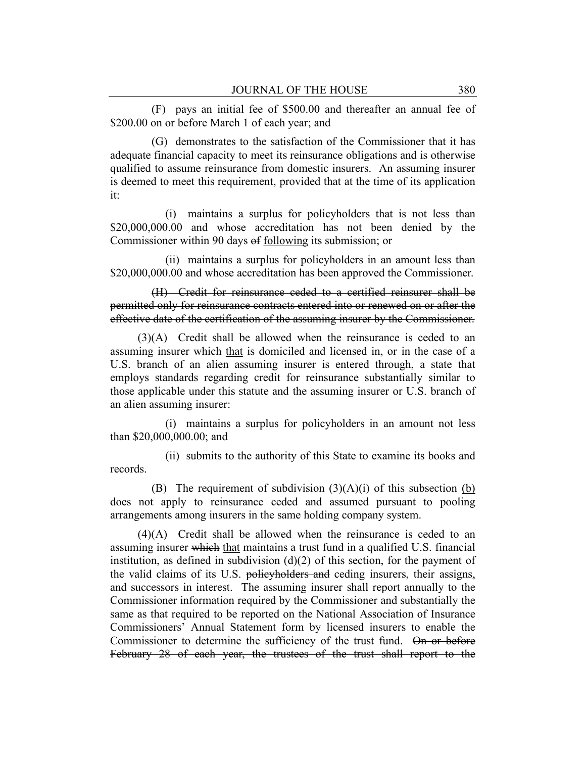(F) pays an initial fee of $500.00 and thereafter an annual fee of $200.00 on or before March 1 of each year; and

(G) demonstrates to the satisfaction of the Commissioner that it has adequate financial capacity to meet its reinsurance obligations and is otherwise qualified to assume reinsurance from domestic insurers. An assuming insurer is deemed to meet this requirement, provided that at the time of its application it:

(i) maintains a surplus for policyholders that is not less than $20,000,000.00 and whose accreditation has not been denied by the Commissioner within 90 days ~~of~~ <u>following</u> its submission; or

(ii) maintains a surplus for policyholders in an amount less than $20,000,000.00 and whose accreditation has been approved the Commissioner.

~~(H) Credit for reinsurance ceded to a certified reinsurer shall be permitted only for reinsurance contracts entered into or renewed on or after the effective date of the certification of the assuming insurer by the Commissioner.~~

(3)(A) Credit shall be allowed when the reinsurance is ceded to an assuming insurer ~~which~~ <u>that</u> is domiciled and licensed in, or in the case of a U.S. branch of an alien assuming insurer is entered through, a state that employs standards regarding credit for reinsurance substantially similar to those applicable under this statute and the assuming insurer or U.S. branch of an alien assuming insurer:

(i) maintains a surplus for policyholders in an amount not less than $20,000,000.00; and

(ii) submits to the authority of this State to examine its books and records.

(B) The requirement of subdivision (3)(A)(i) of this subsection <u>(b)</u> does not apply to reinsurance ceded and assumed pursuant to pooling arrangements among insurers in the same holding company system.

(4)(A) Credit shall be allowed when the reinsurance is ceded to an assuming insurer ~~which~~ <u>that</u> maintains a trust fund in a qualified U.S. financial institution, as defined in subdivision (d)(2) of this section, for the payment of the valid claims of its U.S. ~~policyholders and~~ ceding insurers, their assigns<u>,</u> and successors in interest. The assuming insurer shall report annually to the Commissioner information required by the Commissioner and substantially the same as that required to be reported on the National Association of Insurance Commissioners' Annual Statement form by licensed insurers to enable the Commissioner to determine the sufficiency of the trust fund. ~~On or before February 28 of each year, the trustees of the trust shall report to the~~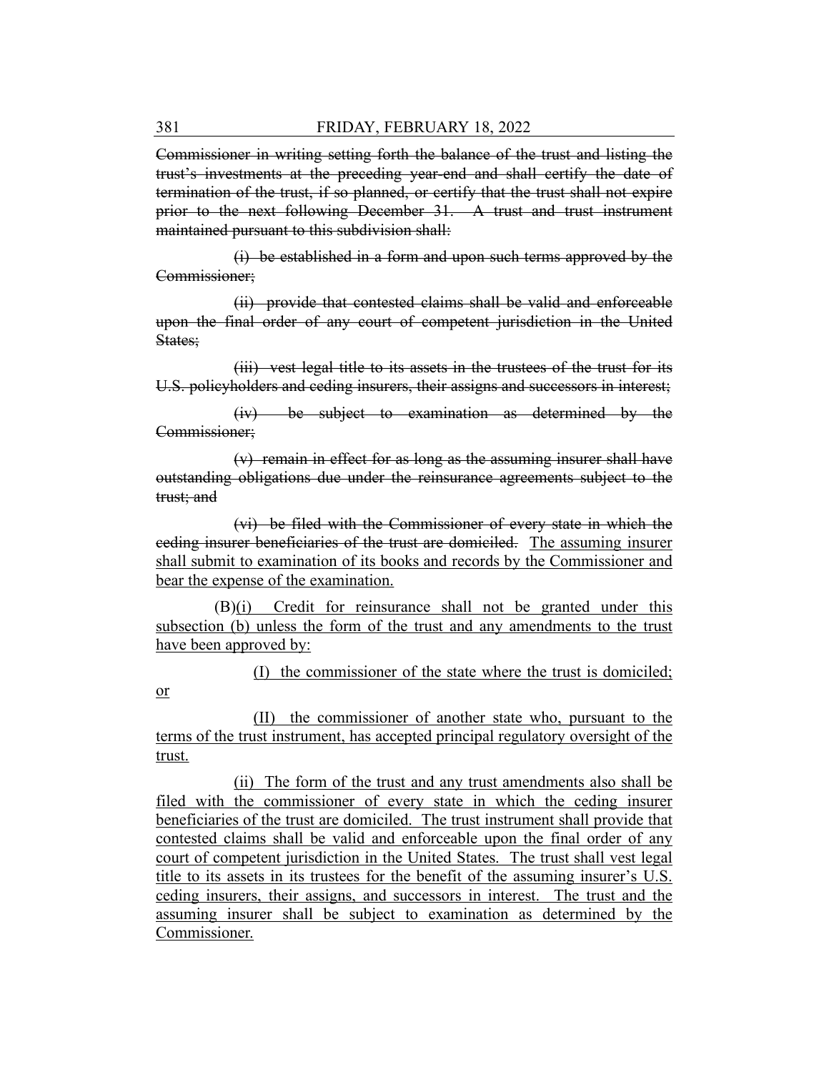~~Commissioner in writing setting forth the balance of the trust and listing the trust's investments at the preceding year-end and shall certify the date of termination of the trust, if so planned, or certify that the trust shall not expire prior to the next following December 31. A trust and trust instrument maintained pursuant to this subdivision shall:~~

~~(i) be established in a form and upon such terms approved by the Commissioner;~~

~~(ii) provide that contested claims shall be valid and enforceable upon the final order of any court of competent jurisdiction in the United States;~~

~~(iii) vest legal title to its assets in the trustees of the trust for its U.S. policyholders and ceding insurers, their assigns and successors in interest;~~

~~(iv) be subject to examination as determined by the Commissioner;~~

~~(v) remain in effect for as long as the assuming insurer shall have outstanding obligations due under the reinsurance agreements subject to the trust; and~~

~~(vi) be filed with the Commissioner of every state in which the ceding insurer beneficiaries of the trust are domiciled.~~ <u>The assuming insurer shall submit to examination of its books and records by the Commissioner and bear the expense of the examination.</u>

(B)<u>(i) Credit for reinsurance shall not be granted under this subsection (b) unless the form of the trust and any amendments to the trust have been approved by:</u>

<u>(I) the commissioner of the state where the trust is domiciled; or</u>

<u>(II) the commissioner of another state who, pursuant to the terms of the trust instrument, has accepted principal regulatory oversight of the trust.</u>

<u>(ii) The form of the trust and any trust amendments also shall be filed with the commissioner of every state in which the ceding insurer beneficiaries of the trust are domiciled. The trust instrument shall provide that contested claims shall be valid and enforceable upon the final order of any court of competent jurisdiction in the United States. The trust shall vest legal title to its assets in its trustees for the benefit of the assuming insurer's U.S. ceding insurers, their assigns, and successors in interest. The trust and the assuming insurer shall be subject to examination as determined by the Commissioner.</u>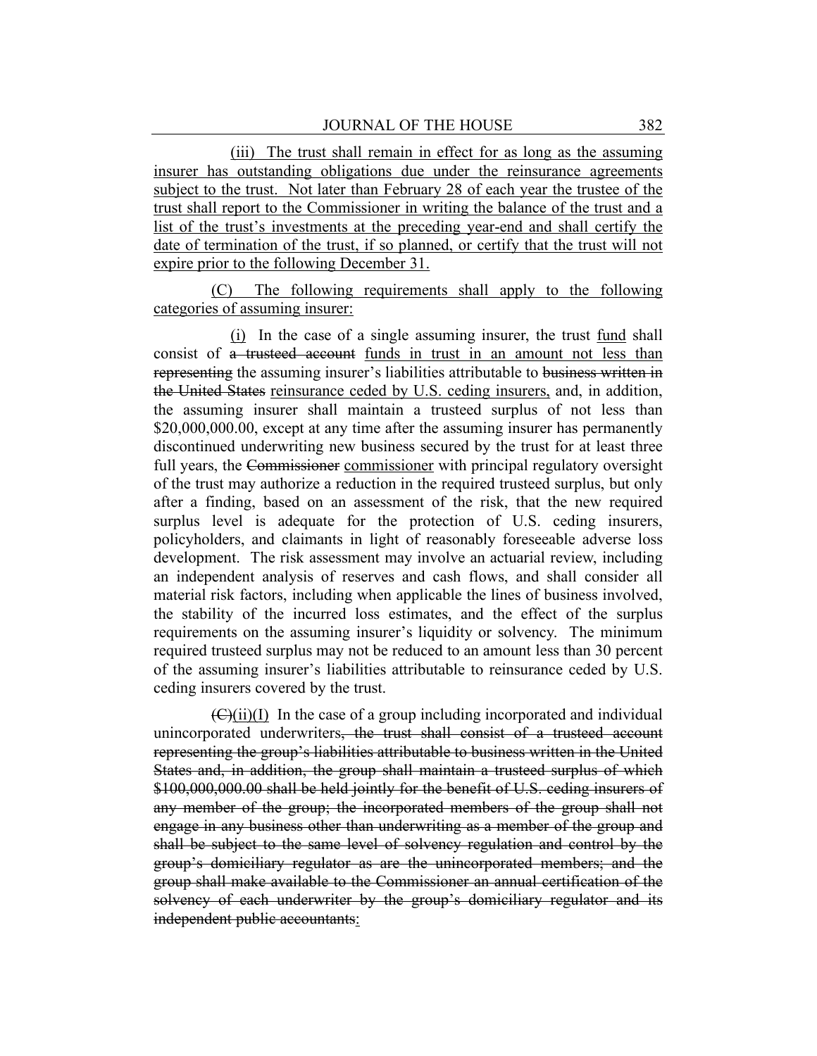(iii) The trust shall remain in effect for as long as the assuming insurer has outstanding obligations due under the reinsurance agreements subject to the trust. Not later than February 28 of each year the trustee of the trust shall report to the Commissioner in writing the balance of the trust and a list of the trust's investments at the preceding year-end and shall certify the date of termination of the trust, if so planned, or certify that the trust will not expire prior to the following December 31.

(C) The following requirements shall apply to the following categories of assuming insurer:

(i) In the case of a single assuming insurer, the trust fund shall consist of ~~a trusteed account~~ funds in trust in an amount not less than ~~representing~~ the assuming insurer's liabilities attributable to ~~business written in the United States~~ reinsurance ceded by U.S. ceding insurers, and, in addition, the assuming insurer shall maintain a trusteed surplus of not less than $20,000,000.00, except at any time after the assuming insurer has permanently discontinued underwriting new business secured by the trust for at least three full years, the ~~Commissioner~~ commissioner with principal regulatory oversight of the trust may authorize a reduction in the required trusteed surplus, but only after a finding, based on an assessment of the risk, that the new required surplus level is adequate for the protection of U.S. ceding insurers, policyholders, and claimants in light of reasonably foreseeable adverse loss development. The risk assessment may involve an actuarial review, including an independent analysis of reserves and cash flows, and shall consider all material risk factors, including when applicable the lines of business involved, the stability of the incurred loss estimates, and the effect of the surplus requirements on the assuming insurer's liquidity or solvency. The minimum required trusteed surplus may not be reduced to an amount less than 30 percent of the assuming insurer's liabilities attributable to reinsurance ceded by U.S. ceding insurers covered by the trust.

~~(C)~~(ii)(I) In the case of a group including incorporated and individual unincorporated underwriters~~, the trust shall consist of a trusteed account representing the group's liabilities attributable to business written in the United States and, in addition, the group shall maintain a trusteed surplus of which $100,000,000.00 shall be held jointly for the benefit of U.S. ceding insurers of any member of the group; the incorporated members of the group shall not engage in any business other than underwriting as a member of the group and shall be subject to the same level of solvency regulation and control by the group's domiciliary regulator as are the unincorporated members; and the group shall make available to the Commissioner an annual certification of the solvency of each underwriter by the group's domiciliary regulator and its independent public accountants~~: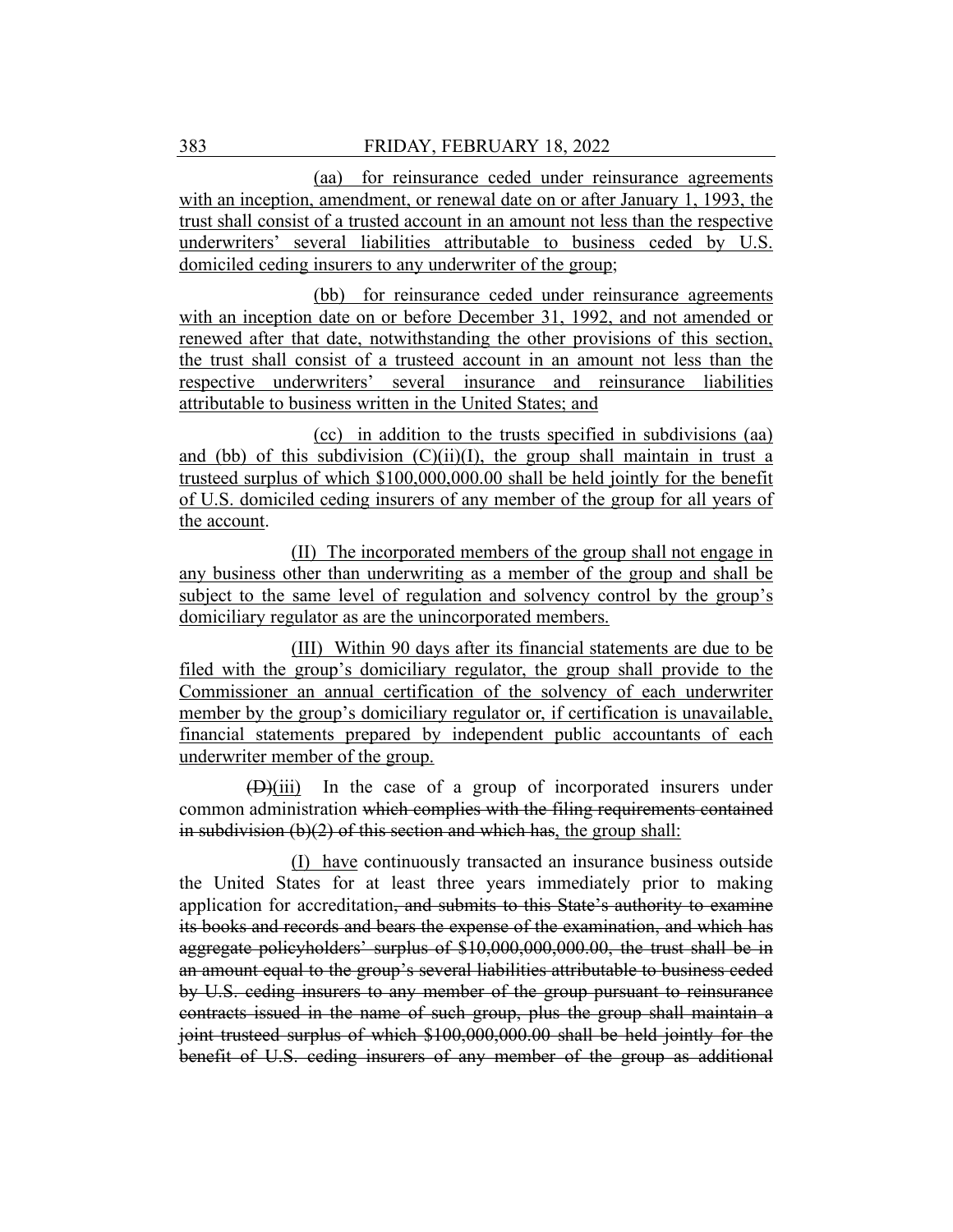(aa) for reinsurance ceded under reinsurance agreements with an inception, amendment, or renewal date on or after January 1, 1993, the trust shall consist of a trusted account in an amount not less than the respective underwriters' several liabilities attributable to business ceded by U.S. domiciled ceding insurers to any underwriter of the group;

(bb) for reinsurance ceded under reinsurance agreements with an inception date on or before December 31, 1992, and not amended or renewed after that date, notwithstanding the other provisions of this section, the trust shall consist of a trusteed account in an amount not less than the respective underwriters' several insurance and reinsurance liabilities attributable to business written in the United States; and

(cc) in addition to the trusts specified in subdivisions (aa) and (bb) of this subdivision (C)(ii)(I), the group shall maintain in trust a trusteed surplus of which $100,000,000.00 shall be held jointly for the benefit of U.S. domiciled ceding insurers of any member of the group for all years of the account.

(II) The incorporated members of the group shall not engage in any business other than underwriting as a member of the group and shall be subject to the same level of regulation and solvency control by the group's domiciliary regulator as are the unincorporated members.

(III) Within 90 days after its financial statements are due to be filed with the group's domiciliary regulator, the group shall provide to the Commissioner an annual certification of the solvency of each underwriter member by the group's domiciliary regulator or, if certification is unavailable, financial statements prepared by independent public accountants of each underwriter member of the group.

~~(D)~~(iii) In the case of a group of incorporated insurers under common administration ~~which complies with the filing requirements contained in subdivision (b)(2) of this section and which has~~, the group shall:

(I) have continuously transacted an insurance business outside the United States for at least three years immediately prior to making application for accreditation~~, and submits to this State's authority to examine its books and records and bears the expense of the examination, and which has aggregate policyholders' surplus of $10,000,000,000.00, the trust shall be in an amount equal to the group's several liabilities attributable to business ceded by U.S. ceding insurers to any member of the group pursuant to reinsurance contracts issued in the name of such group, plus the group shall maintain a joint trusteed surplus of which $100,000,000.00 shall be held jointly for the benefit of U.S. ceding insurers of any member of the group as additional~~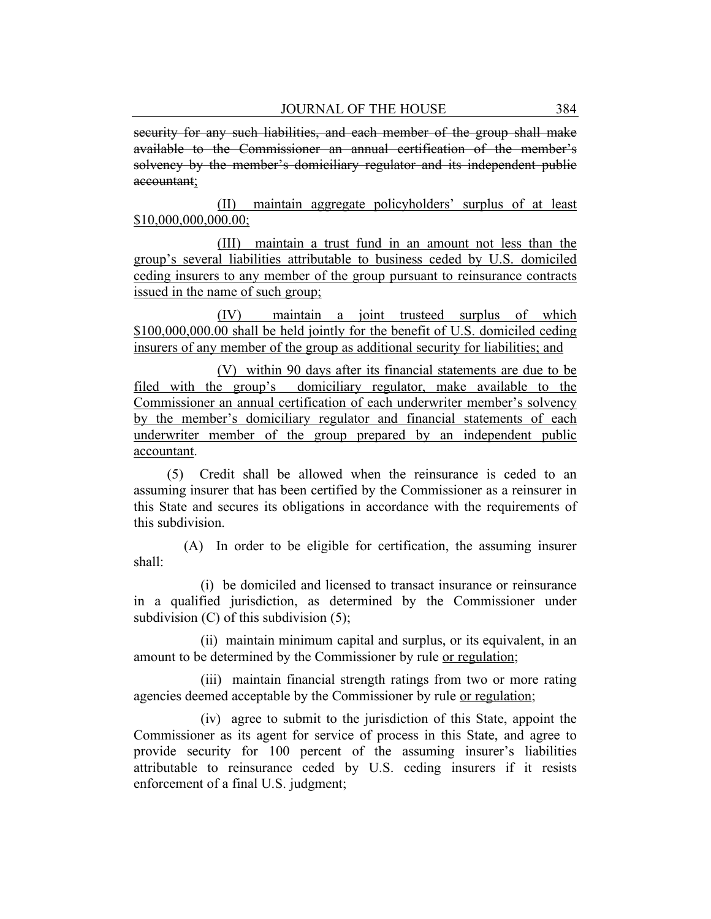~~security for any such liabilities, and each member of the group shall make available to the Commissioner an annual certification of the member's solvency by the member's domiciliary regulator and its independent public accountant~~;

(II) maintain aggregate policyholders' surplus of at least $10,000,000,000.00;

(III) maintain a trust fund in an amount not less than the group's several liabilities attributable to business ceded by U.S. domiciled ceding insurers to any member of the group pursuant to reinsurance contracts issued in the name of such group;

(IV) maintain a joint trusteed surplus of which $100,000,000.00 shall be held jointly for the benefit of U.S. domiciled ceding insurers of any member of the group as additional security for liabilities; and

(V) within 90 days after its financial statements are due to be filed with the group's domiciliary regulator, make available to the Commissioner an annual certification of each underwriter member's solvency by the member's domiciliary regulator and financial statements of each underwriter member of the group prepared by an independent public accountant.

(5) Credit shall be allowed when the reinsurance is ceded to an assuming insurer that has been certified by the Commissioner as a reinsurer in this State and secures its obligations in accordance with the requirements of this subdivision.

(A) In order to be eligible for certification, the assuming insurer shall:

(i) be domiciled and licensed to transact insurance or reinsurance in a qualified jurisdiction, as determined by the Commissioner under subdivision (C) of this subdivision (5);

(ii) maintain minimum capital and surplus, or its equivalent, in an amount to be determined by the Commissioner by rule or regulation;

(iii) maintain financial strength ratings from two or more rating agencies deemed acceptable by the Commissioner by rule or regulation;

(iv) agree to submit to the jurisdiction of this State, appoint the Commissioner as its agent for service of process in this State, and agree to provide security for 100 percent of the assuming insurer's liabilities attributable to reinsurance ceded by U.S. ceding insurers if it resists enforcement of a final U.S. judgment;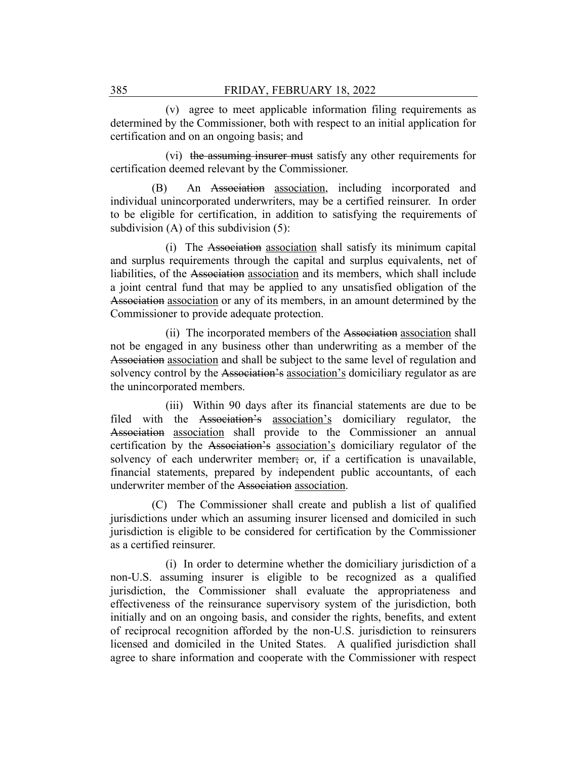(v) agree to meet applicable information filing requirements as determined by the Commissioner, both with respect to an initial application for certification and on an ongoing basis; and

(vi) ~~the assuming insurer must~~ satisfy any other requirements for certification deemed relevant by the Commissioner.

(B) An ~~Association~~ association, including incorporated and individual unincorporated underwriters, may be a certified reinsurer. In order to be eligible for certification, in addition to satisfying the requirements of subdivision (A) of this subdivision (5):

(i) The ~~Association~~ association shall satisfy its minimum capital and surplus requirements through the capital and surplus equivalents, net of liabilities, of the ~~Association~~ association and its members, which shall include a joint central fund that may be applied to any unsatisfied obligation of the ~~Association~~ association or any of its members, in an amount determined by the Commissioner to provide adequate protection.

(ii) The incorporated members of the ~~Association~~ association shall not be engaged in any business other than underwriting as a member of the ~~Association~~ association and shall be subject to the same level of regulation and solvency control by the ~~Association's~~ association's domiciliary regulator as are the unincorporated members.

(iii) Within 90 days after its financial statements are due to be filed with the ~~Association's~~ association's domiciliary regulator, the ~~Association~~ association shall provide to the Commissioner an annual certification by the ~~Association's~~ association's domiciliary regulator of the solvency of each underwriter member~~;~~ or, if a certification is unavailable, financial statements, prepared by independent public accountants, of each underwriter member of the ~~Association~~ association.

(C) The Commissioner shall create and publish a list of qualified jurisdictions under which an assuming insurer licensed and domiciled in such jurisdiction is eligible to be considered for certification by the Commissioner as a certified reinsurer.

(i) In order to determine whether the domiciliary jurisdiction of a non-U.S. assuming insurer is eligible to be recognized as a qualified jurisdiction, the Commissioner shall evaluate the appropriateness and effectiveness of the reinsurance supervisory system of the jurisdiction, both initially and on an ongoing basis, and consider the rights, benefits, and extent of reciprocal recognition afforded by the non-U.S. jurisdiction to reinsurers licensed and domiciled in the United States. A qualified jurisdiction shall agree to share information and cooperate with the Commissioner with respect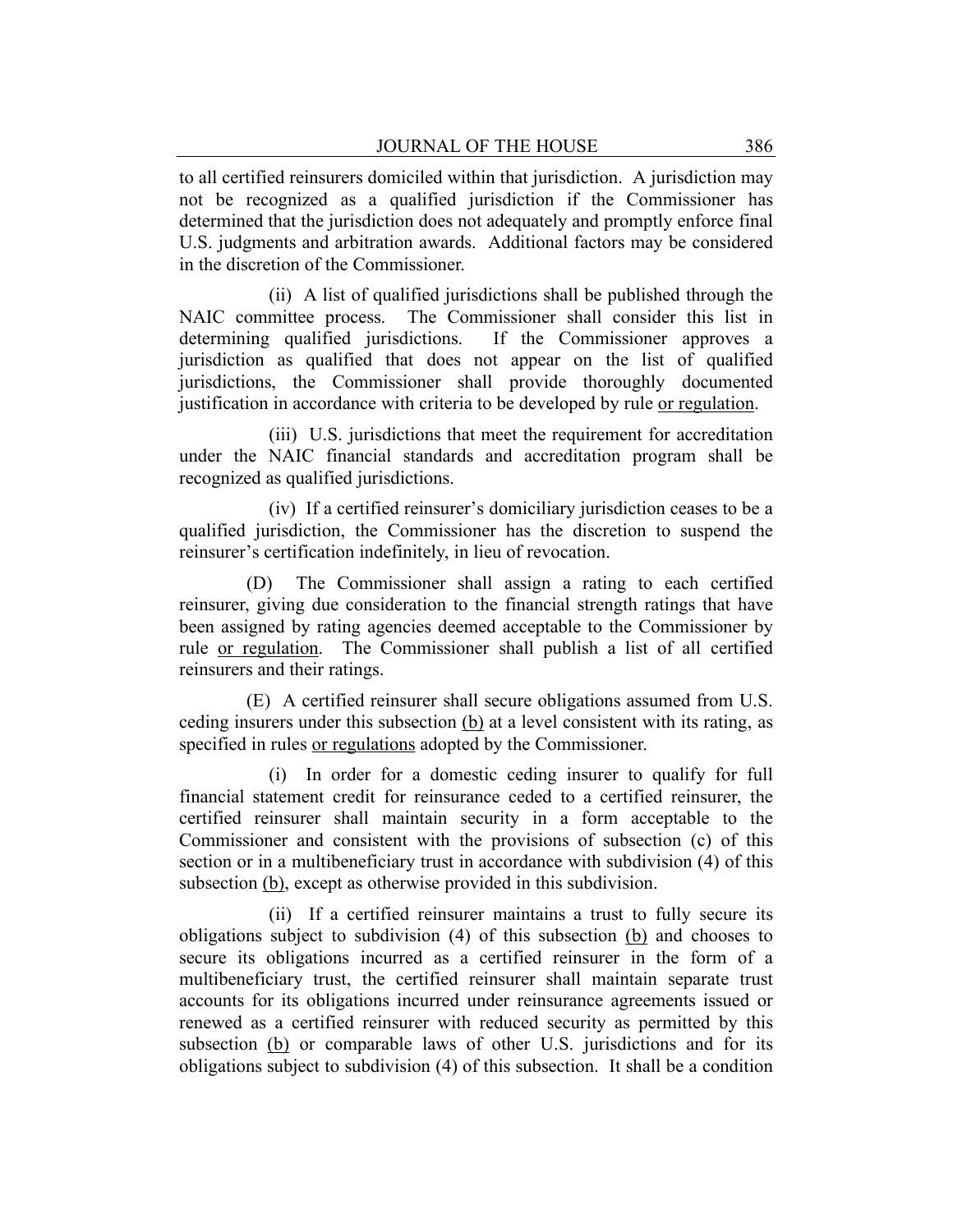to all certified reinsurers domiciled within that jurisdiction. A jurisdiction may not be recognized as a qualified jurisdiction if the Commissioner has determined that the jurisdiction does not adequately and promptly enforce final U.S. judgments and arbitration awards. Additional factors may be considered in the discretion of the Commissioner.

(ii) A list of qualified jurisdictions shall be published through the NAIC committee process. The Commissioner shall consider this list in determining qualified jurisdictions. If the Commissioner approves a jurisdiction as qualified that does not appear on the list of qualified jurisdictions, the Commissioner shall provide thoroughly documented justification in accordance with criteria to be developed by rule <u>or regulation</u>.

(iii) U.S. jurisdictions that meet the requirement for accreditation under the NAIC financial standards and accreditation program shall be recognized as qualified jurisdictions.

(iv) If a certified reinsurer's domiciliary jurisdiction ceases to be a qualified jurisdiction, the Commissioner has the discretion to suspend the reinsurer's certification indefinitely, in lieu of revocation.

(D) The Commissioner shall assign a rating to each certified reinsurer, giving due consideration to the financial strength ratings that have been assigned by rating agencies deemed acceptable to the Commissioner by rule <u>or regulation</u>. The Commissioner shall publish a list of all certified reinsurers and their ratings.

(E) A certified reinsurer shall secure obligations assumed from U.S. ceding insurers under this subsection <u>(b)</u> at a level consistent with its rating, as specified in rules <u>or regulations</u> adopted by the Commissioner.

(i) In order for a domestic ceding insurer to qualify for full financial statement credit for reinsurance ceded to a certified reinsurer, the certified reinsurer shall maintain security in a form acceptable to the Commissioner and consistent with the provisions of subsection (c) of this section or in a multibeneficiary trust in accordance with subdivision (4) of this subsection <u>(b)</u>, except as otherwise provided in this subdivision.

(ii) If a certified reinsurer maintains a trust to fully secure its obligations subject to subdivision (4) of this subsection <u>(b)</u> and chooses to secure its obligations incurred as a certified reinsurer in the form of a multibeneficiary trust, the certified reinsurer shall maintain separate trust accounts for its obligations incurred under reinsurance agreements issued or renewed as a certified reinsurer with reduced security as permitted by this subsection <u>(b)</u> or comparable laws of other U.S. jurisdictions and for its obligations subject to subdivision (4) of this subsection. It shall be a condition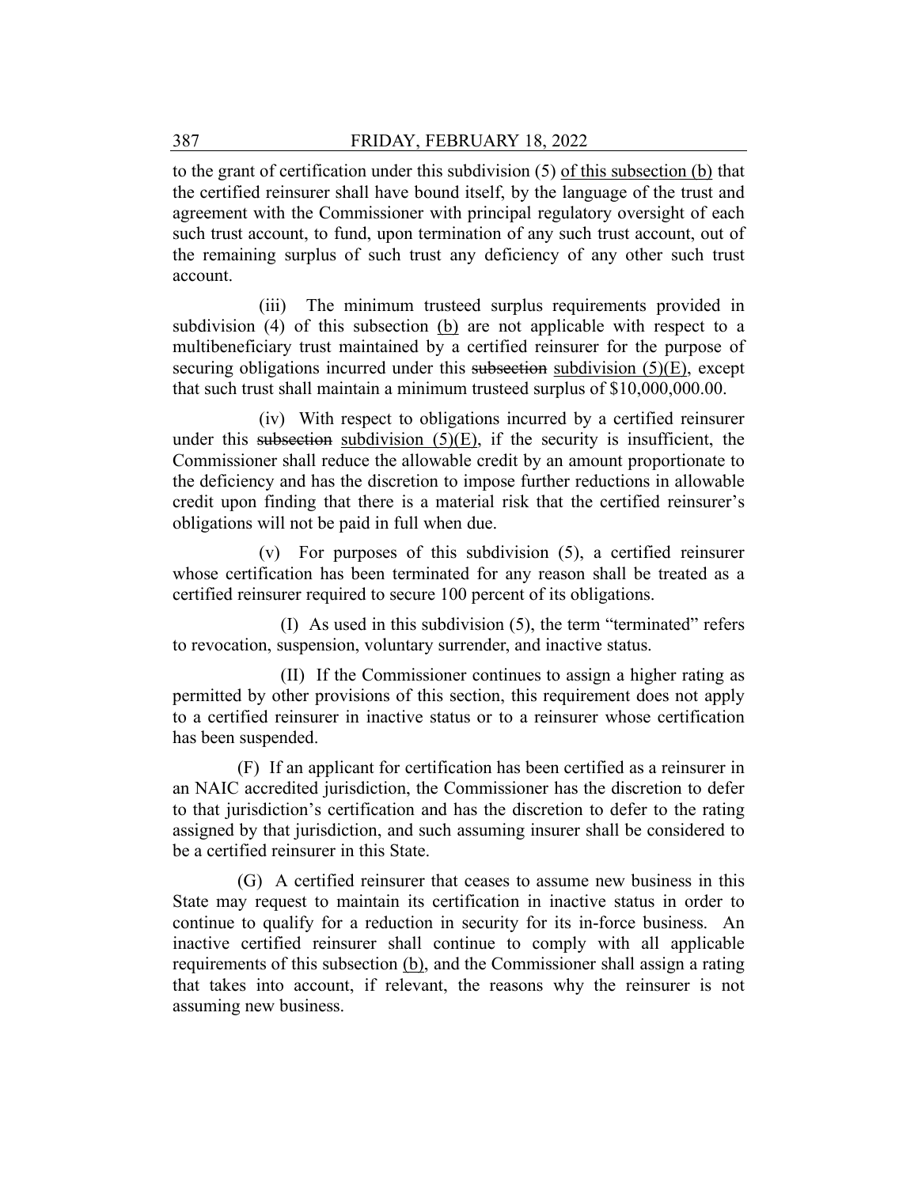to the grant of certification under this subdivision (5) of this subsection (b) that the certified reinsurer shall have bound itself, by the language of the trust and agreement with the Commissioner with principal regulatory oversight of each such trust account, to fund, upon termination of any such trust account, out of the remaining surplus of such trust any deficiency of any other such trust account.

(iii) The minimum trusteed surplus requirements provided in subdivision (4) of this subsection (b) are not applicable with respect to a multibeneficiary trust maintained by a certified reinsurer for the purpose of securing obligations incurred under this ~~subsection~~ subdivision (5)(E), except that such trust shall maintain a minimum trusteed surplus of $10,000,000.00.

(iv) With respect to obligations incurred by a certified reinsurer under this ~~subsection~~ subdivision (5)(E), if the security is insufficient, the Commissioner shall reduce the allowable credit by an amount proportionate to the deficiency and has the discretion to impose further reductions in allowable credit upon finding that there is a material risk that the certified reinsurer's obligations will not be paid in full when due.

(v) For purposes of this subdivision (5), a certified reinsurer whose certification has been terminated for any reason shall be treated as a certified reinsurer required to secure 100 percent of its obligations.

(I) As used in this subdivision (5), the term "terminated" refers to revocation, suspension, voluntary surrender, and inactive status.

(II) If the Commissioner continues to assign a higher rating as permitted by other provisions of this section, this requirement does not apply to a certified reinsurer in inactive status or to a reinsurer whose certification has been suspended.

(F) If an applicant for certification has been certified as a reinsurer in an NAIC accredited jurisdiction, the Commissioner has the discretion to defer to that jurisdiction's certification and has the discretion to defer to the rating assigned by that jurisdiction, and such assuming insurer shall be considered to be a certified reinsurer in this State.

(G) A certified reinsurer that ceases to assume new business in this State may request to maintain its certification in inactive status in order to continue to qualify for a reduction in security for its in-force business. An inactive certified reinsurer shall continue to comply with all applicable requirements of this subsection (b), and the Commissioner shall assign a rating that takes into account, if relevant, the reasons why the reinsurer is not assuming new business.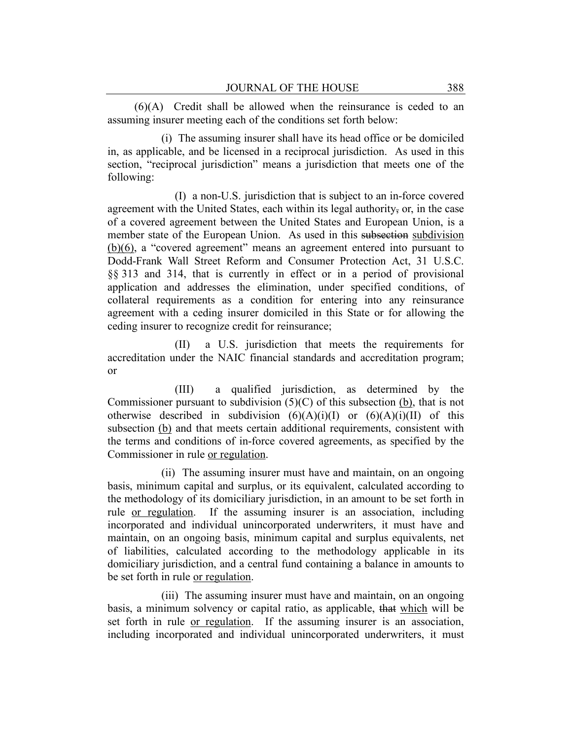(6)(A) Credit shall be allowed when the reinsurance is ceded to an assuming insurer meeting each of the conditions set forth below:

(i) The assuming insurer shall have its head office or be domiciled in, as applicable, and be licensed in a reciprocal jurisdiction. As used in this section, "reciprocal jurisdiction" means a jurisdiction that meets one of the following:

(I) a non-U.S. jurisdiction that is subject to an in-force covered agreement with the United States, each within its legal authority~~,~~ or, in the case of a covered agreement between the United States and European Union, is a member state of the European Union. As used in this ~~subsection~~ <u>subdivision (b)(6)</u>, a "covered agreement" means an agreement entered into pursuant to Dodd-Frank Wall Street Reform and Consumer Protection Act, 31 U.S.C. §§ 313 and 314, that is currently in effect or in a period of provisional application and addresses the elimination, under specified conditions, of collateral requirements as a condition for entering into any reinsurance agreement with a ceding insurer domiciled in this State or for allowing the ceding insurer to recognize credit for reinsurance;

(II) a U.S. jurisdiction that meets the requirements for accreditation under the NAIC financial standards and accreditation program; or

(III) a qualified jurisdiction, as determined by the Commissioner pursuant to subdivision (5)(C) of this subsection <u>(b)</u>, that is not otherwise described in subdivision (6)(A)(i)(I) or (6)(A)(i)(II) of this subsection <u>(b)</u> and that meets certain additional requirements, consistent with the terms and conditions of in-force covered agreements, as specified by the Commissioner in rule <u>or regulation</u>.

(ii) The assuming insurer must have and maintain, on an ongoing basis, minimum capital and surplus, or its equivalent, calculated according to the methodology of its domiciliary jurisdiction, in an amount to be set forth in rule <u>or regulation</u>. If the assuming insurer is an association, including incorporated and individual unincorporated underwriters, it must have and maintain, on an ongoing basis, minimum capital and surplus equivalents, net of liabilities, calculated according to the methodology applicable in its domiciliary jurisdiction, and a central fund containing a balance in amounts to be set forth in rule <u>or regulation</u>.

(iii) The assuming insurer must have and maintain, on an ongoing basis, a minimum solvency or capital ratio, as applicable, ~~that~~ <u>which</u> will be set forth in rule <u>or regulation</u>. If the assuming insurer is an association, including incorporated and individual unincorporated underwriters, it must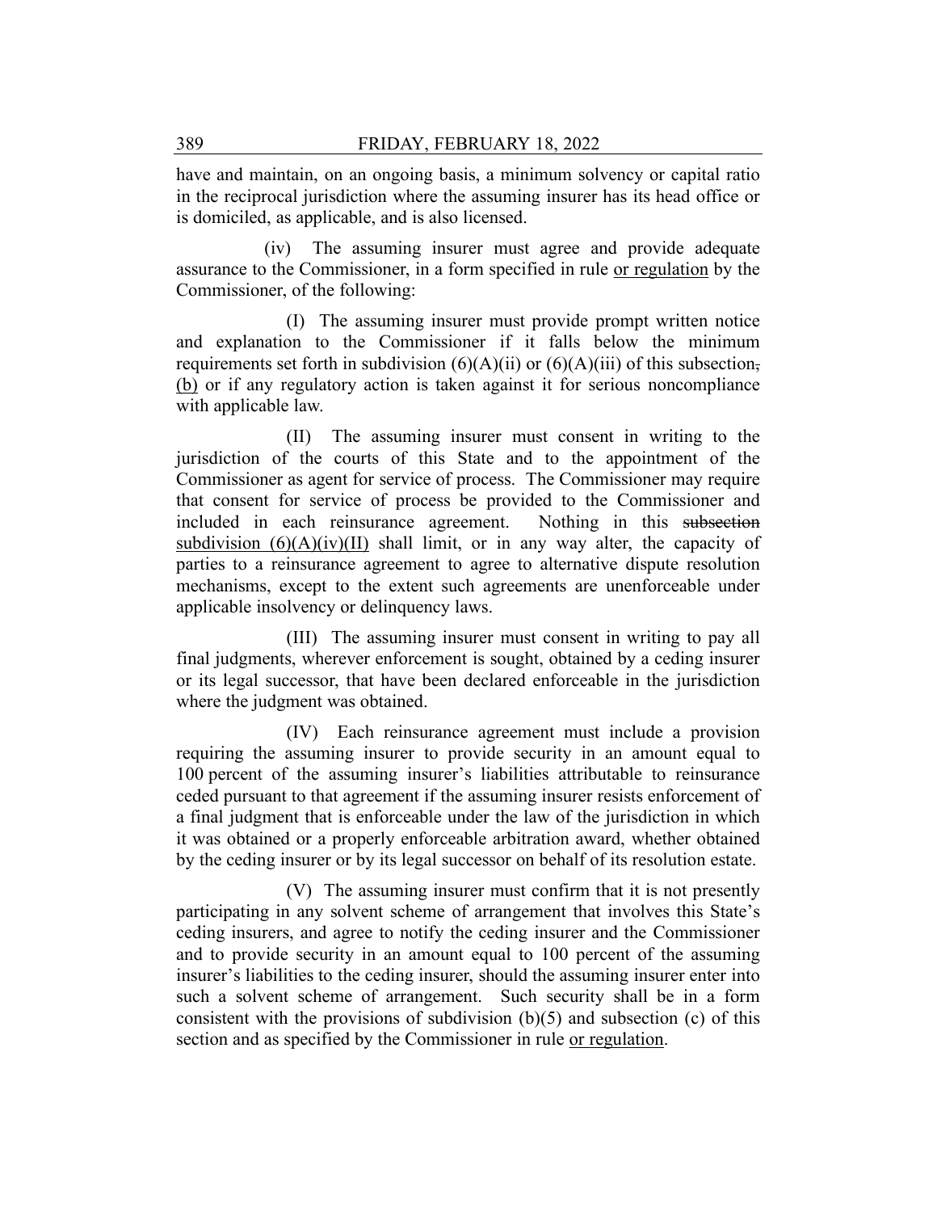have and maintain, on an ongoing basis, a minimum solvency or capital ratio in the reciprocal jurisdiction where the assuming insurer has its head office or is domiciled, as applicable, and is also licensed.

(iv) The assuming insurer must agree and provide adequate assurance to the Commissioner, in a form specified in rule <u>or regulation</u> by the Commissioner, of the following:

(I) The assuming insurer must provide prompt written notice and explanation to the Commissioner if it falls below the minimum requirements set forth in subdivision (6)(A)(ii) or (6)(A)(iii) of this subsection~~,~~ <u>(b)</u> or if any regulatory action is taken against it for serious noncompliance with applicable law.

(II) The assuming insurer must consent in writing to the jurisdiction of the courts of this State and to the appointment of the Commissioner as agent for service of process. The Commissioner may require that consent for service of process be provided to the Commissioner and included in each reinsurance agreement. Nothing in this ~~subsection~~ <u>subdivision (6)(A)(iv)(II)</u> shall limit, or in any way alter, the capacity of parties to a reinsurance agreement to agree to alternative dispute resolution mechanisms, except to the extent such agreements are unenforceable under applicable insolvency or delinquency laws.

(III) The assuming insurer must consent in writing to pay all final judgments, wherever enforcement is sought, obtained by a ceding insurer or its legal successor, that have been declared enforceable in the jurisdiction where the judgment was obtained.

(IV) Each reinsurance agreement must include a provision requiring the assuming insurer to provide security in an amount equal to 100 percent of the assuming insurer's liabilities attributable to reinsurance ceded pursuant to that agreement if the assuming insurer resists enforcement of a final judgment that is enforceable under the law of the jurisdiction in which it was obtained or a properly enforceable arbitration award, whether obtained by the ceding insurer or by its legal successor on behalf of its resolution estate.

(V) The assuming insurer must confirm that it is not presently participating in any solvent scheme of arrangement that involves this State's ceding insurers, and agree to notify the ceding insurer and the Commissioner and to provide security in an amount equal to 100 percent of the assuming insurer's liabilities to the ceding insurer, should the assuming insurer enter into such a solvent scheme of arrangement. Such security shall be in a form consistent with the provisions of subdivision (b)(5) and subsection (c) of this section and as specified by the Commissioner in rule <u>or regulation</u>.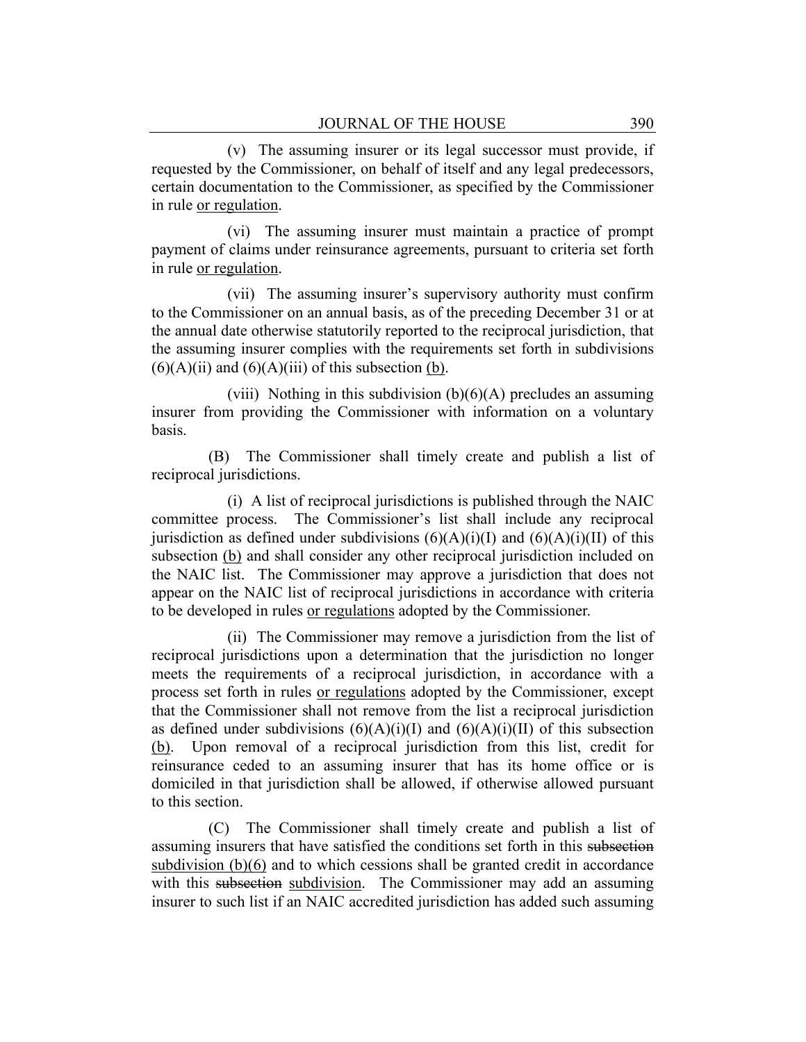(v) The assuming insurer or its legal successor must provide, if requested by the Commissioner, on behalf of itself and any legal predecessors, certain documentation to the Commissioner, as specified by the Commissioner in rule or regulation.

(vi) The assuming insurer must maintain a practice of prompt payment of claims under reinsurance agreements, pursuant to criteria set forth in rule or regulation.

(vii) The assuming insurer's supervisory authority must confirm to the Commissioner on an annual basis, as of the preceding December 31 or at the annual date otherwise statutorily reported to the reciprocal jurisdiction, that the assuming insurer complies with the requirements set forth in subdivisions (6)(A)(ii) and (6)(A)(iii) of this subsection (b).

(viii) Nothing in this subdivision (b)(6)(A) precludes an assuming insurer from providing the Commissioner with information on a voluntary basis.

(B) The Commissioner shall timely create and publish a list of reciprocal jurisdictions.

(i) A list of reciprocal jurisdictions is published through the NAIC committee process. The Commissioner's list shall include any reciprocal jurisdiction as defined under subdivisions (6)(A)(i)(I) and (6)(A)(i)(II) of this subsection (b) and shall consider any other reciprocal jurisdiction included on the NAIC list. The Commissioner may approve a jurisdiction that does not appear on the NAIC list of reciprocal jurisdictions in accordance with criteria to be developed in rules or regulations adopted by the Commissioner.

(ii) The Commissioner may remove a jurisdiction from the list of reciprocal jurisdictions upon a determination that the jurisdiction no longer meets the requirements of a reciprocal jurisdiction, in accordance with a process set forth in rules or regulations adopted by the Commissioner, except that the Commissioner shall not remove from the list a reciprocal jurisdiction as defined under subdivisions (6)(A)(i)(I) and (6)(A)(i)(II) of this subsection (b). Upon removal of a reciprocal jurisdiction from this list, credit for reinsurance ceded to an assuming insurer that has its home office or is domiciled in that jurisdiction shall be allowed, if otherwise allowed pursuant to this section.

(C) The Commissioner shall timely create and publish a list of assuming insurers that have satisfied the conditions set forth in this ~~subsection~~ subdivision (b)(6) and to which cessions shall be granted credit in accordance with this ~~subsection~~ subdivision. The Commissioner may add an assuming insurer to such list if an NAIC accredited jurisdiction has added such assuming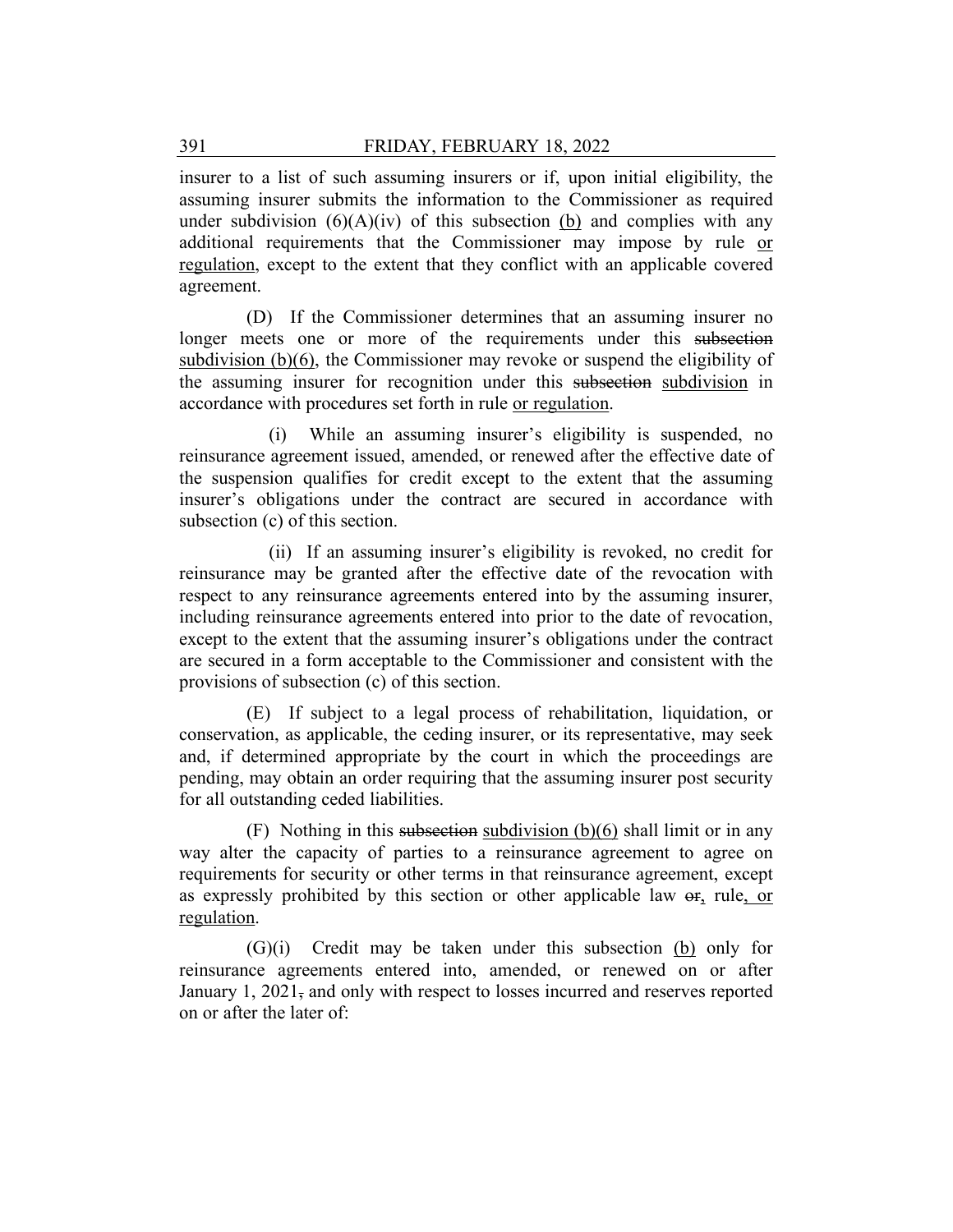insurer to a list of such assuming insurers or if, upon initial eligibility, the assuming insurer submits the information to the Commissioner as required under subdivision (6)(A)(iv) of this subsection <u>(b)</u> and complies with any additional requirements that the Commissioner may impose by rule <u>or regulation</u>, except to the extent that they conflict with an applicable covered agreement.

(D) If the Commissioner determines that an assuming insurer no longer meets one or more of the requirements under this ~~subsection~~ <u>subdivision (b)(6)</u>, the Commissioner may revoke or suspend the eligibility of the assuming insurer for recognition under this ~~subsection~~ <u>subdivision</u> in accordance with procedures set forth in rule <u>or regulation</u>.

(i) While an assuming insurer's eligibility is suspended, no reinsurance agreement issued, amended, or renewed after the effective date of the suspension qualifies for credit except to the extent that the assuming insurer's obligations under the contract are secured in accordance with subsection (c) of this section.

(ii) If an assuming insurer's eligibility is revoked, no credit for reinsurance may be granted after the effective date of the revocation with respect to any reinsurance agreements entered into by the assuming insurer, including reinsurance agreements entered into prior to the date of revocation, except to the extent that the assuming insurer's obligations under the contract are secured in a form acceptable to the Commissioner and consistent with the provisions of subsection (c) of this section.

(E) If subject to a legal process of rehabilitation, liquidation, or conservation, as applicable, the ceding insurer, or its representative, may seek and, if determined appropriate by the court in which the proceedings are pending, may obtain an order requiring that the assuming insurer post security for all outstanding ceded liabilities.

(F) Nothing in this ~~subsection~~ <u>subdivision (b)(6)</u> shall limit or in any way alter the capacity of parties to a reinsurance agreement to agree on requirements for security or other terms in that reinsurance agreement, except as expressly prohibited by this section or other applicable law ~~or~~<u>,</u> rule<u>, or regulation</u>.

(G)(i) Credit may be taken under this subsection <u>(b)</u> only for reinsurance agreements entered into, amended, or renewed on or after January 1, 2021~~,~~ and only with respect to losses incurred and reserves reported on or after the later of: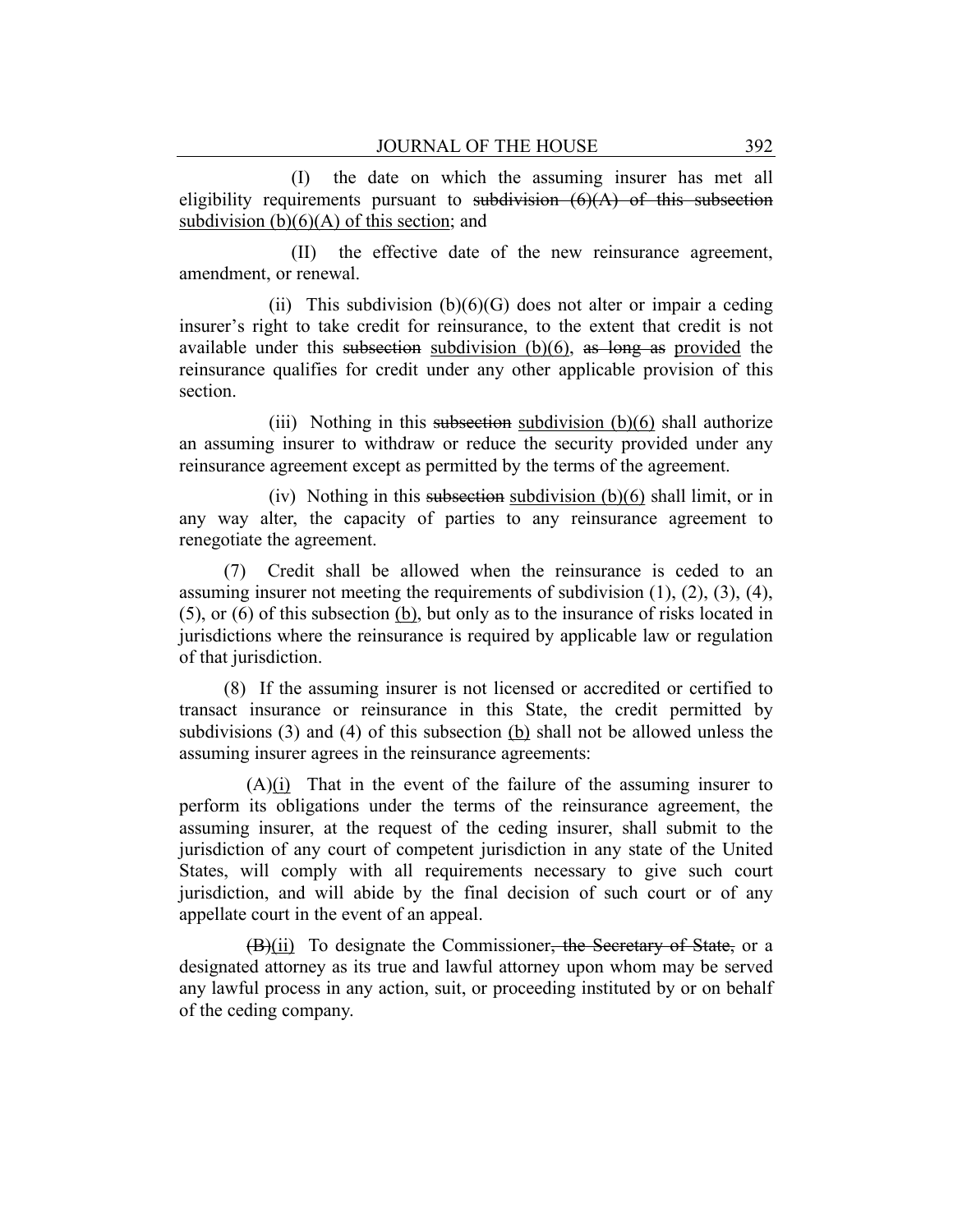(I) the date on which the assuming insurer has met all eligibility requirements pursuant to ~~subdivision (6)(A) of this subsection~~ <u>subdivision (b)(6)(A) of this section</u>; and

(II) the effective date of the new reinsurance agreement, amendment, or renewal.

(ii) This subdivision (b)(6)(G) does not alter or impair a ceding insurer's right to take credit for reinsurance, to the extent that credit is not available under this ~~subsection~~ <u>subdivision (b)(6)</u>, ~~as long as~~ <u>provided</u> the reinsurance qualifies for credit under any other applicable provision of this section.

(iii) Nothing in this ~~subsection~~ <u>subdivision (b)(6)</u> shall authorize an assuming insurer to withdraw or reduce the security provided under any reinsurance agreement except as permitted by the terms of the agreement.

(iv) Nothing in this ~~subsection~~ <u>subdivision (b)(6)</u> shall limit, or in any way alter, the capacity of parties to any reinsurance agreement to renegotiate the agreement.

(7) Credit shall be allowed when the reinsurance is ceded to an assuming insurer not meeting the requirements of subdivision (1), (2), (3), (4), (5), or (6) of this subsection <u>(b)</u>, but only as to the insurance of risks located in jurisdictions where the reinsurance is required by applicable law or regulation of that jurisdiction.

(8) If the assuming insurer is not licensed or accredited or certified to transact insurance or reinsurance in this State, the credit permitted by subdivisions (3) and (4) of this subsection <u>(b)</u> shall not be allowed unless the assuming insurer agrees in the reinsurance agreements:

(A)<u>(i)</u> That in the event of the failure of the assuming insurer to perform its obligations under the terms of the reinsurance agreement, the assuming insurer, at the request of the ceding insurer, shall submit to the jurisdiction of any court of competent jurisdiction in any state of the United States, will comply with all requirements necessary to give such court jurisdiction, and will abide by the final decision of such court or of any appellate court in the event of an appeal.

~~(B)~~<u>(ii)</u> To designate the Commissioner~~, the Secretary of State,~~ or a designated attorney as its true and lawful attorney upon whom may be served any lawful process in any action, suit, or proceeding instituted by or on behalf of the ceding company.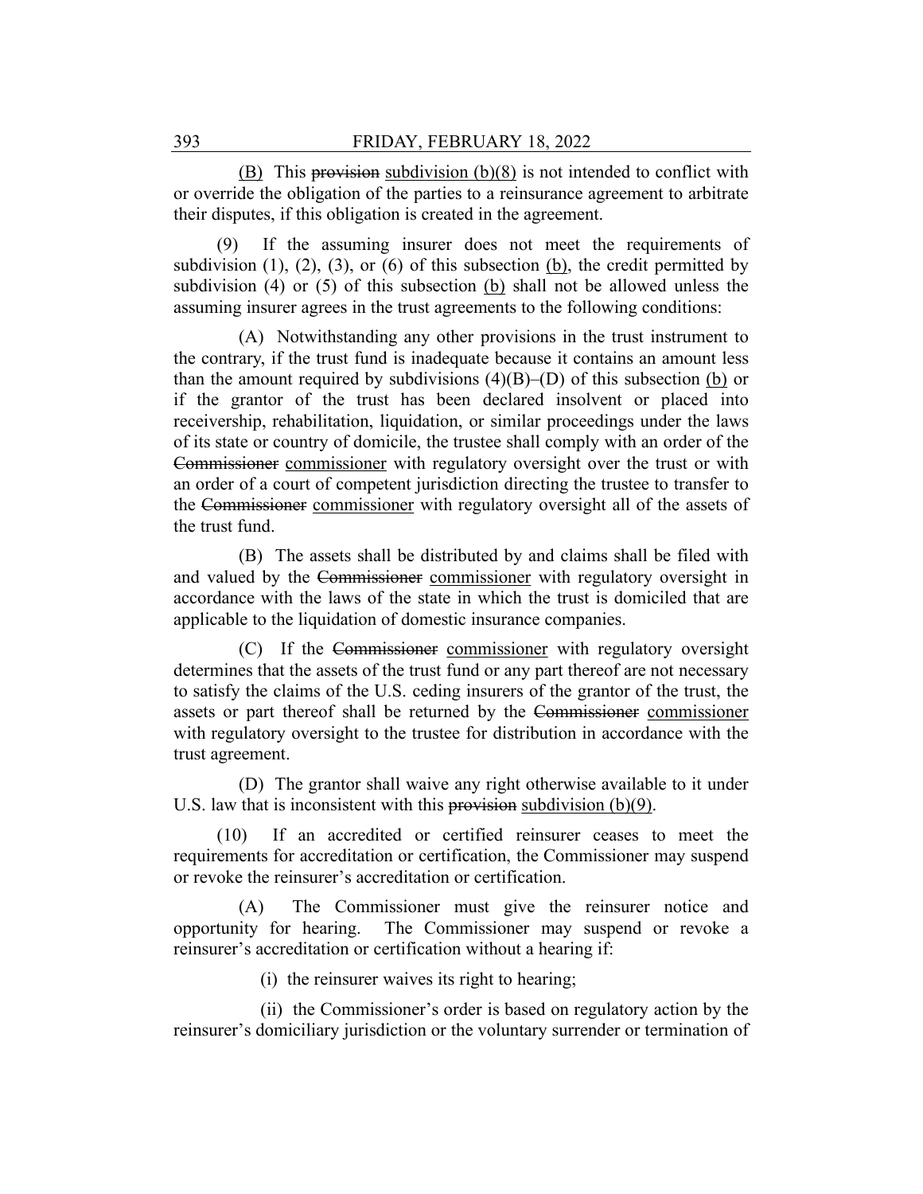(B) This ~~provision~~ <u>subdivision (b)(8)</u> is not intended to conflict with or override the obligation of the parties to a reinsurance agreement to arbitrate their disputes, if this obligation is created in the agreement.

(9) If the assuming insurer does not meet the requirements of subdivision (1), (2), (3), or (6) of this subsection <u>(b)</u>, the credit permitted by subdivision (4) or (5) of this subsection <u>(b)</u> shall not be allowed unless the assuming insurer agrees in the trust agreements to the following conditions:

(A) Notwithstanding any other provisions in the trust instrument to the contrary, if the trust fund is inadequate because it contains an amount less than the amount required by subdivisions (4)(B)–(D) of this subsection <u>(b)</u> or if the grantor of the trust has been declared insolvent or placed into receivership, rehabilitation, liquidation, or similar proceedings under the laws of its state or country of domicile, the trustee shall comply with an order of the ~~Commissioner~~ <u>commissioner</u> with regulatory oversight over the trust or with an order of a court of competent jurisdiction directing the trustee to transfer to the ~~Commissioner~~ <u>commissioner</u> with regulatory oversight all of the assets of the trust fund.

(B) The assets shall be distributed by and claims shall be filed with and valued by the ~~Commissioner~~ <u>commissioner</u> with regulatory oversight in accordance with the laws of the state in which the trust is domiciled that are applicable to the liquidation of domestic insurance companies.

(C) If the ~~Commissioner~~ <u>commissioner</u> with regulatory oversight determines that the assets of the trust fund or any part thereof are not necessary to satisfy the claims of the U.S. ceding insurers of the grantor of the trust, the assets or part thereof shall be returned by the ~~Commissioner~~ <u>commissioner</u> with regulatory oversight to the trustee for distribution in accordance with the trust agreement.

(D) The grantor shall waive any right otherwise available to it under U.S. law that is inconsistent with this ~~provision~~ <u>subdivision (b)(9)</u>.

(10) If an accredited or certified reinsurer ceases to meet the requirements for accreditation or certification, the Commissioner may suspend or revoke the reinsurer's accreditation or certification.

(A) The Commissioner must give the reinsurer notice and opportunity for hearing. The Commissioner may suspend or revoke a reinsurer's accreditation or certification without a hearing if:

(i) the reinsurer waives its right to hearing;

(ii) the Commissioner's order is based on regulatory action by the reinsurer's domiciliary jurisdiction or the voluntary surrender or termination of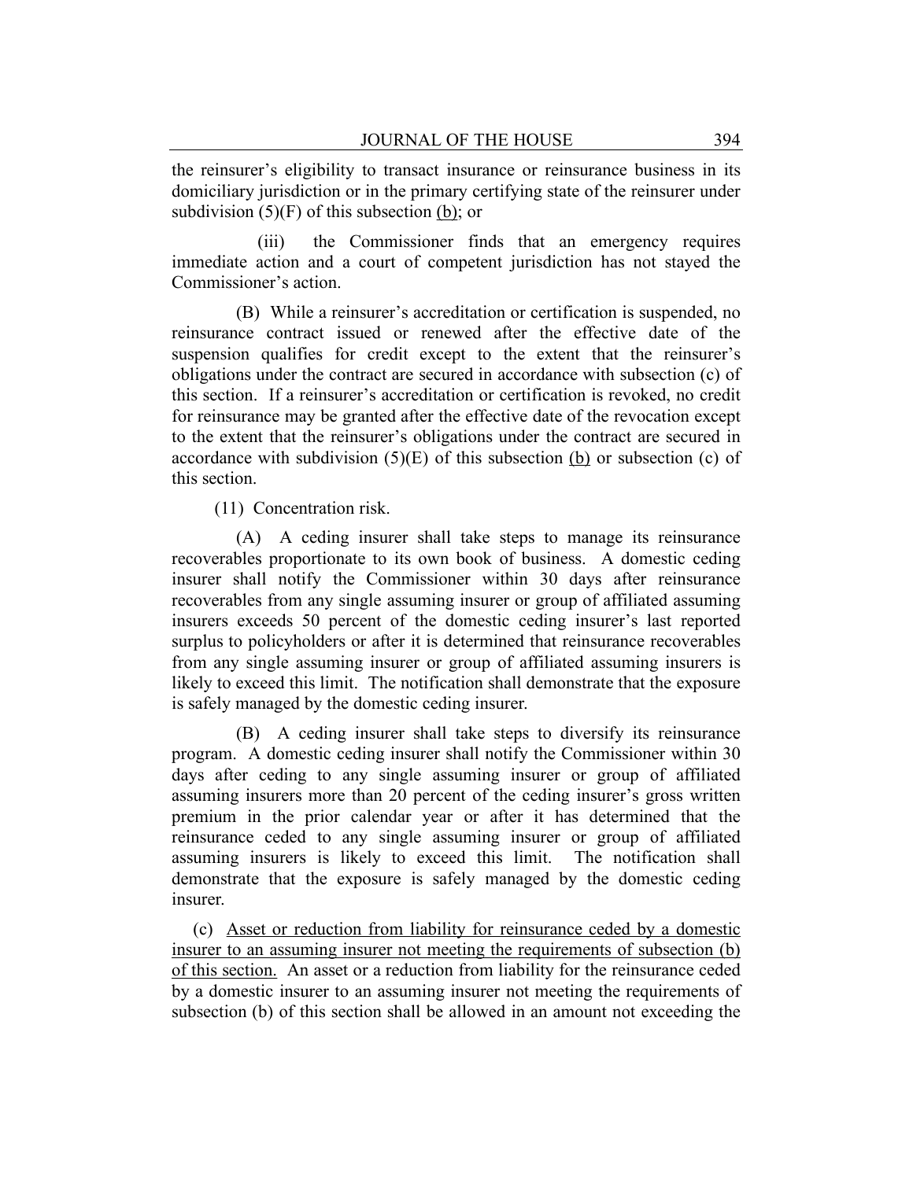the reinsurer's eligibility to transact insurance or reinsurance business in its domiciliary jurisdiction or in the primary certifying state of the reinsurer under subdivision (5)(F) of this subsection <u>(b)</u>; or

(iii) the Commissioner finds that an emergency requires immediate action and a court of competent jurisdiction has not stayed the Commissioner's action.

(B) While a reinsurer's accreditation or certification is suspended, no reinsurance contract issued or renewed after the effective date of the suspension qualifies for credit except to the extent that the reinsurer's obligations under the contract are secured in accordance with subsection (c) of this section. If a reinsurer's accreditation or certification is revoked, no credit for reinsurance may be granted after the effective date of the revocation except to the extent that the reinsurer's obligations under the contract are secured in accordance with subdivision (5)(E) of this subsection <u>(b)</u> or subsection (c) of this section.

(11) Concentration risk.

(A) A ceding insurer shall take steps to manage its reinsurance recoverables proportionate to its own book of business. A domestic ceding insurer shall notify the Commissioner within 30 days after reinsurance recoverables from any single assuming insurer or group of affiliated assuming insurers exceeds 50 percent of the domestic ceding insurer's last reported surplus to policyholders or after it is determined that reinsurance recoverables from any single assuming insurer or group of affiliated assuming insurers is likely to exceed this limit. The notification shall demonstrate that the exposure is safely managed by the domestic ceding insurer.

(B) A ceding insurer shall take steps to diversify its reinsurance program. A domestic ceding insurer shall notify the Commissioner within 30 days after ceding to any single assuming insurer or group of affiliated assuming insurers more than 20 percent of the ceding insurer's gross written premium in the prior calendar year or after it has determined that the reinsurance ceded to any single assuming insurer or group of affiliated assuming insurers is likely to exceed this limit. The notification shall demonstrate that the exposure is safely managed by the domestic ceding insurer.

(c) <u>Asset or reduction from liability for reinsurance ceded by a domestic insurer to an assuming insurer not meeting the requirements of subsection (b) of this section.</u> An asset or a reduction from liability for the reinsurance ceded by a domestic insurer to an assuming insurer not meeting the requirements of subsection (b) of this section shall be allowed in an amount not exceeding the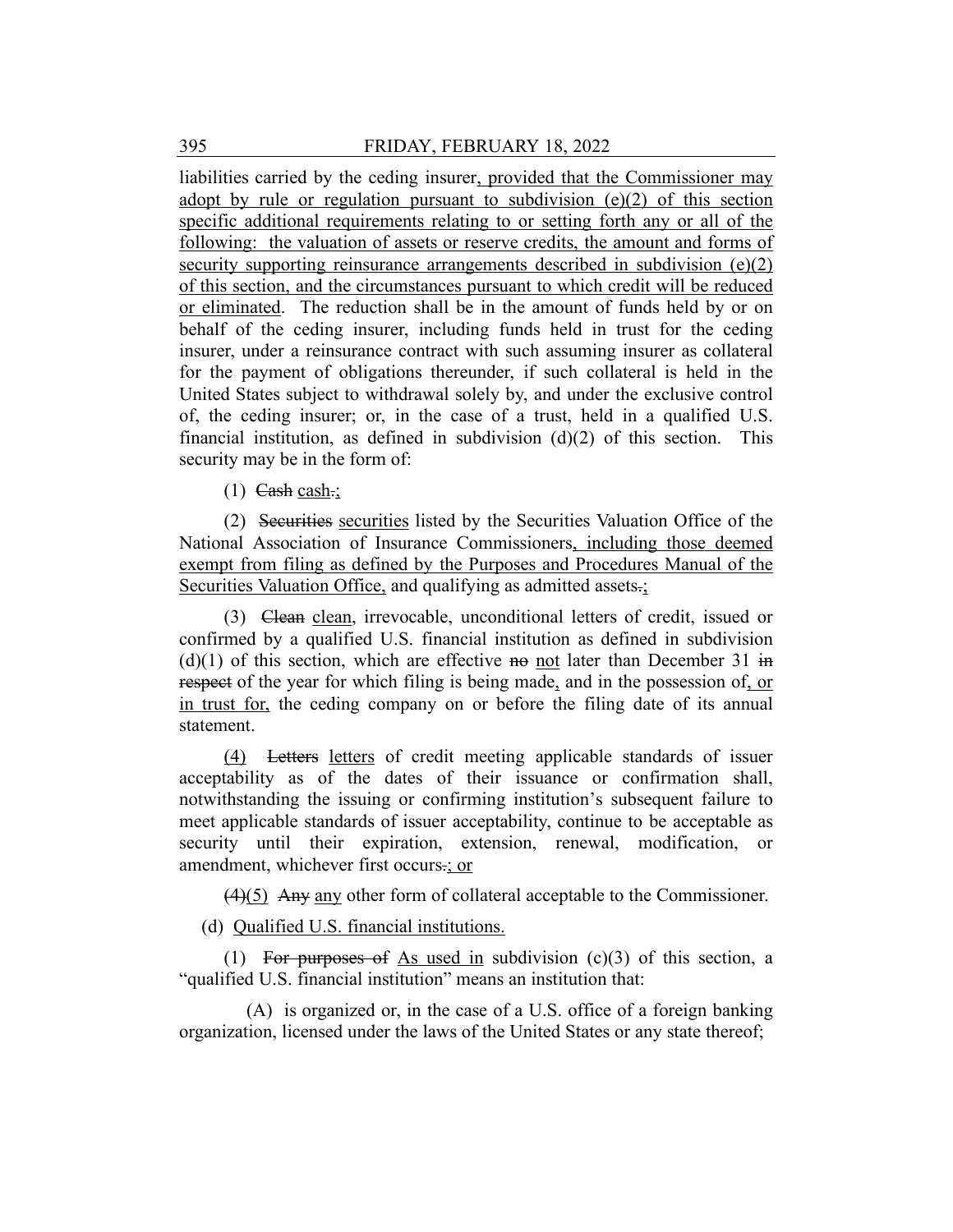liabilities carried by the ceding insurer, provided that the Commissioner may adopt by rule or regulation pursuant to subdivision (e)(2) of this section specific additional requirements relating to or setting forth any or all of the following: the valuation of assets or reserve credits, the amount and forms of security supporting reinsurance arrangements described in subdivision (e)(2) of this section, and the circumstances pursuant to which credit will be reduced or eliminated. The reduction shall be in the amount of funds held by or on behalf of the ceding insurer, including funds held in trust for the ceding insurer, under a reinsurance contract with such assuming insurer as collateral for the payment of obligations thereunder, if such collateral is held in the United States subject to withdrawal solely by, and under the exclusive control of, the ceding insurer; or, in the case of a trust, held in a qualified U.S. financial institution, as defined in subdivision (d)(2) of this section. This security may be in the form of:

(1) ~~Cash~~ cash~~.~~;

(2) ~~Securities~~ securities listed by the Securities Valuation Office of the National Association of Insurance Commissioners, including those deemed exempt from filing as defined by the Purposes and Procedures Manual of the Securities Valuation Office, and qualifying as admitted assets~~.~~;

(3) ~~Clean~~ clean, irrevocable, unconditional letters of credit, issued or confirmed by a qualified U.S. financial institution as defined in subdivision (d)(1) of this section, which are effective ~~no~~ not later than December 31 ~~in respect~~ of the year for which filing is being made, and in the possession of, or in trust for, the ceding company on or before the filing date of its annual statement.

(4) ~~Letters~~ letters of credit meeting applicable standards of issuer acceptability as of the dates of their issuance or confirmation shall, notwithstanding the issuing or confirming institution's subsequent failure to meet applicable standards of issuer acceptability, continue to be acceptable as security until their expiration, extension, renewal, modification, or amendment, whichever first occurs~~.~~; or

~~(4)~~(5) ~~Any~~ any other form of collateral acceptable to the Commissioner.

(d) Qualified U.S. financial institutions.

(1) ~~For purposes of~~ As used in subdivision (c)(3) of this section, a "qualified U.S. financial institution" means an institution that:

(A) is organized or, in the case of a U.S. office of a foreign banking organization, licensed under the laws of the United States or any state thereof;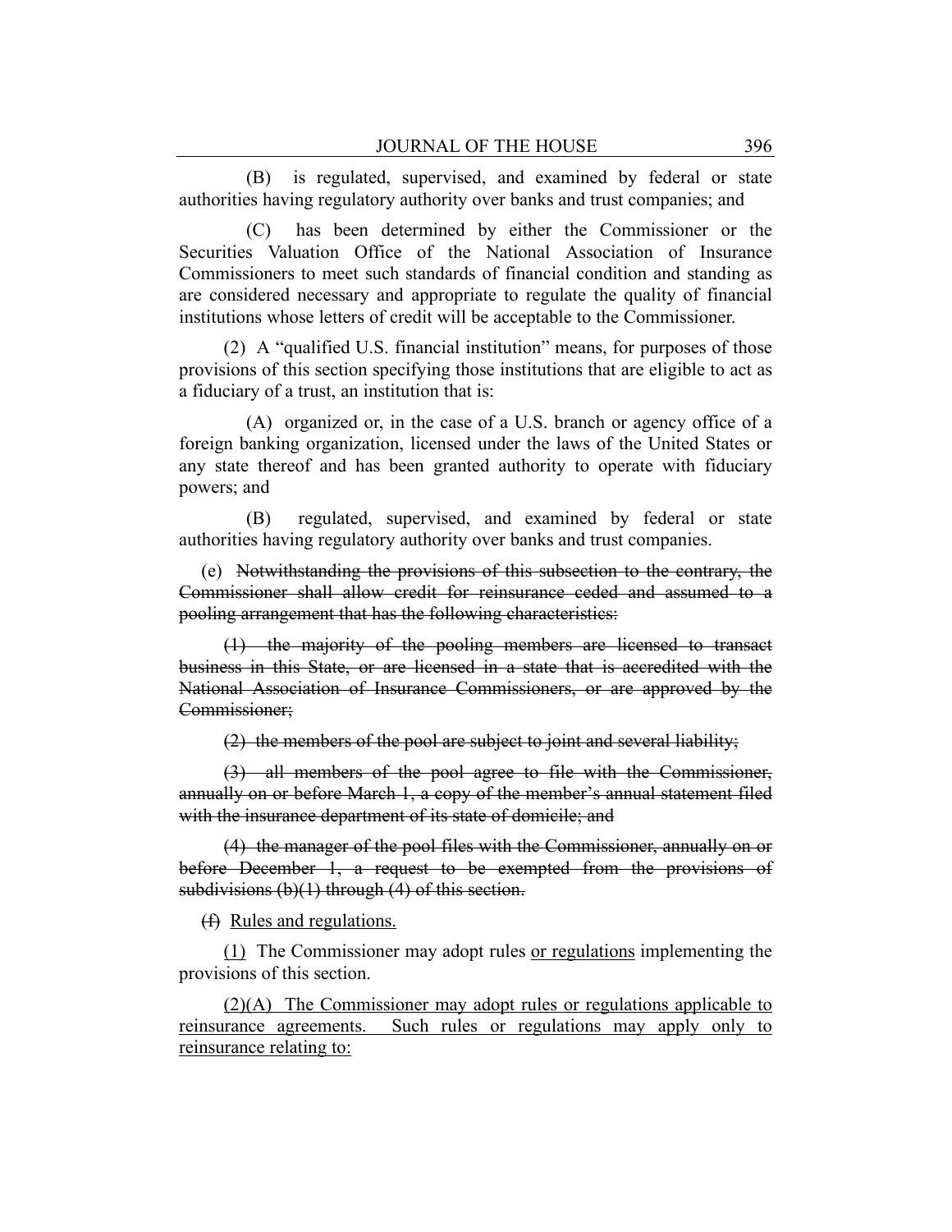(B) is regulated, supervised, and examined by federal or state authorities having regulatory authority over banks and trust companies; and

(C) has been determined by either the Commissioner or the Securities Valuation Office of the National Association of Insurance Commissioners to meet such standards of financial condition and standing as are considered necessary and appropriate to regulate the quality of financial institutions whose letters of credit will be acceptable to the Commissioner.

(2) A "qualified U.S. financial institution" means, for purposes of those provisions of this section specifying those institutions that are eligible to act as a fiduciary of a trust, an institution that is:

(A) organized or, in the case of a U.S. branch or agency office of a foreign banking organization, licensed under the laws of the United States or any state thereof and has been granted authority to operate with fiduciary powers; and

(B) regulated, supervised, and examined by federal or state authorities having regulatory authority over banks and trust companies.

(e) ~~Notwithstanding the provisions of this subsection to the contrary, the Commissioner shall allow credit for reinsurance ceded and assumed to a pooling arrangement that has the following characteristics:~~

~~(1) the majority of the pooling members are licensed to transact business in this State, or are licensed in a state that is accredited with the National Association of Insurance Commissioners, or are approved by the Commissioner;~~

~~(2) the members of the pool are subject to joint and several liability;~~

~~(3) all members of the pool agree to file with the Commissioner, annually on or before March 1, a copy of the member's annual statement filed with the insurance department of its state of domicile; and~~

~~(4) the manager of the pool files with the Commissioner, annually on or before December 1, a request to be exempted from the provisions of subdivisions (b)(1) through (4) of this section.~~

~~(f)~~ <u>Rules and regulations.</u>

<u>(1)</u> The Commissioner may adopt rules <u>or regulations</u> implementing the provisions of this section.

<u>(2)(A) The Commissioner may adopt rules or regulations applicable to reinsurance agreements. Such rules or regulations may apply only to reinsurance relating to:</u>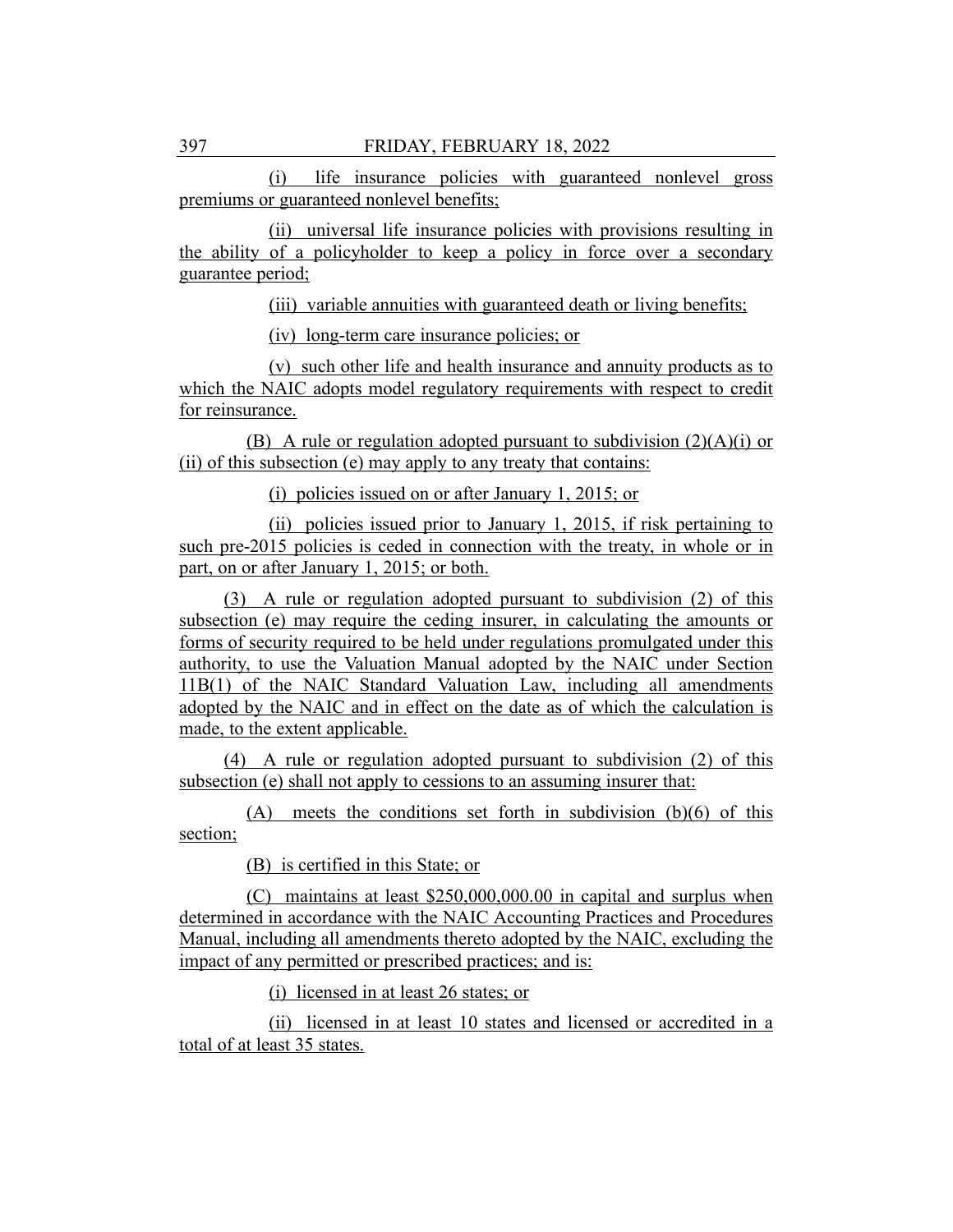(i) life insurance policies with guaranteed nonlevel gross premiums or guaranteed nonlevel benefits;

(ii) universal life insurance policies with provisions resulting in the ability of a policyholder to keep a policy in force over a secondary guarantee period;

(iii) variable annuities with guaranteed death or living benefits;

(iv) long-term care insurance policies; or

(v) such other life and health insurance and annuity products as to which the NAIC adopts model regulatory requirements with respect to credit for reinsurance.

(B) A rule or regulation adopted pursuant to subdivision (2)(A)(i) or (ii) of this subsection (e) may apply to any treaty that contains:

(i) policies issued on or after January 1, 2015; or

(ii) policies issued prior to January 1, 2015, if risk pertaining to such pre-2015 policies is ceded in connection with the treaty, in whole or in part, on or after January 1, 2015; or both.

(3) A rule or regulation adopted pursuant to subdivision (2) of this subsection (e) may require the ceding insurer, in calculating the amounts or forms of security required to be held under regulations promulgated under this authority, to use the Valuation Manual adopted by the NAIC under Section 11B(1) of the NAIC Standard Valuation Law, including all amendments adopted by the NAIC and in effect on the date as of which the calculation is made, to the extent applicable.

(4) A rule or regulation adopted pursuant to subdivision (2) of this subsection (e) shall not apply to cessions to an assuming insurer that:

(A) meets the conditions set forth in subdivision (b)(6) of this section;

(B) is certified in this State; or

(C) maintains at least $250,000,000.00 in capital and surplus when determined in accordance with the NAIC Accounting Practices and Procedures Manual, including all amendments thereto adopted by the NAIC, excluding the impact of any permitted or prescribed practices; and is:

(i) licensed in at least 26 states; or

(ii) licensed in at least 10 states and licensed or accredited in a total of at least 35 states.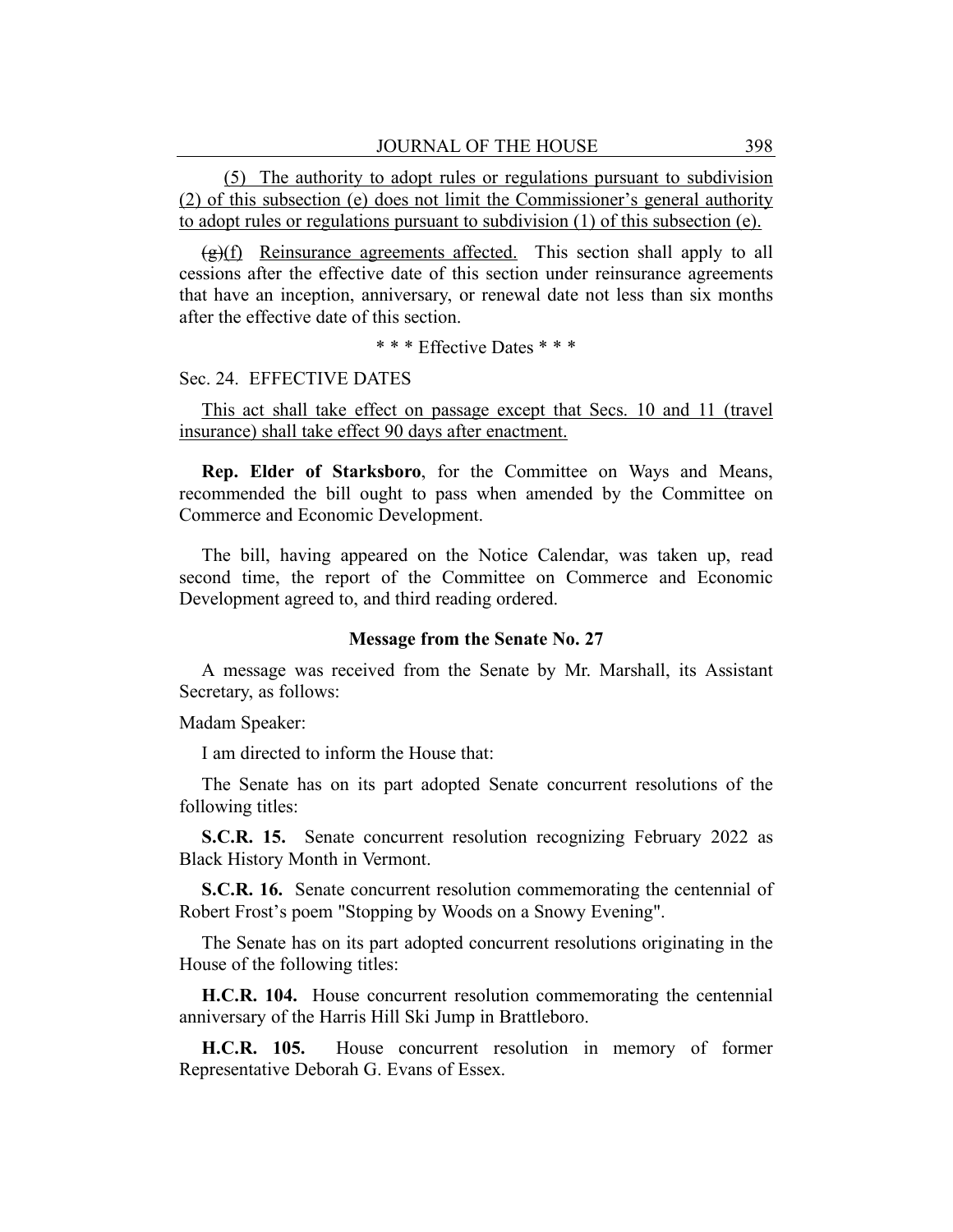(5) The authority to adopt rules or regulations pursuant to subdivision (2) of this subsection (e) does not limit the Commissioner's general authority to adopt rules or regulations pursuant to subdivision (1) of this subsection (e).

~~(g)~~(f) Reinsurance agreements affected. This section shall apply to all cessions after the effective date of this section under reinsurance agreements that have an inception, anniversary, or renewal date not less than six months after the effective date of this section.

\* \* \* Effective Dates \* \* \*

Sec. 24. EFFECTIVE DATES

This act shall take effect on passage except that Secs. 10 and 11 (travel insurance) shall take effect 90 days after enactment.

**Rep. Elder of Starksboro**, for the Committee on Ways and Means, recommended the bill ought to pass when amended by the Committee on Commerce and Economic Development.

The bill, having appeared on the Notice Calendar, was taken up, read second time, the report of the Committee on Commerce and Economic Development agreed to, and third reading ordered.

### Message from the Senate No. 27

A message was received from the Senate by Mr. Marshall, its Assistant Secretary, as follows:

Madam Speaker:

I am directed to inform the House that:

The Senate has on its part adopted Senate concurrent resolutions of the following titles:

**S.C.R. 15.** Senate concurrent resolution recognizing February 2022 as Black History Month in Vermont.

**S.C.R. 16.** Senate concurrent resolution commemorating the centennial of Robert Frost's poem "Stopping by Woods on a Snowy Evening".

The Senate has on its part adopted concurrent resolutions originating in the House of the following titles:

**H.C.R. 104.** House concurrent resolution commemorating the centennial anniversary of the Harris Hill Ski Jump in Brattleboro.

**H.C.R. 105.** House concurrent resolution in memory of former Representative Deborah G. Evans of Essex.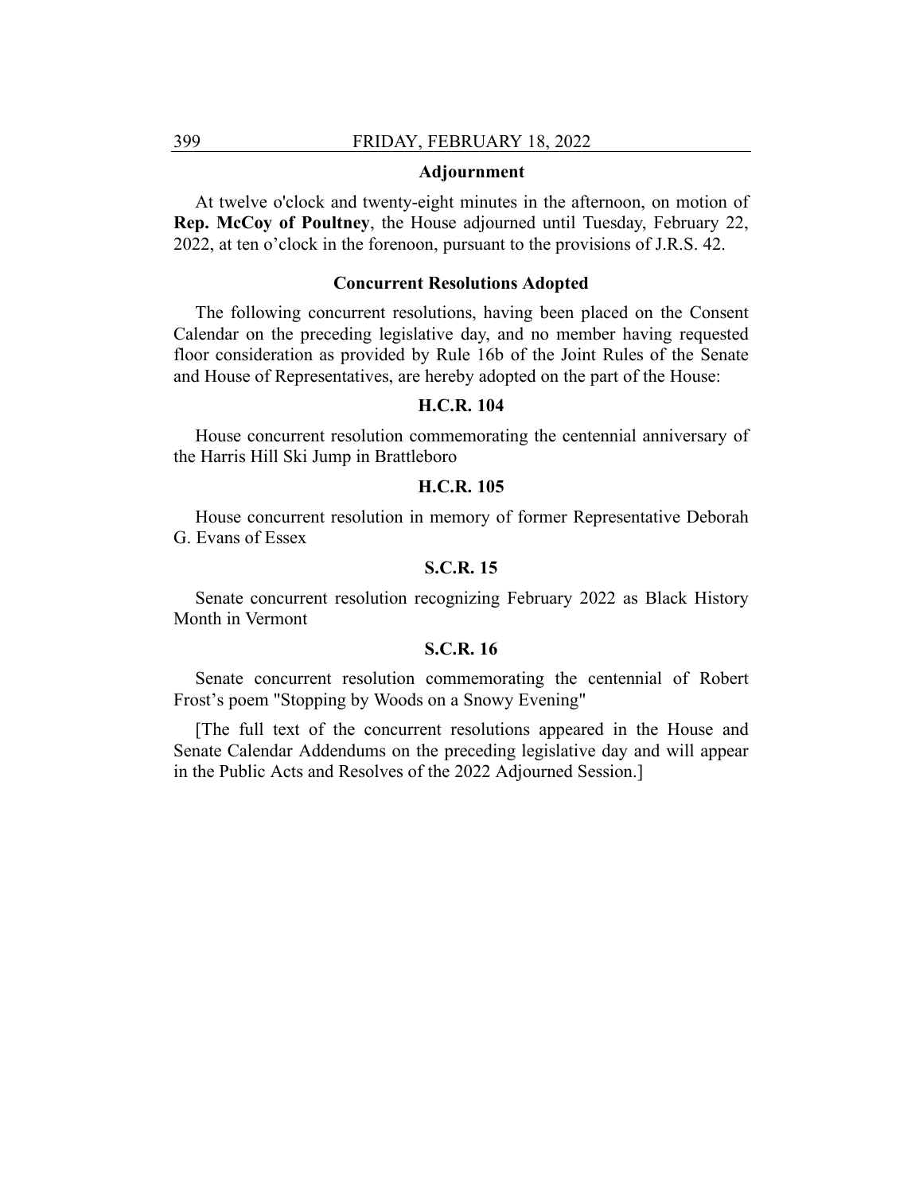## Adjournment

At twelve o'clock and twenty-eight minutes in the afternoon, on motion of **Rep. McCoy of Poultney**, the House adjourned until Tuesday, February 22, 2022, at ten o'clock in the forenoon, pursuant to the provisions of J.R.S. 42.

## Concurrent Resolutions Adopted

The following concurrent resolutions, having been placed on the Consent Calendar on the preceding legislative day, and no member having requested floor consideration as provided by Rule 16b of the Joint Rules of the Senate and House of Representatives, are hereby adopted on the part of the House:

### H.C.R. 104

House concurrent resolution commemorating the centennial anniversary of the Harris Hill Ski Jump in Brattleboro

### H.C.R. 105

House concurrent resolution in memory of former Representative Deborah G. Evans of Essex

### S.C.R. 15

Senate concurrent resolution recognizing February 2022 as Black History Month in Vermont

### S.C.R. 16

Senate concurrent resolution commemorating the centennial of Robert Frost's poem "Stopping by Woods on a Snowy Evening"

[The full text of the concurrent resolutions appeared in the House and Senate Calendar Addendums on the preceding legislative day and will appear in the Public Acts and Resolves of the 2022 Adjourned Session.]